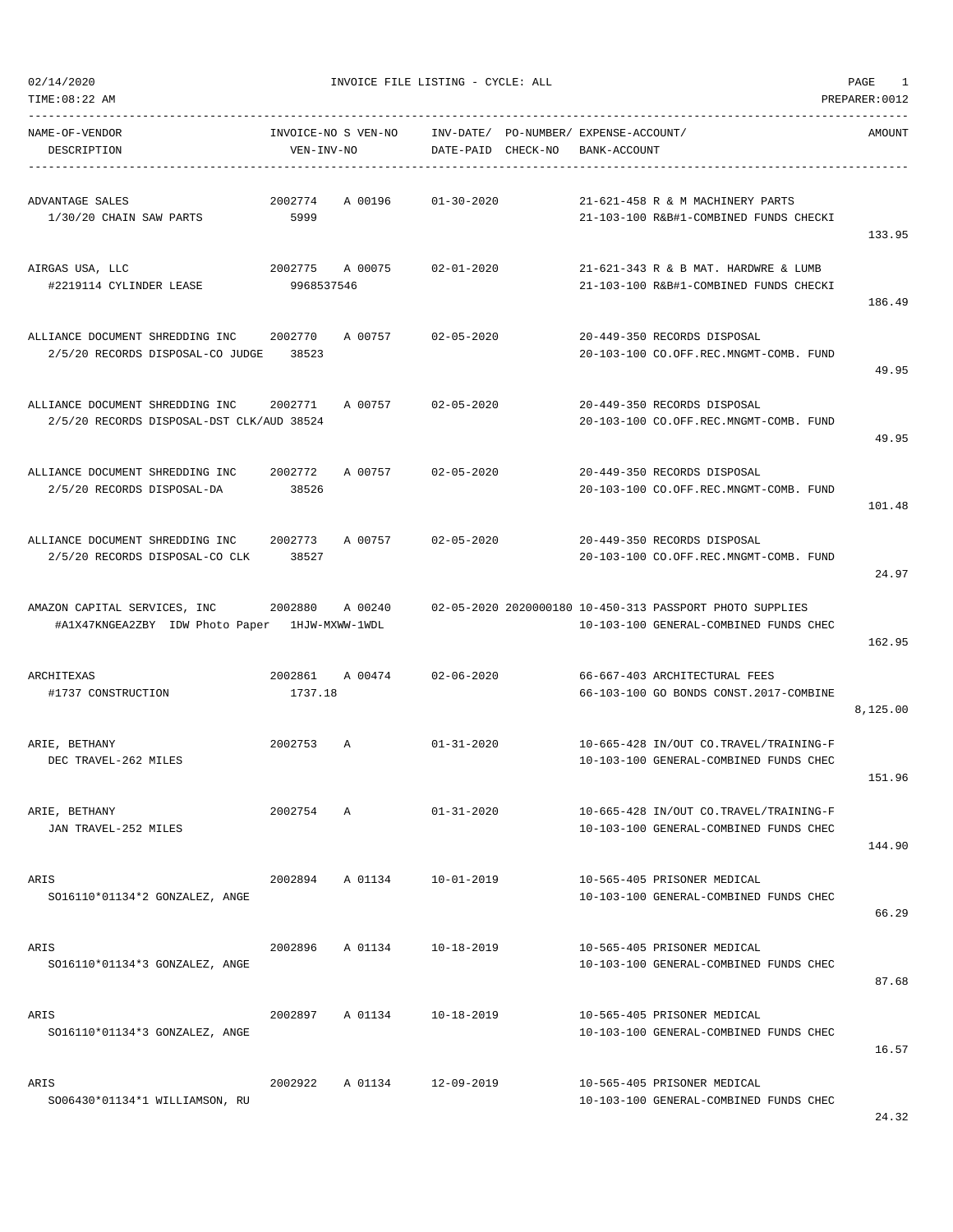02/14/2020 INVOICE FILE LISTING - CYCLE: ALL

TIME:08:22 AM PREPARER:0012

| NAME-OF-VENDOR / DESCRIPTION | INVOICE-NO / VEN-INV-NO | S | VEN-NO | INV-DATE/ DATE-PAID | PO-NUMBER/ CHECK-NO | EXPENSE-ACCOUNT/ BANK-ACCOUNT | AMOUNT |
|---|---|---|---|---|---|---|---|
| ADVANTAGE SALES / 1/30/20 CHAIN SAW PARTS | 2002774 / 5999 | A | 00196 | 01-30-2020 | | 21-621-458 R & M MACHINERY PARTS / 21-103-100 R&B#1-COMBINED FUNDS CHECKI | 133.95 |
| AIRGAS USA, LLC / #2219114 CYLINDER LEASE | 2002775 / 9968537546 | A | 00075 | 02-01-2020 | | 21-621-343 R & B MAT. HARDWRE & LUMB / 21-103-100 R&B#1-COMBINED FUNDS CHECKI | 186.49 |
| ALLIANCE DOCUMENT SHREDDING INC / 2/5/20 RECORDS DISPOSAL-CO JUDGE | 2002770 / 38523 | A | 00757 | 02-05-2020 | | 20-449-350 RECORDS DISPOSAL / 20-103-100 CO.OFF.REC.MNGMT-COMB. FUND | 49.95 |
| ALLIANCE DOCUMENT SHREDDING INC / 2/5/20 RECORDS DISPOSAL-DST CLK/AUD | 2002771 / 38524 | A | 00757 | 02-05-2020 | | 20-449-350 RECORDS DISPOSAL / 20-103-100 CO.OFF.REC.MNGMT-COMB. FUND | 49.95 |
| ALLIANCE DOCUMENT SHREDDING INC / 2/5/20 RECORDS DISPOSAL-DA | 2002772 / 38526 | A | 00757 | 02-05-2020 | | 20-449-350 RECORDS DISPOSAL / 20-103-100 CO.OFF.REC.MNGMT-COMB. FUND | 101.48 |
| ALLIANCE DOCUMENT SHREDDING INC / 2/5/20 RECORDS DISPOSAL-CO CLK | 2002773 / 38527 | A | 00757 | 02-05-2020 | | 20-449-350 RECORDS DISPOSAL / 20-103-100 CO.OFF.REC.MNGMT-COMB. FUND | 24.97 |
| AMAZON CAPITAL SERVICES, INC / #A1X47KNGEA2ZBY IDW Photo Paper | 2002880 / 1HJW-MXWW-1WDL | A | 00240 | 02-05-2020 | 2020000180 | 10-450-313 PASSPORT PHOTO SUPPLIES / 10-103-100 GENERAL-COMBINED FUNDS CHEC | 162.95 |
| ARCHITEXAS / #1737 CONSTRUCTION | 2002861 / 1737.18 | A | 00474 | 02-06-2020 | | 66-667-403 ARCHITECTURAL FEES / 66-103-100 GO BONDS CONST.2017-COMBINE | 8,125.00 |
| ARIE, BETHANY / DEC TRAVEL-262 MILES | 2002753 | A | | 01-31-2020 | | 10-665-428 IN/OUT CO.TRAVEL/TRAINING-F / 10-103-100 GENERAL-COMBINED FUNDS CHEC | 151.96 |
| ARIE, BETHANY / JAN TRAVEL-252 MILES | 2002754 | A | | 01-31-2020 | | 10-665-428 IN/OUT CO.TRAVEL/TRAINING-F / 10-103-100 GENERAL-COMBINED FUNDS CHEC | 144.90 |
| ARIS / SO16110*01134*2 GONZALEZ, ANGE | 2002894 | A | 01134 | 10-01-2019 | | 10-565-405 PRISONER MEDICAL / 10-103-100 GENERAL-COMBINED FUNDS CHEC | 66.29 |
| ARIS / SO16110*01134*3 GONZALEZ, ANGE | 2002896 | A | 01134 | 10-18-2019 | | 10-565-405 PRISONER MEDICAL / 10-103-100 GENERAL-COMBINED FUNDS CHEC | 87.68 |
| ARIS / SO16110*01134*3 GONZALEZ, ANGE | 2002897 | A | 01134 | 10-18-2019 | | 10-565-405 PRISONER MEDICAL / 10-103-100 GENERAL-COMBINED FUNDS CHEC | 16.57 |
| ARIS / SO06430*01134*1 WILLIAMSON, RU | 2002922 | A | 01134 | 12-09-2019 | | 10-565-405 PRISONER MEDICAL / 10-103-100 GENERAL-COMBINED FUNDS CHEC | 24.32 |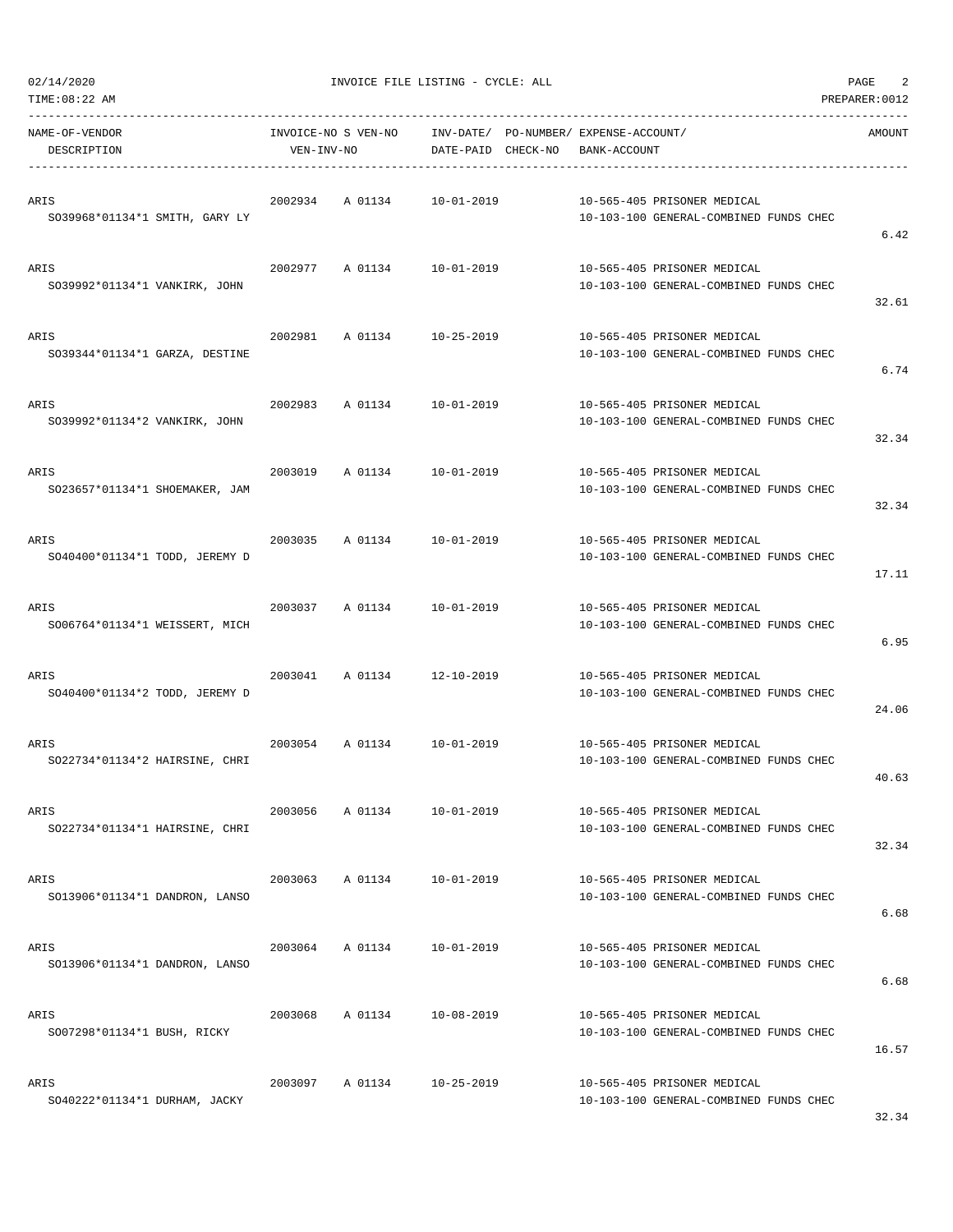02/14/2020 INVOICE FILE LISTING - CYCLE: ALL

TIME:08:22 AM PREPARER:0012

| NAME-OF-VENDOR<br>DESCRIPTION | INVOICE-NO S VEN-NO<br>VEN-INV-NO | | INV-DATE/<br>DATE-PAID | PO-NUMBER/<br>CHECK-NO | EXPENSE-ACCOUNT/<br>BANK-ACCOUNT | AMOUNT |
|---|---|---|---|---|---|---|
| ARIS<br>SO39968*01134*1 SMITH, GARY LY | 2002934 | A 01134 | 10-01-2019 | | 10-565-405 PRISONER MEDICAL<br>10-103-100 GENERAL-COMBINED FUNDS CHEC | 6.42 |
| ARIS<br>SO39992*01134*1 VANKIRK, JOHN | 2002977 | A 01134 | 10-01-2019 | | 10-565-405 PRISONER MEDICAL<br>10-103-100 GENERAL-COMBINED FUNDS CHEC | 32.61 |
| ARIS<br>SO39344*01134*1 GARZA, DESTINE | 2002981 | A 01134 | 10-25-2019 | | 10-565-405 PRISONER MEDICAL<br>10-103-100 GENERAL-COMBINED FUNDS CHEC | 6.74 |
| ARIS<br>SO39992*01134*2 VANKIRK, JOHN | 2002983 | A 01134 | 10-01-2019 | | 10-565-405 PRISONER MEDICAL<br>10-103-100 GENERAL-COMBINED FUNDS CHEC | 32.34 |
| ARIS<br>SO23657*01134*1 SHOEMAKER, JAM | 2003019 | A 01134 | 10-01-2019 | | 10-565-405 PRISONER MEDICAL<br>10-103-100 GENERAL-COMBINED FUNDS CHEC | 32.34 |
| ARIS<br>SO40400*01134*1 TODD, JEREMY D | 2003035 | A 01134 | 10-01-2019 | | 10-565-405 PRISONER MEDICAL<br>10-103-100 GENERAL-COMBINED FUNDS CHEC | 17.11 |
| ARIS<br>SO06764*01134*1 WEISSERT, MICH | 2003037 | A 01134 | 10-01-2019 | | 10-565-405 PRISONER MEDICAL<br>10-103-100 GENERAL-COMBINED FUNDS CHEC | 6.95 |
| ARIS<br>SO40400*01134*2 TODD, JEREMY D | 2003041 | A 01134 | 12-10-2019 | | 10-565-405 PRISONER MEDICAL<br>10-103-100 GENERAL-COMBINED FUNDS CHEC | 24.06 |
| ARIS<br>SO22734*01134*2 HAIRSINE, CHRI | 2003054 | A 01134 | 10-01-2019 | | 10-565-405 PRISONER MEDICAL<br>10-103-100 GENERAL-COMBINED FUNDS CHEC | 40.63 |
| ARIS<br>SO22734*01134*1 HAIRSINE, CHRI | 2003056 | A 01134 | 10-01-2019 | | 10-565-405 PRISONER MEDICAL<br>10-103-100 GENERAL-COMBINED FUNDS CHEC | 32.34 |
| ARIS<br>SO13906*01134*1 DANDRON, LANSO | 2003063 | A 01134 | 10-01-2019 | | 10-565-405 PRISONER MEDICAL<br>10-103-100 GENERAL-COMBINED FUNDS CHEC | 6.68 |
| ARIS<br>SO13906*01134*1 DANDRON, LANSO | 2003064 | A 01134 | 10-01-2019 | | 10-565-405 PRISONER MEDICAL<br>10-103-100 GENERAL-COMBINED FUNDS CHEC | 6.68 |
| ARIS<br>SO07298*01134*1 BUSH, RICKY | 2003068 | A 01134 | 10-08-2019 | | 10-565-405 PRISONER MEDICAL<br>10-103-100 GENERAL-COMBINED FUNDS CHEC | 16.57 |
| ARIS<br>SO40222*01134*1 DURHAM, JACKY | 2003097 | A 01134 | 10-25-2019 | | 10-565-405 PRISONER MEDICAL<br>10-103-100 GENERAL-COMBINED FUNDS CHEC | 32.34 |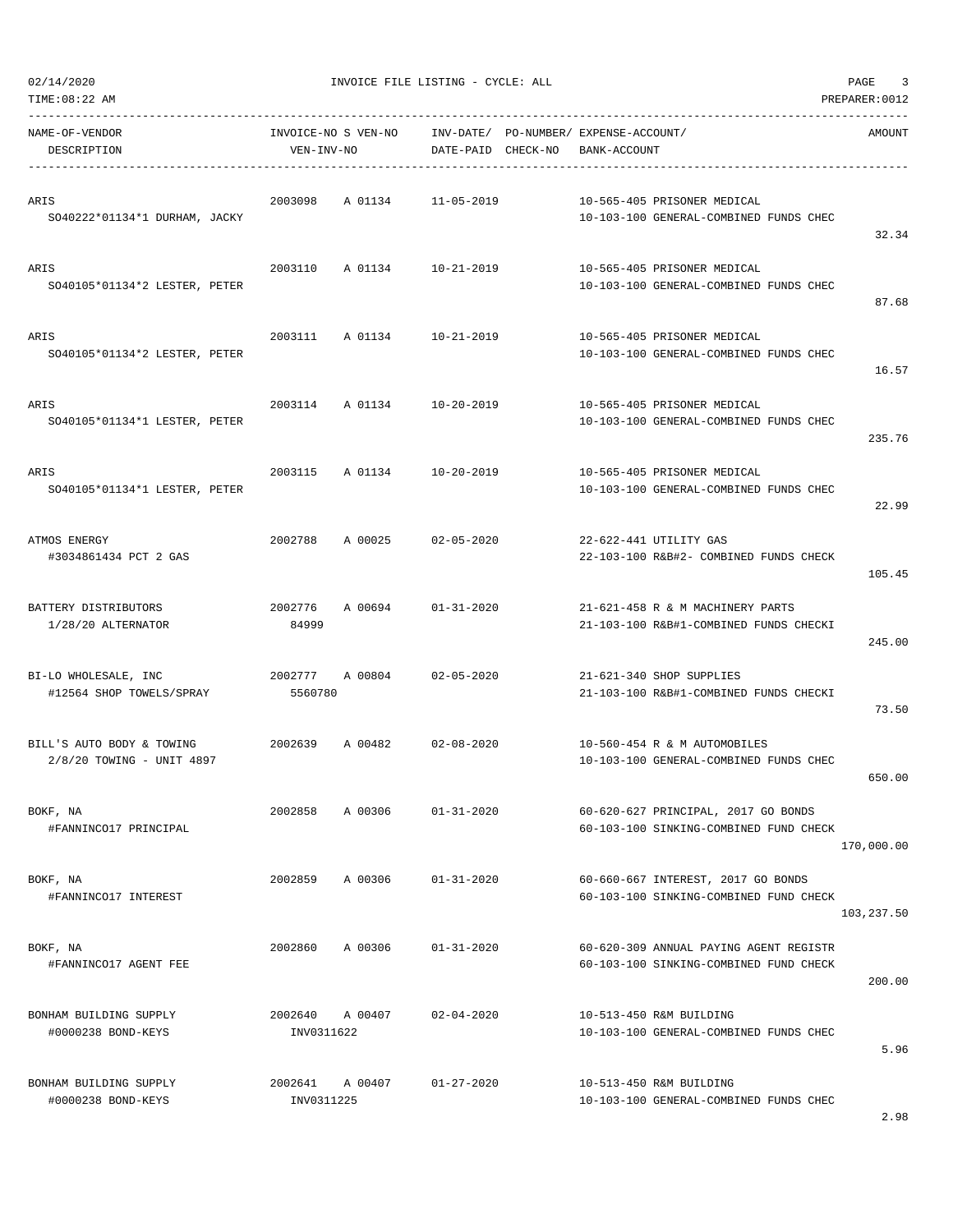02/14/2020 INVOICE FILE LISTING - CYCLE: ALL

TIME:08:22 AM PREPARER:0012

| NAME-OF-VENDOR / DESCRIPTION | INVOICE-NO S VEN-NO / VEN-INV-NO | INV-DATE/ DATE-PAID | PO-NUMBER/ CHECK-NO | EXPENSE-ACCOUNT/ BANK-ACCOUNT | AMOUNT |
|---|---|---|---|---|---|
| ARIS<br>SO40222*01134*1 DURHAM, JACKY | 2003098 A 01134 | 11-05-2019 | | 10-565-405 PRISONER MEDICAL<br>10-103-100 GENERAL-COMBINED FUNDS CHEC | 32.34 |
| ARIS<br>SO40105*01134*2 LESTER, PETER | 2003110 A 01134 | 10-21-2019 | | 10-565-405 PRISONER MEDICAL<br>10-103-100 GENERAL-COMBINED FUNDS CHEC | 87.68 |
| ARIS<br>SO40105*01134*2 LESTER, PETER | 2003111 A 01134 | 10-21-2019 | | 10-565-405 PRISONER MEDICAL<br>10-103-100 GENERAL-COMBINED FUNDS CHEC | 16.57 |
| ARIS<br>SO40105*01134*1 LESTER, PETER | 2003114 A 01134 | 10-20-2019 | | 10-565-405 PRISONER MEDICAL<br>10-103-100 GENERAL-COMBINED FUNDS CHEC | 235.76 |
| ARIS<br>SO40105*01134*1 LESTER, PETER | 2003115 A 01134 | 10-20-2019 | | 10-565-405 PRISONER MEDICAL<br>10-103-100 GENERAL-COMBINED FUNDS CHEC | 22.99 |
| ATMOS ENERGY<br>#3034861434 PCT 2 GAS | 2002788 A 00025 | 02-05-2020 | | 22-622-441 UTILITY GAS<br>22-103-100 R&B#2- COMBINED FUNDS CHECK | 105.45 |
| BATTERY DISTRIBUTORS<br>1/28/20 ALTERNATOR | 2002776 A 00694<br>84999 | 01-31-2020 | | 21-621-458 R & M MACHINERY PARTS<br>21-103-100 R&B#1-COMBINED FUNDS CHECKI | 245.00 |
| BI-LO WHOLESALE, INC<br>#12564 SHOP TOWELS/SPRAY | 2002777 A 00804<br>5560780 | 02-05-2020 | | 21-621-340 SHOP SUPPLIES<br>21-103-100 R&B#1-COMBINED FUNDS CHECKI | 73.50 |
| BILL'S AUTO BODY & TOWING<br>2/8/20 TOWING - UNIT 4897 | 2002639 A 00482 | 02-08-2020 | | 10-560-454 R & M AUTOMOBILES<br>10-103-100 GENERAL-COMBINED FUNDS CHEC | 650.00 |
| BOKF, NA<br>#FANNINCO17 PRINCIPAL | 2002858 A 00306 | 01-31-2020 | | 60-620-627 PRINCIPAL, 2017 GO BONDS<br>60-103-100 SINKING-COMBINED FUND CHECK | 170,000.00 |
| BOKF, NA<br>#FANNINCO17 INTEREST | 2002859 A 00306 | 01-31-2020 | | 60-660-667 INTEREST, 2017 GO BONDS<br>60-103-100 SINKING-COMBINED FUND CHECK | 103,237.50 |
| BOKF, NA<br>#FANNINCO17 AGENT FEE | 2002860 A 00306 | 01-31-2020 | | 60-620-309 ANNUAL PAYING AGENT REGISTR<br>60-103-100 SINKING-COMBINED FUND CHECK | 200.00 |
| BONHAM BUILDING SUPPLY<br>#0000238 BOND-KEYS | 2002640 A 00407<br>INV0311622 | 02-04-2020 | | 10-513-450 R&M BUILDING<br>10-103-100 GENERAL-COMBINED FUNDS CHEC | 5.96 |
| BONHAM BUILDING SUPPLY<br>#0000238 BOND-KEYS | 2002641 A 00407<br>INV0311225 | 01-27-2020 | | 10-513-450 R&M BUILDING<br>10-103-100 GENERAL-COMBINED FUNDS CHEC | 2.98 |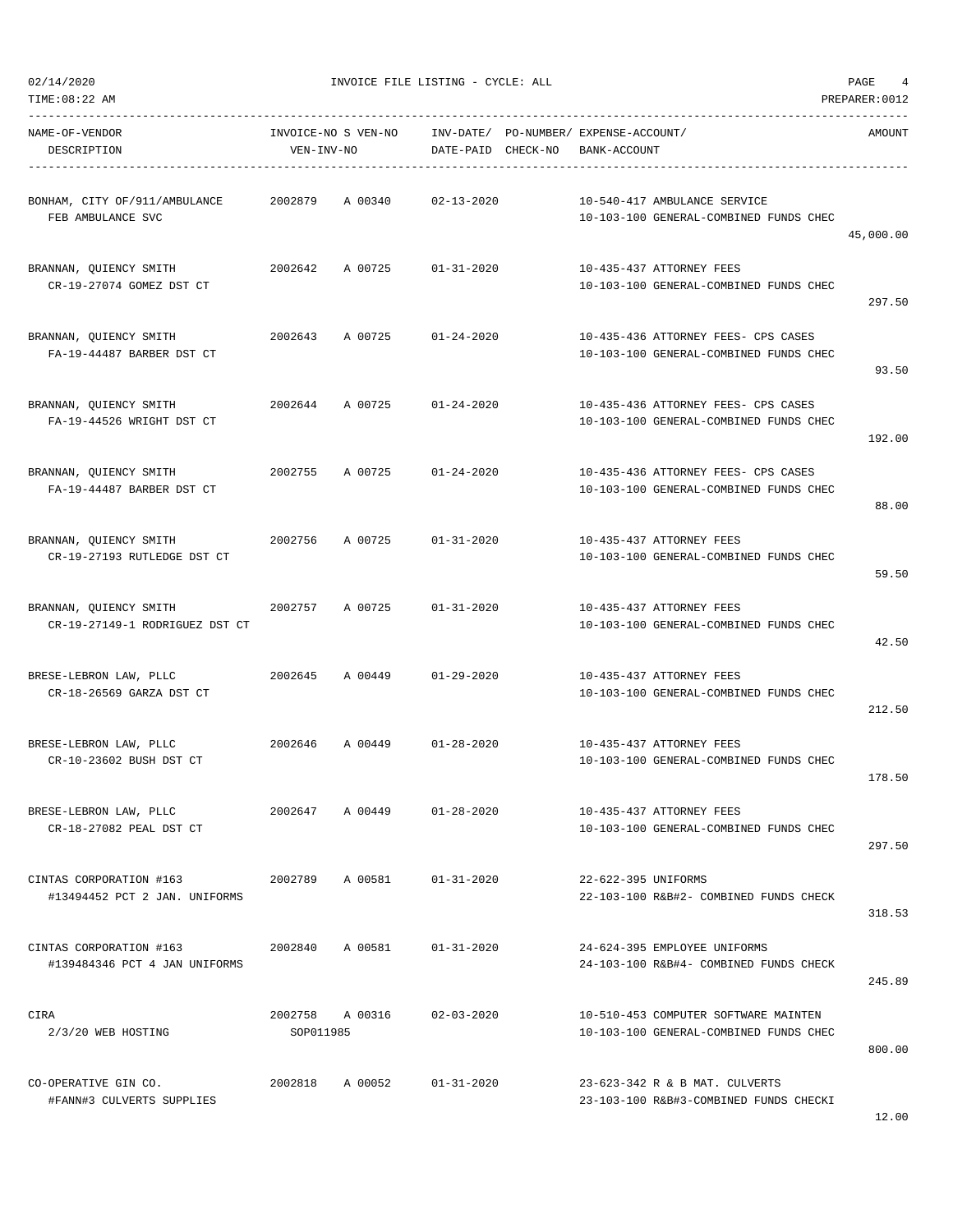02/14/2020 INVOICE FILE LISTING - CYCLE: ALL

TIME:08:22 AM PREPARER:0012

| NAME-OF-VENDOR / DESCRIPTION | INVOICE-NO / VEN-INV-NO | S | VEN-NO | INV-DATE/ DATE-PAID | PO-NUMBER/ CHECK-NO | EXPENSE-ACCOUNT/ BANK-ACCOUNT | AMOUNT |
|---|---|---|---|---|---|---|---|
| BONHAM, CITY OF/911/AMBULANCE<br>FEB AMBULANCE SVC | 2002879 | A | 00340 | 02-13-2020 | | 10-540-417 AMBULANCE SERVICE<br>10-103-100 GENERAL-COMBINED FUNDS CHEC | 45,000.00 |
| BRANNAN, QUIENCY SMITH<br>CR-19-27074 GOMEZ DST CT | 2002642 | A | 00725 | 01-31-2020 | | 10-435-437 ATTORNEY FEES<br>10-103-100 GENERAL-COMBINED FUNDS CHEC | 297.50 |
| BRANNAN, QUIENCY SMITH<br>FA-19-44487 BARBER DST CT | 2002643 | A | 00725 | 01-24-2020 | | 10-435-436 ATTORNEY FEES- CPS CASES<br>10-103-100 GENERAL-COMBINED FUNDS CHEC | 93.50 |
| BRANNAN, QUIENCY SMITH<br>FA-19-44526 WRIGHT DST CT | 2002644 | A | 00725 | 01-24-2020 | | 10-435-436 ATTORNEY FEES- CPS CASES<br>10-103-100 GENERAL-COMBINED FUNDS CHEC | 192.00 |
| BRANNAN, QUIENCY SMITH<br>FA-19-44487 BARBER DST CT | 2002755 | A | 00725 | 01-24-2020 | | 10-435-436 ATTORNEY FEES- CPS CASES<br>10-103-100 GENERAL-COMBINED FUNDS CHEC | 88.00 |
| BRANNAN, QUIENCY SMITH<br>CR-19-27193 RUTLEDGE DST CT | 2002756 | A | 00725 | 01-31-2020 | | 10-435-437 ATTORNEY FEES<br>10-103-100 GENERAL-COMBINED FUNDS CHEC | 59.50 |
| BRANNAN, QUIENCY SMITH<br>CR-19-27149-1 RODRIGUEZ DST CT | 2002757 | A | 00725 | 01-31-2020 | | 10-435-437 ATTORNEY FEES<br>10-103-100 GENERAL-COMBINED FUNDS CHEC | 42.50 |
| BRESE-LEBRON LAW, PLLC<br>CR-18-26569 GARZA DST CT | 2002645 | A | 00449 | 01-29-2020 | | 10-435-437 ATTORNEY FEES<br>10-103-100 GENERAL-COMBINED FUNDS CHEC | 212.50 |
| BRESE-LEBRON LAW, PLLC<br>CR-10-23602 BUSH DST CT | 2002646 | A | 00449 | 01-28-2020 | | 10-435-437 ATTORNEY FEES<br>10-103-100 GENERAL-COMBINED FUNDS CHEC | 178.50 |
| BRESE-LEBRON LAW, PLLC<br>CR-18-27082 PEAL DST CT | 2002647 | A | 00449 | 01-28-2020 | | 10-435-437 ATTORNEY FEES<br>10-103-100 GENERAL-COMBINED FUNDS CHEC | 297.50 |
| CINTAS CORPORATION #163<br>#13494452 PCT 2 JAN. UNIFORMS | 2002789 | A | 00581 | 01-31-2020 | | 22-622-395 UNIFORMS<br>22-103-100 R&B#2- COMBINED FUNDS CHECK | 318.53 |
| CINTAS CORPORATION #163<br>#139484346 PCT 4 JAN UNIFORMS | 2002840 | A | 00581 | 01-31-2020 | | 24-624-395 EMPLOYEE UNIFORMS<br>24-103-100 R&B#4- COMBINED FUNDS CHECK | 245.89 |
| CIRA<br>2/3/20 WEB HOSTING | 2002758<br>SOP011985 | A | 00316 | 02-03-2020 | | 10-510-453 COMPUTER SOFTWARE MAINTEN<br>10-103-100 GENERAL-COMBINED FUNDS CHEC | 800.00 |
| CO-OPERATIVE GIN CO.<br>#FANN#3 CULVERTS SUPPLIES | 2002818 | A | 00052 | 01-31-2020 | | 23-623-342 R & B MAT. CULVERTS<br>23-103-100 R&B#3-COMBINED FUNDS CHECKI | 12.00 |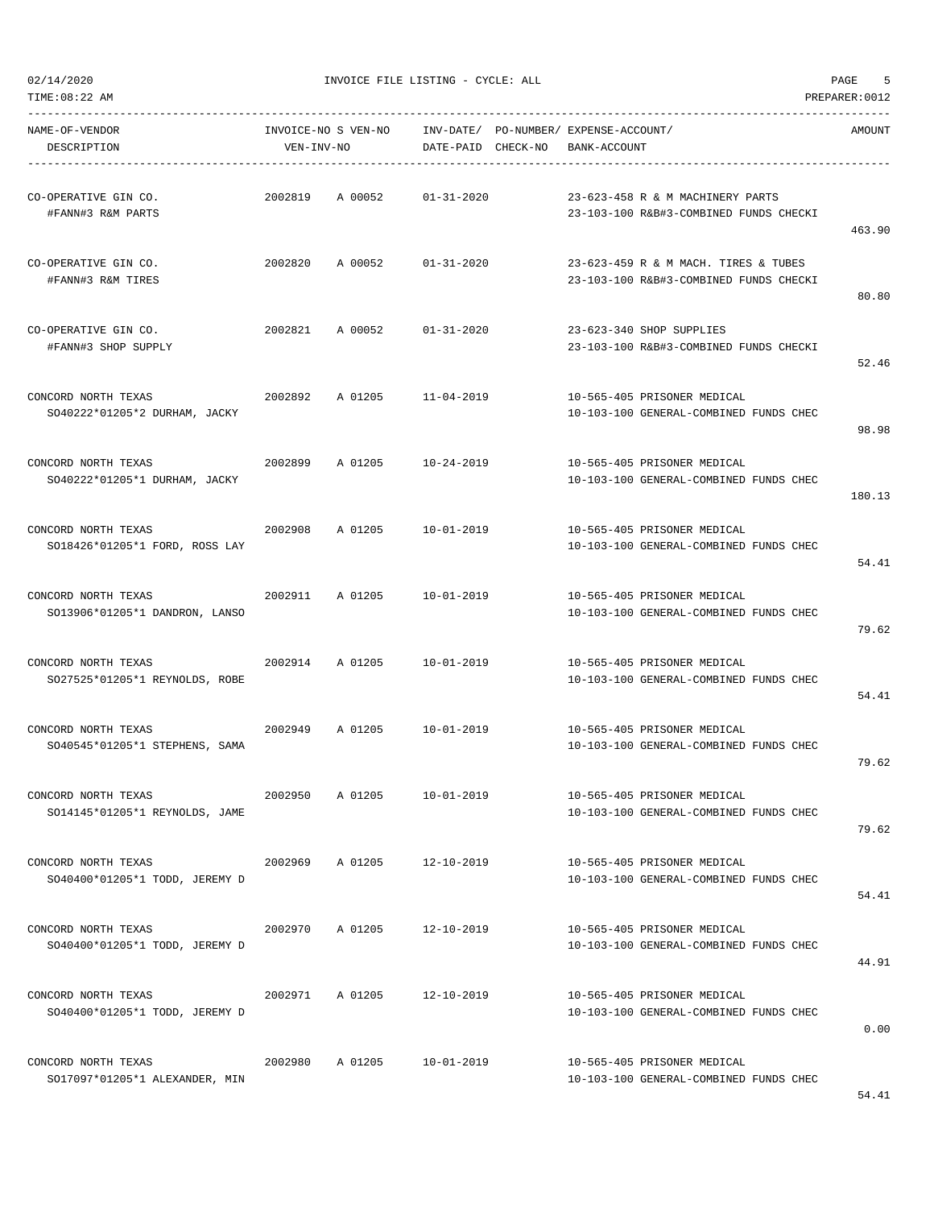02/14/2020 INVOICE FILE LISTING - CYCLE: ALL

TIME:08:22 AM PREPARER:0012

| NAME-OF-VENDOR / DESCRIPTION | INVOICE-NO | S VEN-NO / VEN-INV-NO | INV-DATE/ DATE-PAID | PO-NUMBER/ CHECK-NO | EXPENSE-ACCOUNT/ BANK-ACCOUNT | AMOUNT |
|---|---|---|---|---|---|---|
| CO-OPERATIVE GIN CO.<br>#FANN#3 R&M PARTS | 2002819 | A 00052 | 01-31-2020 | | 23-623-458 R & M MACHINERY PARTS<br>23-103-100 R&B#3-COMBINED FUNDS CHECKI | 463.90 |
| CO-OPERATIVE GIN CO.<br>#FANN#3 R&M TIRES | 2002820 | A 00052 | 01-31-2020 | | 23-623-459 R & M MACH. TIRES & TUBES<br>23-103-100 R&B#3-COMBINED FUNDS CHECKI | 80.80 |
| CO-OPERATIVE GIN CO.<br>#FANN#3 SHOP SUPPLY | 2002821 | A 00052 | 01-31-2020 | | 23-623-340 SHOP SUPPLIES<br>23-103-100 R&B#3-COMBINED FUNDS CHECKI | 52.46 |
| CONCORD NORTH TEXAS<br>SO40222*01205*2 DURHAM, JACKY | 2002892 | A 01205 | 11-04-2019 | | 10-565-405 PRISONER MEDICAL<br>10-103-100 GENERAL-COMBINED FUNDS CHEC | 98.98 |
| CONCORD NORTH TEXAS<br>SO40222*01205*1 DURHAM, JACKY | 2002899 | A 01205 | 10-24-2019 | | 10-565-405 PRISONER MEDICAL<br>10-103-100 GENERAL-COMBINED FUNDS CHEC | 180.13 |
| CONCORD NORTH TEXAS<br>SO18426*01205*1 FORD, ROSS LAY | 2002908 | A 01205 | 10-01-2019 | | 10-565-405 PRISONER MEDICAL<br>10-103-100 GENERAL-COMBINED FUNDS CHEC | 54.41 |
| CONCORD NORTH TEXAS<br>SO13906*01205*1 DANDRON, LANSO | 2002911 | A 01205 | 10-01-2019 | | 10-565-405 PRISONER MEDICAL<br>10-103-100 GENERAL-COMBINED FUNDS CHEC | 79.62 |
| CONCORD NORTH TEXAS<br>SO27525*01205*1 REYNOLDS, ROBE | 2002914 | A 01205 | 10-01-2019 | | 10-565-405 PRISONER MEDICAL<br>10-103-100 GENERAL-COMBINED FUNDS CHEC | 54.41 |
| CONCORD NORTH TEXAS<br>SO40545*01205*1 STEPHENS, SAMA | 2002949 | A 01205 | 10-01-2019 | | 10-565-405 PRISONER MEDICAL<br>10-103-100 GENERAL-COMBINED FUNDS CHEC | 79.62 |
| CONCORD NORTH TEXAS<br>SO14145*01205*1 REYNOLDS, JAME | 2002950 | A 01205 | 10-01-2019 | | 10-565-405 PRISONER MEDICAL<br>10-103-100 GENERAL-COMBINED FUNDS CHEC | 79.62 |
| CONCORD NORTH TEXAS<br>SO40400*01205*1 TODD, JEREMY D | 2002969 | A 01205 | 12-10-2019 | | 10-565-405 PRISONER MEDICAL<br>10-103-100 GENERAL-COMBINED FUNDS CHEC | 54.41 |
| CONCORD NORTH TEXAS<br>SO40400*01205*1 TODD, JEREMY D | 2002970 | A 01205 | 12-10-2019 | | 10-565-405 PRISONER MEDICAL<br>10-103-100 GENERAL-COMBINED FUNDS CHEC | 44.91 |
| CONCORD NORTH TEXAS<br>SO40400*01205*1 TODD, JEREMY D | 2002971 | A 01205 | 12-10-2019 | | 10-565-405 PRISONER MEDICAL<br>10-103-100 GENERAL-COMBINED FUNDS CHEC | 0.00 |
| CONCORD NORTH TEXAS<br>SO17097*01205*1 ALEXANDER, MIN | 2002980 | A 01205 | 10-01-2019 | | 10-565-405 PRISONER MEDICAL<br>10-103-100 GENERAL-COMBINED FUNDS CHEC | 54.41 |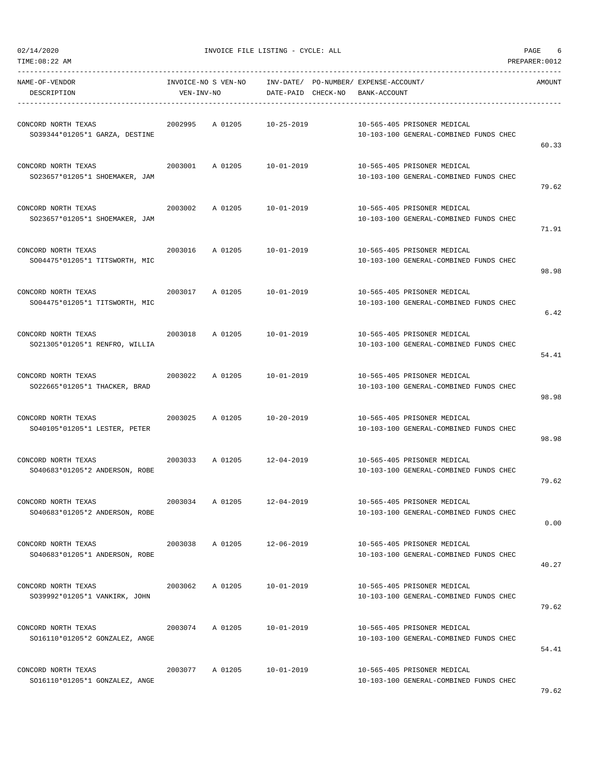02/14/2020 INVOICE FILE LISTING - CYCLE: ALL

TIME:08:22 AM PREPARER:0012

| NAME-OF-VENDOR<br>DESCRIPTION | INVOICE-NO | S VEN-NO<br>VEN-INV-NO | INV-DATE/<br>DATE-PAID | PO-NUMBER/<br>CHECK-NO | EXPENSE-ACCOUNT/<br>BANK-ACCOUNT | AMOUNT |
|---|---|---|---|---|---|---|
| CONCORD NORTH TEXAS<br>SO39344*01205*1 GARZA, DESTINE | 2002995 | A 01205 | 10-25-2019 | | 10-565-405 PRISONER MEDICAL<br>10-103-100 GENERAL-COMBINED FUNDS CHEC | 60.33 |
| CONCORD NORTH TEXAS<br>SO23657*01205*1 SHOEMAKER, JAM | 2003001 | A 01205 | 10-01-2019 | | 10-565-405 PRISONER MEDICAL<br>10-103-100 GENERAL-COMBINED FUNDS CHEC | 79.62 |
| CONCORD NORTH TEXAS<br>SO23657*01205*1 SHOEMAKER, JAM | 2003002 | A 01205 | 10-01-2019 | | 10-565-405 PRISONER MEDICAL<br>10-103-100 GENERAL-COMBINED FUNDS CHEC | 71.91 |
| CONCORD NORTH TEXAS<br>SO04475*01205*1 TITSWORTH, MIC | 2003016 | A 01205 | 10-01-2019 | | 10-565-405 PRISONER MEDICAL<br>10-103-100 GENERAL-COMBINED FUNDS CHEC | 98.98 |
| CONCORD NORTH TEXAS<br>SO04475*01205*1 TITSWORTH, MIC | 2003017 | A 01205 | 10-01-2019 | | 10-565-405 PRISONER MEDICAL<br>10-103-100 GENERAL-COMBINED FUNDS CHEC | 6.42 |
| CONCORD NORTH TEXAS<br>SO21305*01205*1 RENFRO, WILLIA | 2003018 | A 01205 | 10-01-2019 | | 10-565-405 PRISONER MEDICAL<br>10-103-100 GENERAL-COMBINED FUNDS CHEC | 54.41 |
| CONCORD NORTH TEXAS<br>SO22665*01205*1 THACKER, BRAD | 2003022 | A 01205 | 10-01-2019 | | 10-565-405 PRISONER MEDICAL<br>10-103-100 GENERAL-COMBINED FUNDS CHEC | 98.98 |
| CONCORD NORTH TEXAS<br>SO40105*01205*1 LESTER, PETER | 2003025 | A 01205 | 10-20-2019 | | 10-565-405 PRISONER MEDICAL<br>10-103-100 GENERAL-COMBINED FUNDS CHEC | 98.98 |
| CONCORD NORTH TEXAS<br>SO40683*01205*2 ANDERSON, ROBE | 2003033 | A 01205 | 12-04-2019 | | 10-565-405 PRISONER MEDICAL<br>10-103-100 GENERAL-COMBINED FUNDS CHEC | 79.62 |
| CONCORD NORTH TEXAS<br>SO40683*01205*2 ANDERSON, ROBE | 2003034 | A 01205 | 12-04-2019 | | 10-565-405 PRISONER MEDICAL<br>10-103-100 GENERAL-COMBINED FUNDS CHEC | 0.00 |
| CONCORD NORTH TEXAS<br>SO40683*01205*1 ANDERSON, ROBE | 2003038 | A 01205 | 12-06-2019 | | 10-565-405 PRISONER MEDICAL<br>10-103-100 GENERAL-COMBINED FUNDS CHEC | 40.27 |
| CONCORD NORTH TEXAS<br>SO39992*01205*1 VANKIRK, JOHN | 2003062 | A 01205 | 10-01-2019 | | 10-565-405 PRISONER MEDICAL<br>10-103-100 GENERAL-COMBINED FUNDS CHEC | 79.62 |
| CONCORD NORTH TEXAS<br>SO16110*01205*2 GONZALEZ, ANGE | 2003074 | A 01205 | 10-01-2019 | | 10-565-405 PRISONER MEDICAL<br>10-103-100 GENERAL-COMBINED FUNDS CHEC | 54.41 |
| CONCORD NORTH TEXAS<br>SO16110*01205*1 GONZALEZ, ANGE | 2003077 | A 01205 | 10-01-2019 | | 10-565-405 PRISONER MEDICAL<br>10-103-100 GENERAL-COMBINED FUNDS CHEC | 79.62 |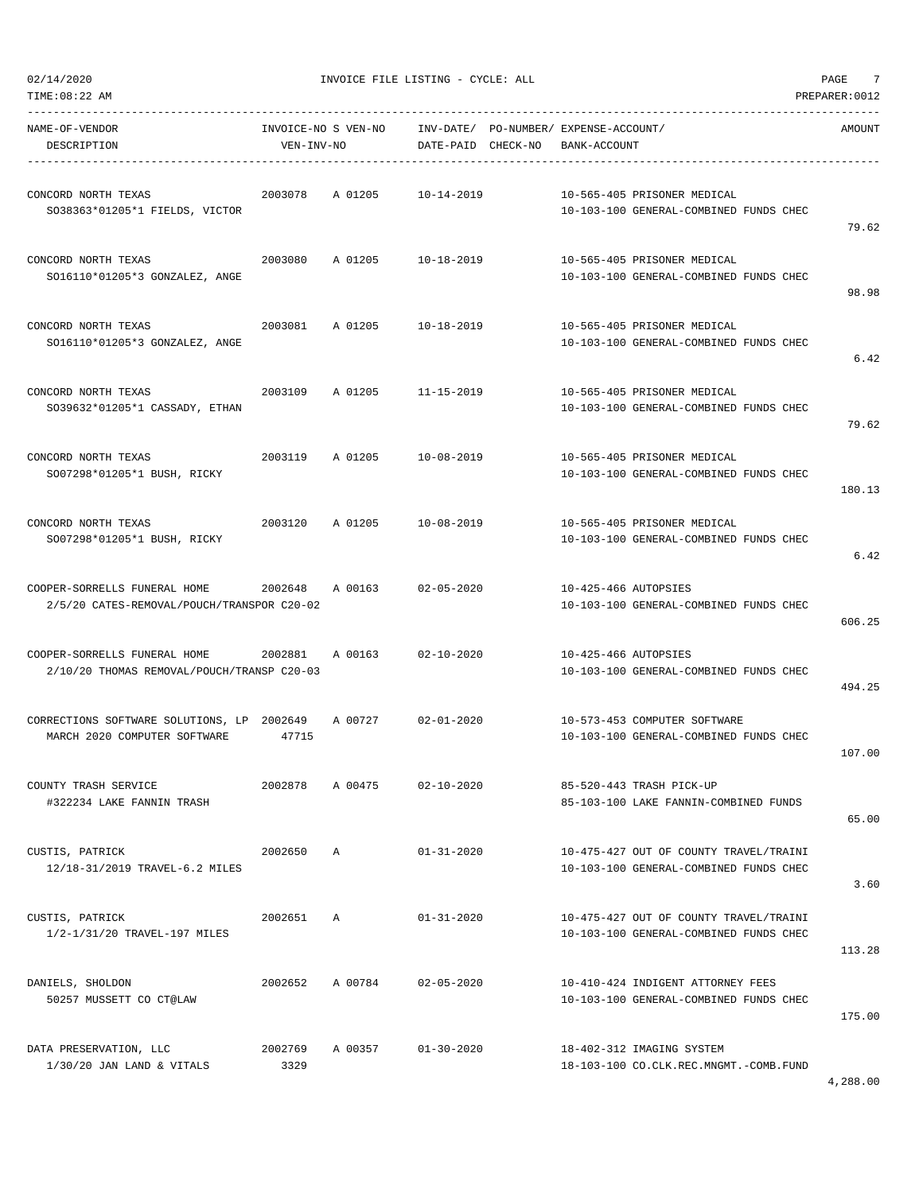| NAME-OF-VENDOR<br>DESCRIPTION | INVOICE-NO S VEN-NO<br>VEN-INV-NO | INV-DATE/<br>DATE-PAID | PO-NUMBER/<br>CHECK-NO | EXPENSE-ACCOUNT/<br>BANK-ACCOUNT | AMOUNT |
|---|---|---|---|---|---|
| CONCORD NORTH TEXAS<br>SO38363*01205*1 FIELDS, VICTOR | 2003078 A 01205 | 10-14-2019 | | 10-565-405 PRISONER MEDICAL<br>10-103-100 GENERAL-COMBINED FUNDS CHEC | 79.62 |
| CONCORD NORTH TEXAS<br>SO16110*01205*3 GONZALEZ, ANGE | 2003080 A 01205 | 10-18-2019 | | 10-565-405 PRISONER MEDICAL<br>10-103-100 GENERAL-COMBINED FUNDS CHEC | 98.98 |
| CONCORD NORTH TEXAS<br>SO16110*01205*3 GONZALEZ, ANGE | 2003081 A 01205 | 10-18-2019 | | 10-565-405 PRISONER MEDICAL<br>10-103-100 GENERAL-COMBINED FUNDS CHEC | 6.42 |
| CONCORD NORTH TEXAS<br>SO39632*01205*1 CASSADY, ETHAN | 2003109 A 01205 | 11-15-2019 | | 10-565-405 PRISONER MEDICAL<br>10-103-100 GENERAL-COMBINED FUNDS CHEC | 79.62 |
| CONCORD NORTH TEXAS<br>SO07298*01205*1 BUSH, RICKY | 2003119 A 01205 | 10-08-2019 | | 10-565-405 PRISONER MEDICAL<br>10-103-100 GENERAL-COMBINED FUNDS CHEC | 180.13 |
| CONCORD NORTH TEXAS<br>SO07298*01205*1 BUSH, RICKY | 2003120 A 01205 | 10-08-2019 | | 10-565-405 PRISONER MEDICAL<br>10-103-100 GENERAL-COMBINED FUNDS CHEC | 6.42 |
| COOPER-SORRELLS FUNERAL HOME<br>2/5/20 CATES-REMOVAL/POUCH/TRANSPOR C20-02 | 2002648 A 00163 | 02-05-2020 | | 10-425-466 AUTOPSIES<br>10-103-100 GENERAL-COMBINED FUNDS CHEC | 606.25 |
| COOPER-SORRELLS FUNERAL HOME<br>2/10/20 THOMAS REMOVAL/POUCH/TRANSP C20-03 | 2002881 A 00163 | 02-10-2020 | | 10-425-466 AUTOPSIES<br>10-103-100 GENERAL-COMBINED FUNDS CHEC | 494.25 |
| CORRECTIONS SOFTWARE SOLUTIONS, LP<br>MARCH 2020 COMPUTER SOFTWARE | 2002649 A 00727<br>47715 | 02-01-2020 | | 10-573-453 COMPUTER SOFTWARE<br>10-103-100 GENERAL-COMBINED FUNDS CHEC | 107.00 |
| COUNTY TRASH SERVICE<br>#322234 LAKE FANNIN TRASH | 2002878 A 00475 | 02-10-2020 | | 85-520-443 TRASH PICK-UP<br>85-103-100 LAKE FANNIN-COMBINED FUNDS | 65.00 |
| CUSTIS, PATRICK<br>12/18-31/2019 TRAVEL-6.2 MILES | 2002650 A | 01-31-2020 | | 10-475-427 OUT OF COUNTY TRAVEL/TRAINI<br>10-103-100 GENERAL-COMBINED FUNDS CHEC | 3.60 |
| CUSTIS, PATRICK<br>1/2-1/31/20 TRAVEL-197 MILES | 2002651 A | 01-31-2020 | | 10-475-427 OUT OF COUNTY TRAVEL/TRAINI<br>10-103-100 GENERAL-COMBINED FUNDS CHEC | 113.28 |
| DANIELS, SHOLDON<br>50257 MUSSETT CO CT@LAW | 2002652 A 00784 | 02-05-2020 | | 10-410-424 INDIGENT ATTORNEY FEES<br>10-103-100 GENERAL-COMBINED FUNDS CHEC | 175.00 |
| DATA PRESERVATION, LLC<br>1/30/20 JAN LAND & VITALS | 2002769 A 00357<br>3329 | 01-30-2020 | | 18-402-312 IMAGING SYSTEM<br>18-103-100 CO.CLK.REC.MNGMT.-COMB.FUND | 4,288.00 |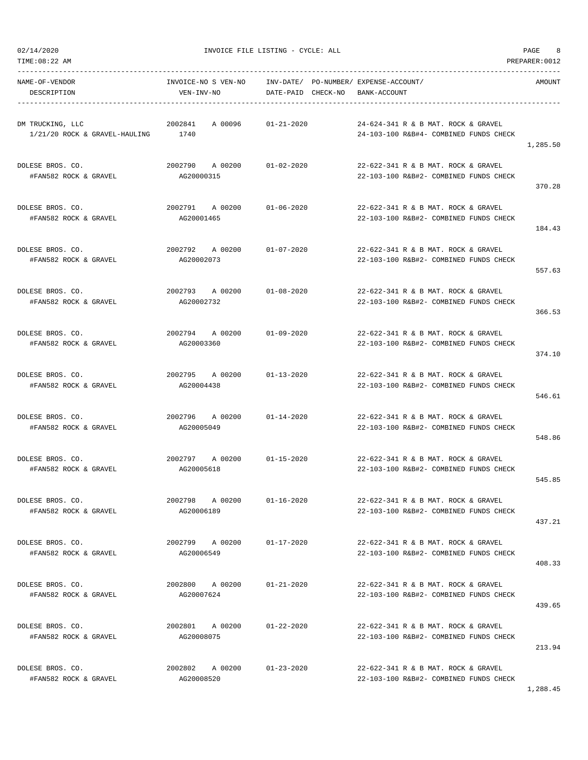02/14/2020 INVOICE FILE LISTING - CYCLE: ALL

TIME:08:22 AM PREPARER:0012

| NAME-OF-VENDOR / DESCRIPTION | INVOICE-NO S VEN-NO / VEN-INV-NO | INV-DATE/ DATE-PAID | PO-NUMBER/ CHECK-NO | EXPENSE-ACCOUNT/ BANK-ACCOUNT | AMOUNT |
|---|---|---|---|---|---|
| DM TRUCKING, LLC<br>1/21/20 ROCK & GRAVEL-HAULING | 2002841 A 00096<br>1740 | 01-21-2020 | | 24-624-341 R & B MAT. ROCK & GRAVEL<br>24-103-100 R&B#4- COMBINED FUNDS CHECK | 1,285.50 |
| DOLESE BROS. CO.<br>#FAN582 ROCK & GRAVEL | 2002790 A 00200<br>AG20000315 | 01-02-2020 | | 22-622-341 R & B MAT. ROCK & GRAVEL<br>22-103-100 R&B#2- COMBINED FUNDS CHECK | 370.28 |
| DOLESE BROS. CO.<br>#FAN582 ROCK & GRAVEL | 2002791 A 00200<br>AG20001465 | 01-06-2020 | | 22-622-341 R & B MAT. ROCK & GRAVEL<br>22-103-100 R&B#2- COMBINED FUNDS CHECK | 184.43 |
| DOLESE BROS. CO.<br>#FAN582 ROCK & GRAVEL | 2002792 A 00200<br>AG20002073 | 01-07-2020 | | 22-622-341 R & B MAT. ROCK & GRAVEL<br>22-103-100 R&B#2- COMBINED FUNDS CHECK | 557.63 |
| DOLESE BROS. CO.<br>#FAN582 ROCK & GRAVEL | 2002793 A 00200<br>AG20002732 | 01-08-2020 | | 22-622-341 R & B MAT. ROCK & GRAVEL<br>22-103-100 R&B#2- COMBINED FUNDS CHECK | 366.53 |
| DOLESE BROS. CO.<br>#FAN582 ROCK & GRAVEL | 2002794 A 00200<br>AG20003360 | 01-09-2020 | | 22-622-341 R & B MAT. ROCK & GRAVEL<br>22-103-100 R&B#2- COMBINED FUNDS CHECK | 374.10 |
| DOLESE BROS. CO.<br>#FAN582 ROCK & GRAVEL | 2002795 A 00200<br>AG20004438 | 01-13-2020 | | 22-622-341 R & B MAT. ROCK & GRAVEL<br>22-103-100 R&B#2- COMBINED FUNDS CHECK | 546.61 |
| DOLESE BROS. CO.<br>#FAN582 ROCK & GRAVEL | 2002796 A 00200<br>AG20005049 | 01-14-2020 | | 22-622-341 R & B MAT. ROCK & GRAVEL<br>22-103-100 R&B#2- COMBINED FUNDS CHECK | 548.86 |
| DOLESE BROS. CO.<br>#FAN582 ROCK & GRAVEL | 2002797 A 00200<br>AG20005618 | 01-15-2020 | | 22-622-341 R & B MAT. ROCK & GRAVEL<br>22-103-100 R&B#2- COMBINED FUNDS CHECK | 545.85 |
| DOLESE BROS. CO.<br>#FAN582 ROCK & GRAVEL | 2002798 A 00200<br>AG20006189 | 01-16-2020 | | 22-622-341 R & B MAT. ROCK & GRAVEL<br>22-103-100 R&B#2- COMBINED FUNDS CHECK | 437.21 |
| DOLESE BROS. CO.<br>#FAN582 ROCK & GRAVEL | 2002799 A 00200<br>AG20006549 | 01-17-2020 | | 22-622-341 R & B MAT. ROCK & GRAVEL<br>22-103-100 R&B#2- COMBINED FUNDS CHECK | 408.33 |
| DOLESE BROS. CO.<br>#FAN582 ROCK & GRAVEL | 2002800 A 00200<br>AG20007624 | 01-21-2020 | | 22-622-341 R & B MAT. ROCK & GRAVEL<br>22-103-100 R&B#2- COMBINED FUNDS CHECK | 439.65 |
| DOLESE BROS. CO.<br>#FAN582 ROCK & GRAVEL | 2002801 A 00200<br>AG20008075 | 01-22-2020 | | 22-622-341 R & B MAT. ROCK & GRAVEL<br>22-103-100 R&B#2- COMBINED FUNDS CHECK | 213.94 |
| DOLESE BROS. CO.<br>#FAN582 ROCK & GRAVEL | 2002802 A 00200<br>AG20008520 | 01-23-2020 | | 22-622-341 R & B MAT. ROCK & GRAVEL<br>22-103-100 R&B#2- COMBINED FUNDS CHECK | 1,288.45 |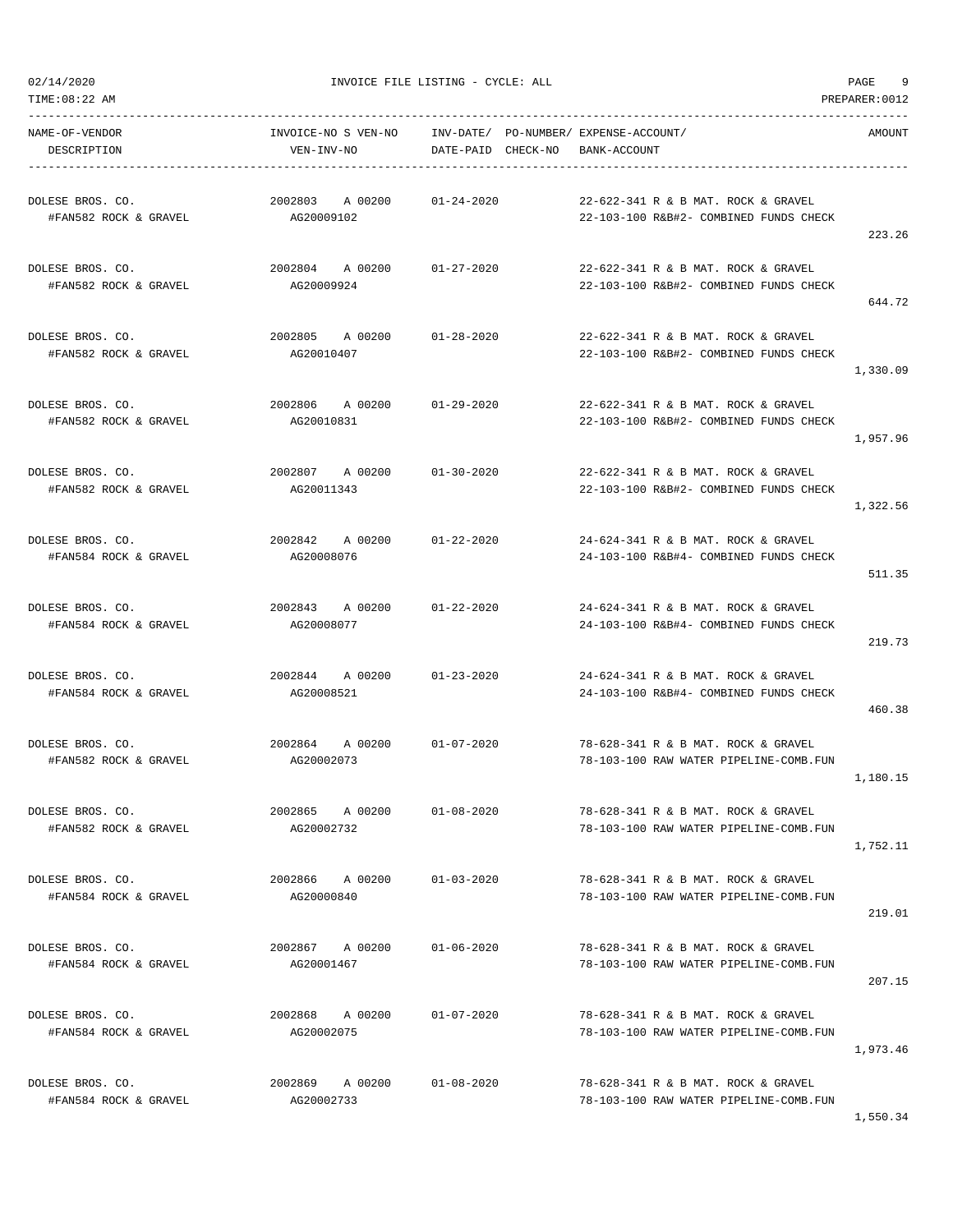02/14/2020 INVOICE FILE LISTING - CYCLE: ALL

TIME:08:22 AM PREPARER:0012

| NAME-OF-VENDOR<br>DESCRIPTION | INVOICE-NO S VEN-NO<br>VEN-INV-NO | INV-DATE/<br>DATE-PAID | PO-NUMBER/<br>CHECK-NO | EXPENSE-ACCOUNT/<br>BANK-ACCOUNT | AMOUNT |
|---|---|---|---|---|---|
| DOLESE BROS. CO.<br>#FAN582 ROCK & GRAVEL | 2002803 A 00200<br>AG20009102 | 01-24-2020 | | 22-622-341 R & B MAT. ROCK & GRAVEL<br>22-103-100 R&B#2- COMBINED FUNDS CHECK | 223.26 |
| DOLESE BROS. CO.<br>#FAN582 ROCK & GRAVEL | 2002804 A 00200<br>AG20009924 | 01-27-2020 | | 22-622-341 R & B MAT. ROCK & GRAVEL<br>22-103-100 R&B#2- COMBINED FUNDS CHECK | 644.72 |
| DOLESE BROS. CO.<br>#FAN582 ROCK & GRAVEL | 2002805 A 00200<br>AG20010407 | 01-28-2020 | | 22-622-341 R & B MAT. ROCK & GRAVEL<br>22-103-100 R&B#2- COMBINED FUNDS CHECK | 1,330.09 |
| DOLESE BROS. CO.<br>#FAN582 ROCK & GRAVEL | 2002806 A 00200<br>AG20010831 | 01-29-2020 | | 22-622-341 R & B MAT. ROCK & GRAVEL<br>22-103-100 R&B#2- COMBINED FUNDS CHECK | 1,957.96 |
| DOLESE BROS. CO.<br>#FAN582 ROCK & GRAVEL | 2002807 A 00200<br>AG20011343 | 01-30-2020 | | 22-622-341 R & B MAT. ROCK & GRAVEL<br>22-103-100 R&B#2- COMBINED FUNDS CHECK | 1,322.56 |
| DOLESE BROS. CO.<br>#FAN584 ROCK & GRAVEL | 2002842 A 00200<br>AG20008076 | 01-22-2020 | | 24-624-341 R & B MAT. ROCK & GRAVEL<br>24-103-100 R&B#4- COMBINED FUNDS CHECK | 511.35 |
| DOLESE BROS. CO.<br>#FAN584 ROCK & GRAVEL | 2002843 A 00200<br>AG20008077 | 01-22-2020 | | 24-624-341 R & B MAT. ROCK & GRAVEL<br>24-103-100 R&B#4- COMBINED FUNDS CHECK | 219.73 |
| DOLESE BROS. CO.<br>#FAN584 ROCK & GRAVEL | 2002844 A 00200<br>AG20008521 | 01-23-2020 | | 24-624-341 R & B MAT. ROCK & GRAVEL<br>24-103-100 R&B#4- COMBINED FUNDS CHECK | 460.38 |
| DOLESE BROS. CO.<br>#FAN582 ROCK & GRAVEL | 2002864 A 00200<br>AG20002073 | 01-07-2020 | | 78-628-341 R & B MAT. ROCK & GRAVEL<br>78-103-100 RAW WATER PIPELINE-COMB.FUN | 1,180.15 |
| DOLESE BROS. CO.<br>#FAN582 ROCK & GRAVEL | 2002865 A 00200<br>AG20002732 | 01-08-2020 | | 78-628-341 R & B MAT. ROCK & GRAVEL<br>78-103-100 RAW WATER PIPELINE-COMB.FUN | 1,752.11 |
| DOLESE BROS. CO.<br>#FAN584 ROCK & GRAVEL | 2002866 A 00200<br>AG20000840 | 01-03-2020 | | 78-628-341 R & B MAT. ROCK & GRAVEL<br>78-103-100 RAW WATER PIPELINE-COMB.FUN | 219.01 |
| DOLESE BROS. CO.<br>#FAN584 ROCK & GRAVEL | 2002867 A 00200<br>AG20001467 | 01-06-2020 | | 78-628-341 R & B MAT. ROCK & GRAVEL<br>78-103-100 RAW WATER PIPELINE-COMB.FUN | 207.15 |
| DOLESE BROS. CO.<br>#FAN584 ROCK & GRAVEL | 2002868 A 00200<br>AG20002075 | 01-07-2020 | | 78-628-341 R & B MAT. ROCK & GRAVEL<br>78-103-100 RAW WATER PIPELINE-COMB.FUN | 1,973.46 |
| DOLESE BROS. CO.<br>#FAN584 ROCK & GRAVEL | 2002869 A 00200<br>AG20002733 | 01-08-2020 | | 78-628-341 R & B MAT. ROCK & GRAVEL<br>78-103-100 RAW WATER PIPELINE-COMB.FUN | 1,550.34 |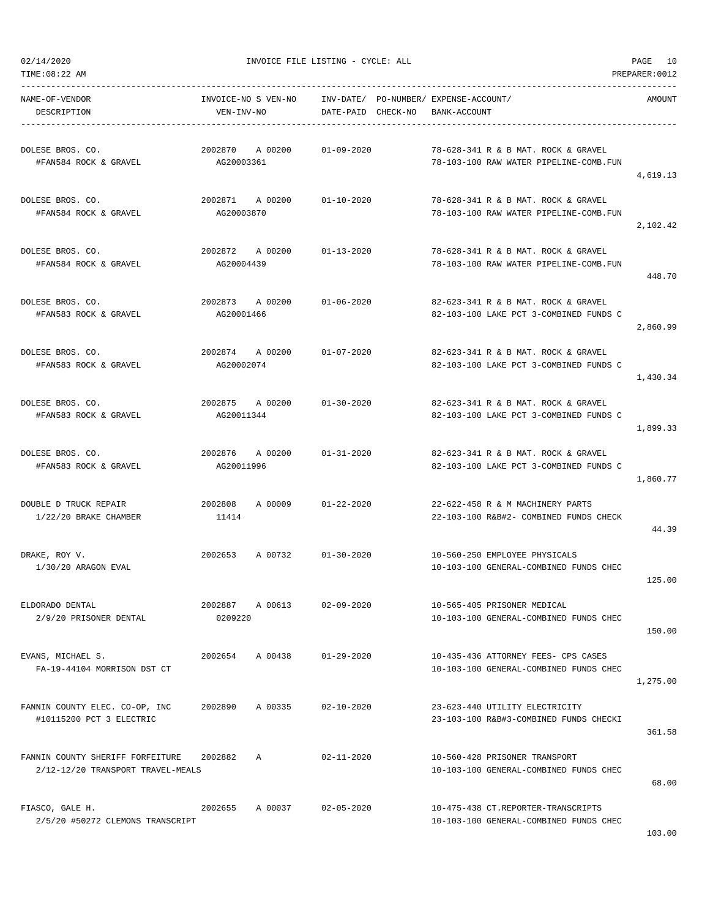02/14/2020 INVOICE FILE LISTING - CYCLE: ALL

TIME:08:22 AM PREPARER:0012

| NAME-OF-VENDOR / DESCRIPTION | INVOICE-NO S VEN-NO / VEN-INV-NO | INV-DATE/ DATE-PAID | PO-NUMBER/ CHECK-NO | EXPENSE-ACCOUNT/ BANK-ACCOUNT | AMOUNT |
|---|---|---|---|---|---|
| DOLESE BROS. CO.<br>#FAN584 ROCK & GRAVEL | 2002870 A 00200<br>AG20003361 | 01-09-2020 | | 78-628-341 R & B MAT. ROCK & GRAVEL<br>78-103-100 RAW WATER PIPELINE-COMB.FUN | 4,619.13 |
| DOLESE BROS. CO.<br>#FAN584 ROCK & GRAVEL | 2002871 A 00200<br>AG20003870 | 01-10-2020 | | 78-628-341 R & B MAT. ROCK & GRAVEL<br>78-103-100 RAW WATER PIPELINE-COMB.FUN | 2,102.42 |
| DOLESE BROS. CO.<br>#FAN584 ROCK & GRAVEL | 2002872 A 00200<br>AG20004439 | 01-13-2020 | | 78-628-341 R & B MAT. ROCK & GRAVEL<br>78-103-100 RAW WATER PIPELINE-COMB.FUN | 448.70 |
| DOLESE BROS. CO.<br>#FAN583 ROCK & GRAVEL | 2002873 A 00200<br>AG20001466 | 01-06-2020 | | 82-623-341 R & B MAT. ROCK & GRAVEL<br>82-103-100 LAKE PCT 3-COMBINED FUNDS C | 2,860.99 |
| DOLESE BROS. CO.<br>#FAN583 ROCK & GRAVEL | 2002874 A 00200<br>AG20002074 | 01-07-2020 | | 82-623-341 R & B MAT. ROCK & GRAVEL<br>82-103-100 LAKE PCT 3-COMBINED FUNDS C | 1,430.34 |
| DOLESE BROS. CO.<br>#FAN583 ROCK & GRAVEL | 2002875 A 00200<br>AG20011344 | 01-30-2020 | | 82-623-341 R & B MAT. ROCK & GRAVEL<br>82-103-100 LAKE PCT 3-COMBINED FUNDS C | 1,899.33 |
| DOLESE BROS. CO.<br>#FAN583 ROCK & GRAVEL | 2002876 A 00200<br>AG20011996 | 01-31-2020 | | 82-623-341 R & B MAT. ROCK & GRAVEL<br>82-103-100 LAKE PCT 3-COMBINED FUNDS C | 1,860.77 |
| DOUBLE D TRUCK REPAIR<br>1/22/20 BRAKE CHAMBER | 2002808 A 00009<br>11414 | 01-22-2020 | | 22-622-458 R & M MACHINERY PARTS<br>22-103-100 R&B#2- COMBINED FUNDS CHECK | 44.39 |
| DRAKE, ROY V.<br>1/30/20 ARAGON EVAL | 2002653 A 00732 | 01-30-2020 | | 10-560-250 EMPLOYEE PHYSICALS<br>10-103-100 GENERAL-COMBINED FUNDS CHEC | 125.00 |
| ELDORADO DENTAL<br>2/9/20 PRISONER DENTAL | 2002887 A 00613<br>0209220 | 02-09-2020 | | 10-565-405 PRISONER MEDICAL<br>10-103-100 GENERAL-COMBINED FUNDS CHEC | 150.00 |
| EVANS, MICHAEL S.<br>FA-19-44104 MORRISON DST CT | 2002654 A 00438 | 01-29-2020 | | 10-435-436 ATTORNEY FEES- CPS CASES<br>10-103-100 GENERAL-COMBINED FUNDS CHEC | 1,275.00 |
| FANNIN COUNTY ELEC. CO-OP, INC<br>#10115200 PCT 3 ELECTRIC | 2002890 A 00335 | 02-10-2020 | | 23-623-440 UTILITY ELECTRICITY<br>23-103-100 R&B#3-COMBINED FUNDS CHECKI | 361.58 |
| FANNIN COUNTY SHERIFF FORFEITURE<br>2/12-12/20 TRANSPORT TRAVEL-MEALS | 2002882 A | 02-11-2020 | | 10-560-428 PRISONER TRANSPORT<br>10-103-100 GENERAL-COMBINED FUNDS CHEC | 68.00 |
| FIASCO, GALE H.<br>2/5/20 #50272 CLEMONS TRANSCRIPT | 2002655 A 00037 | 02-05-2020 | | 10-475-438 CT.REPORTER-TRANSCRIPTS<br>10-103-100 GENERAL-COMBINED FUNDS CHEC | 103.00 |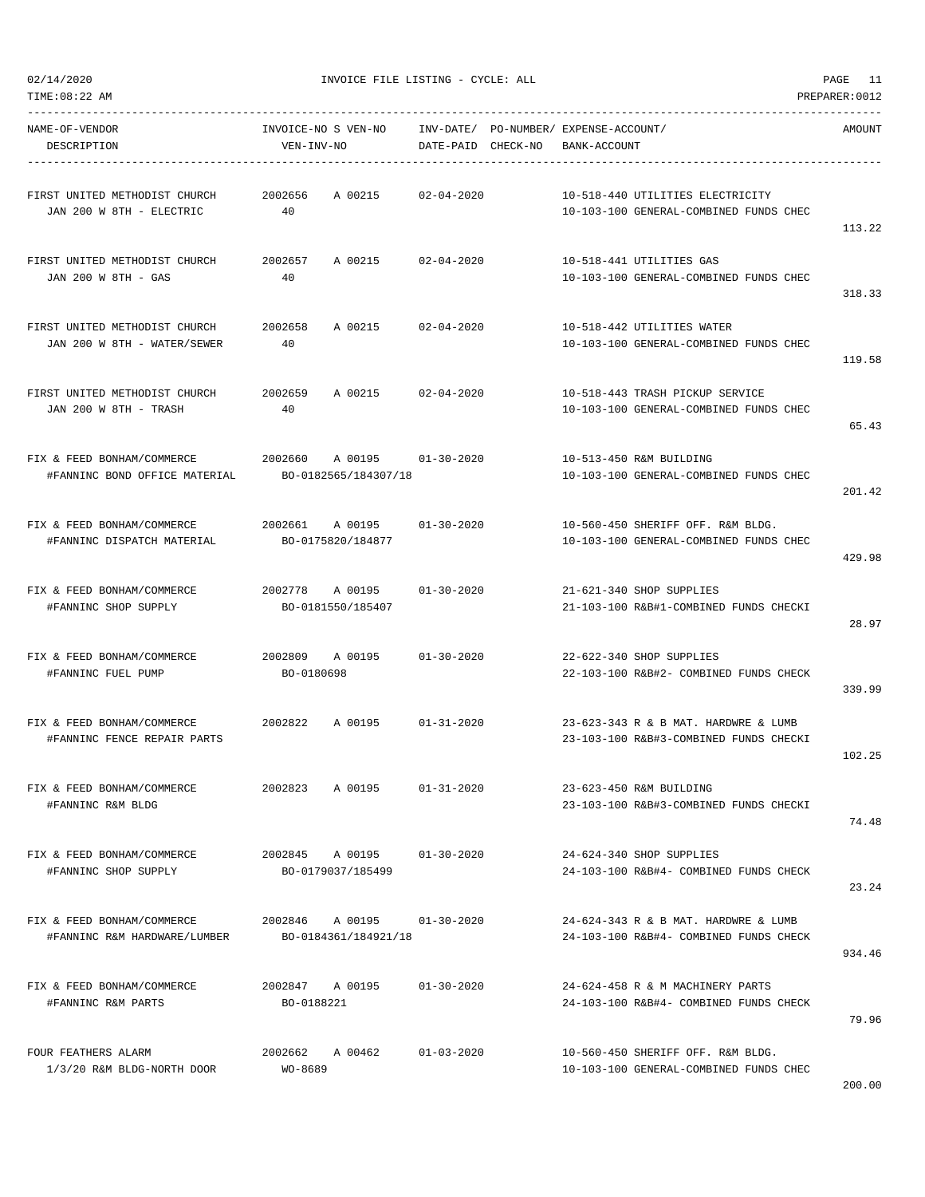02/14/2020 INVOICE FILE LISTING - CYCLE: ALL

TIME:08:22 AM PREPARER:0012

| NAME-OF-VENDOR / DESCRIPTION | INVOICE-NO S VEN-NO / VEN-INV-NO | INV-DATE/ DATE-PAID | PO-NUMBER/ CHECK-NO | EXPENSE-ACCOUNT/ BANK-ACCOUNT | AMOUNT |
|---|---|---|---|---|---|
| FIRST UNITED METHODIST CHURCH<br>JAN 200 W 8TH - ELECTRIC | 2002656 A 00215<br>40 | 02-04-2020 | | 10-518-440 UTILITIES ELECTRICITY<br>10-103-100 GENERAL-COMBINED FUNDS CHEC | 113.22 |
| FIRST UNITED METHODIST CHURCH<br>JAN 200 W 8TH - GAS | 2002657 A 00215<br>40 | 02-04-2020 | | 10-518-441 UTILITIES GAS<br>10-103-100 GENERAL-COMBINED FUNDS CHEC | 318.33 |
| FIRST UNITED METHODIST CHURCH<br>JAN 200 W 8TH - WATER/SEWER | 2002658 A 00215<br>40 | 02-04-2020 | | 10-518-442 UTILITIES WATER<br>10-103-100 GENERAL-COMBINED FUNDS CHEC | 119.58 |
| FIRST UNITED METHODIST CHURCH<br>JAN 200 W 8TH - TRASH | 2002659 A 00215<br>40 | 02-04-2020 | | 10-518-443 TRASH PICKUP SERVICE<br>10-103-100 GENERAL-COMBINED FUNDS CHEC | 65.43 |
| FIX & FEED BONHAM/COMMERCE<br>#FANNINC BOND OFFICE MATERIAL | 2002660 A 00195<br>BO-0182565/184307/18 | 01-30-2020 | | 10-513-450 R&M BUILDING<br>10-103-100 GENERAL-COMBINED FUNDS CHEC | 201.42 |
| FIX & FEED BONHAM/COMMERCE<br>#FANNINC DISPATCH MATERIAL | 2002661 A 00195<br>BO-0175820/184877 | 01-30-2020 | | 10-560-450 SHERIFF OFF. R&M BLDG.<br>10-103-100 GENERAL-COMBINED FUNDS CHEC | 429.98 |
| FIX & FEED BONHAM/COMMERCE<br>#FANNINC SHOP SUPPLY | 2002778 A 00195<br>BO-0181550/185407 | 01-30-2020 | | 21-621-340 SHOP SUPPLIES<br>21-103-100 R&B#1-COMBINED FUNDS CHECKI | 28.97 |
| FIX & FEED BONHAM/COMMERCE<br>#FANNINC FUEL PUMP | 2002809 A 00195<br>BO-0180698 | 01-30-2020 | | 22-622-340 SHOP SUPPLIES<br>22-103-100 R&B#2- COMBINED FUNDS CHECK | 339.99 |
| FIX & FEED BONHAM/COMMERCE<br>#FANNINC FENCE REPAIR PARTS | 2002822 A 00195 | 01-31-2020 | | 23-623-343 R & B MAT. HARDWRE & LUMB<br>23-103-100 R&B#3-COMBINED FUNDS CHECKI | 102.25 |
| FIX & FEED BONHAM/COMMERCE<br>#FANNINC R&M BLDG | 2002823 A 00195 | 01-31-2020 | | 23-623-450 R&M BUILDING<br>23-103-100 R&B#3-COMBINED FUNDS CHECKI | 74.48 |
| FIX & FEED BONHAM/COMMERCE<br>#FANNINC SHOP SUPPLY | 2002845 A 00195<br>BO-0179037/185499 | 01-30-2020 | | 24-624-340 SHOP SUPPLIES<br>24-103-100 R&B#4- COMBINED FUNDS CHECK | 23.24 |
| FIX & FEED BONHAM/COMMERCE<br>#FANNINC R&M HARDWARE/LUMBER | 2002846 A 00195<br>BO-0184361/184921/18 | 01-30-2020 | | 24-624-343 R & B MAT. HARDWRE & LUMB<br>24-103-100 R&B#4- COMBINED FUNDS CHECK | 934.46 |
| FIX & FEED BONHAM/COMMERCE<br>#FANNINC R&M PARTS | 2002847 A 00195<br>BO-0188221 | 01-30-2020 | | 24-624-458 R & M MACHINERY PARTS<br>24-103-100 R&B#4- COMBINED FUNDS CHECK | 79.96 |
| FOUR FEATHERS ALARM<br>1/3/20 R&M BLDG-NORTH DOOR | 2002662 A 00462<br>WO-8689 | 01-03-2020 | | 10-560-450 SHERIFF OFF. R&M BLDG.<br>10-103-100 GENERAL-COMBINED FUNDS CHEC | 200.00 |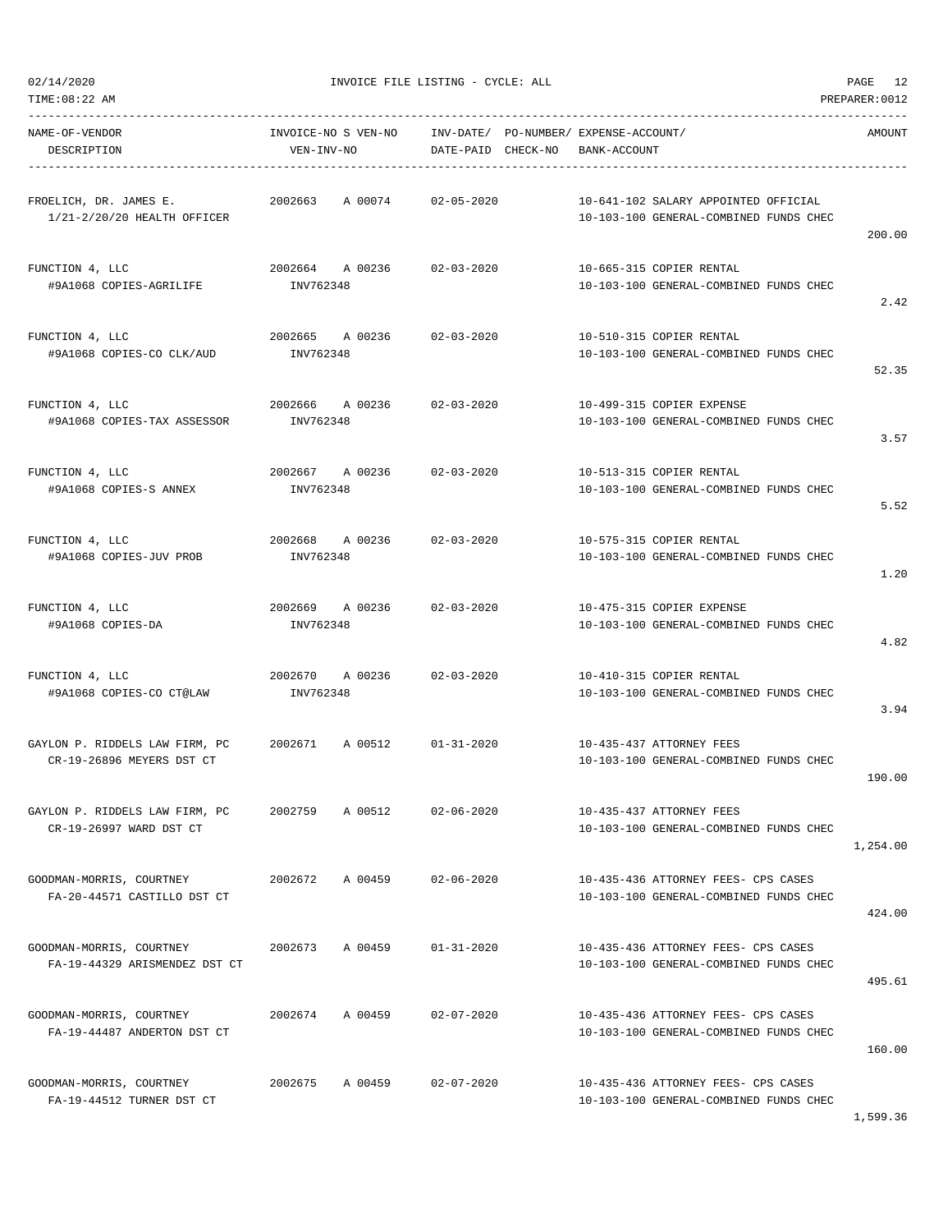02/14/2020 INVOICE FILE LISTING - CYCLE: ALL

TIME:08:22 AM PREPARER:0012

| NAME-OF-VENDOR / DESCRIPTION | INVOICE-NO | S | VEN-NO / VEN-INV-NO | INV-DATE/ DATE-PAID | PO-NUMBER/ CHECK-NO | EXPENSE-ACCOUNT/ BANK-ACCOUNT | AMOUNT |
|---|---|---|---|---|---|---|---|
| FROELICH, DR. JAMES E.<br>1/21-2/20/20 HEALTH OFFICER | 2002663 | A | 00074 | 02-05-2020 | | 10-641-102 SALARY APPOINTED OFFICIAL<br>10-103-100 GENERAL-COMBINED FUNDS CHEC | 200.00 |
| FUNCTION 4, LLC<br>#9A1068 COPIES-AGRILIFE | 2002664 | A | 00236<br>INV762348 | 02-03-2020 | | 10-665-315 COPIER RENTAL<br>10-103-100 GENERAL-COMBINED FUNDS CHEC | 2.42 |
| FUNCTION 4, LLC<br>#9A1068 COPIES-CO CLK/AUD | 2002665 | A | 00236<br>INV762348 | 02-03-2020 | | 10-510-315 COPIER RENTAL<br>10-103-100 GENERAL-COMBINED FUNDS CHEC | 52.35 |
| FUNCTION 4, LLC<br>#9A1068 COPIES-TAX ASSESSOR | 2002666 | A | 00236<br>INV762348 | 02-03-2020 | | 10-499-315 COPIER EXPENSE<br>10-103-100 GENERAL-COMBINED FUNDS CHEC | 3.57 |
| FUNCTION 4, LLC<br>#9A1068 COPIES-S ANNEX | 2002667 | A | 00236<br>INV762348 | 02-03-2020 | | 10-513-315 COPIER RENTAL<br>10-103-100 GENERAL-COMBINED FUNDS CHEC | 5.52 |
| FUNCTION 4, LLC<br>#9A1068 COPIES-JUV PROB | 2002668 | A | 00236<br>INV762348 | 02-03-2020 | | 10-575-315 COPIER RENTAL<br>10-103-100 GENERAL-COMBINED FUNDS CHEC | 1.20 |
| FUNCTION 4, LLC<br>#9A1068 COPIES-DA | 2002669 | A | 00236<br>INV762348 | 02-03-2020 | | 10-475-315 COPIER EXPENSE<br>10-103-100 GENERAL-COMBINED FUNDS CHEC | 4.82 |
| FUNCTION 4, LLC<br>#9A1068 COPIES-CO CT@LAW | 2002670 | A | 00236<br>INV762348 | 02-03-2020 | | 10-410-315 COPIER RENTAL<br>10-103-100 GENERAL-COMBINED FUNDS CHEC | 3.94 |
| GAYLON P. RIDDELS LAW FIRM, PC<br>CR-19-26896 MEYERS DST CT | 2002671 | A | 00512 | 01-31-2020 | | 10-435-437 ATTORNEY FEES<br>10-103-100 GENERAL-COMBINED FUNDS CHEC | 190.00 |
| GAYLON P. RIDDELS LAW FIRM, PC<br>CR-19-26997 WARD DST CT | 2002759 | A | 00512 | 02-06-2020 | | 10-435-437 ATTORNEY FEES<br>10-103-100 GENERAL-COMBINED FUNDS CHEC | 1,254.00 |
| GOODMAN-MORRIS, COURTNEY<br>FA-20-44571 CASTILLO DST CT | 2002672 | A | 00459 | 02-06-2020 | | 10-435-436 ATTORNEY FEES- CPS CASES<br>10-103-100 GENERAL-COMBINED FUNDS CHEC | 424.00 |
| GOODMAN-MORRIS, COURTNEY<br>FA-19-44329 ARISMENDEZ DST CT | 2002673 | A | 00459 | 01-31-2020 | | 10-435-436 ATTORNEY FEES- CPS CASES<br>10-103-100 GENERAL-COMBINED FUNDS CHEC | 495.61 |
| GOODMAN-MORRIS, COURTNEY<br>FA-19-44487 ANDERTON DST CT | 2002674 | A | 00459 | 02-07-2020 | | 10-435-436 ATTORNEY FEES- CPS CASES<br>10-103-100 GENERAL-COMBINED FUNDS CHEC | 160.00 |
| GOODMAN-MORRIS, COURTNEY<br>FA-19-44512 TURNER DST CT | 2002675 | A | 00459 | 02-07-2020 | | 10-435-436 ATTORNEY FEES- CPS CASES<br>10-103-100 GENERAL-COMBINED FUNDS CHEC | 1,599.36 |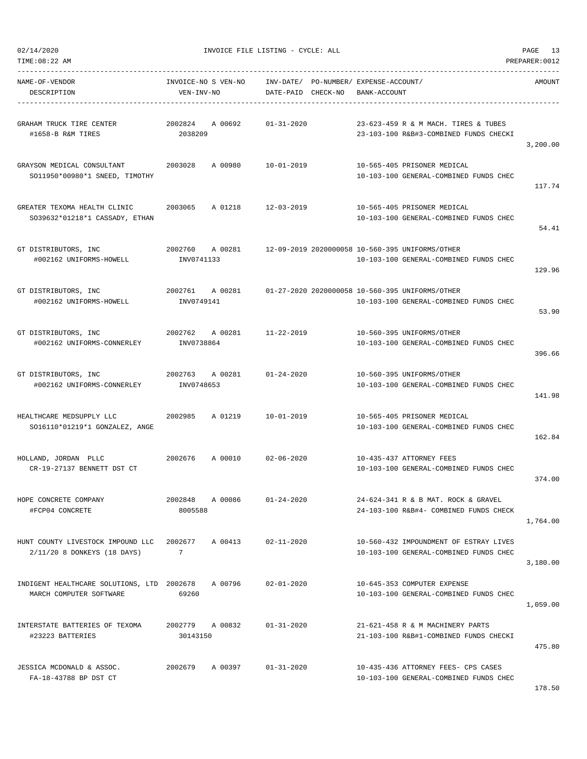| NAME-OF-VENDOR<br>DESCRIPTION | INVOICE-NO S VEN-NO<br>VEN-INV-NO | INV-DATE/<br>DATE-PAID | PO-NUMBER/<br>CHECK-NO | EXPENSE-ACCOUNT/<br>BANK-ACCOUNT | AMOUNT |
|---|---|---|---|---|---|
| GRAHAM TRUCK TIRE CENTER<br>#1658-B R&M TIRES | 2002824 A 00692<br>2038209 | 01-31-2020 | | 23-623-459 R & M MACH. TIRES & TUBES<br>23-103-100 R&B#3-COMBINED FUNDS CHECKI | 3,200.00 |
| GRAYSON MEDICAL CONSULTANT<br>SO11950*00980*1 SNEED, TIMOTHY | 2003028 A 00980 | 10-01-2019 | | 10-565-405 PRISONER MEDICAL<br>10-103-100 GENERAL-COMBINED FUNDS CHEC | 117.74 |
| GREATER TEXOMA HEALTH CLINIC<br>SO39632*01218*1 CASSADY, ETHAN | 2003065 A 01218 | 12-03-2019 | | 10-565-405 PRISONER MEDICAL<br>10-103-100 GENERAL-COMBINED FUNDS CHEC | 54.41 |
| GT DISTRIBUTORS, INC<br>#002162 UNIFORMS-HOWELL | 2002760 A 00281<br>INV0741133 | 12-09-2019 | 2020000058 | 10-560-395 UNIFORMS/OTHER<br>10-103-100 GENERAL-COMBINED FUNDS CHEC | 129.96 |
| GT DISTRIBUTORS, INC<br>#002162 UNIFORMS-HOWELL | 2002761 A 00281<br>INV0749141 | 01-27-2020 | 2020000058 | 10-560-395 UNIFORMS/OTHER<br>10-103-100 GENERAL-COMBINED FUNDS CHEC | 53.90 |
| GT DISTRIBUTORS, INC<br>#002162 UNIFORMS-CONNERLEY | 2002762 A 00281<br>INV0738864 | 11-22-2019 | | 10-560-395 UNIFORMS/OTHER<br>10-103-100 GENERAL-COMBINED FUNDS CHEC | 396.66 |
| GT DISTRIBUTORS, INC<br>#002162 UNIFORMS-CONNERLEY | 2002763 A 00281<br>INV0748653 | 01-24-2020 | | 10-560-395 UNIFORMS/OTHER<br>10-103-100 GENERAL-COMBINED FUNDS CHEC | 141.98 |
| HEALTHCARE MEDSUPPLY LLC<br>SO16110*01219*1 GONZALEZ, ANGE | 2002985 A 01219 | 10-01-2019 | | 10-565-405 PRISONER MEDICAL<br>10-103-100 GENERAL-COMBINED FUNDS CHEC | 162.84 |
| HOLLAND, JORDAN PLLC<br>CR-19-27137 BENNETT DST CT | 2002676 A 00010 | 02-06-2020 | | 10-435-437 ATTORNEY FEES<br>10-103-100 GENERAL-COMBINED FUNDS CHEC | 374.00 |
| HOPE CONCRETE COMPANY<br>#FCP04 CONCRETE | 2002848 A 00086<br>8005588 | 01-24-2020 | | 24-624-341 R & B MAT. ROCK & GRAVEL<br>24-103-100 R&B#4- COMBINED FUNDS CHECK | 1,764.00 |
| HUNT COUNTY LIVESTOCK IMPOUND LLC<br>2/11/20 8 DONKEYS (18 DAYS) | 2002677 A 00413<br>7 | 02-11-2020 | | 10-560-432 IMPOUNDMENT OF ESTRAY LIVES<br>10-103-100 GENERAL-COMBINED FUNDS CHEC | 3,180.00 |
| INDIGENT HEALTHCARE SOLUTIONS, LTD<br>MARCH COMPUTER SOFTWARE | 2002678 A 00796<br>69260 | 02-01-2020 | | 10-645-353 COMPUTER EXPENSE<br>10-103-100 GENERAL-COMBINED FUNDS CHEC | 1,059.00 |
| INTERSTATE BATTERIES OF TEXOMA<br>#23223 BATTERIES | 2002779 A 00832<br>30143150 | 01-31-2020 | | 21-621-458 R & M MACHINERY PARTS<br>21-103-100 R&B#1-COMBINED FUNDS CHECKI | 475.80 |
| JESSICA MCDONALD & ASSOC.<br>FA-18-43788 BP DST CT | 2002679 A 00397 | 01-31-2020 | | 10-435-436 ATTORNEY FEES- CPS CASES<br>10-103-100 GENERAL-COMBINED FUNDS CHEC | 178.50 |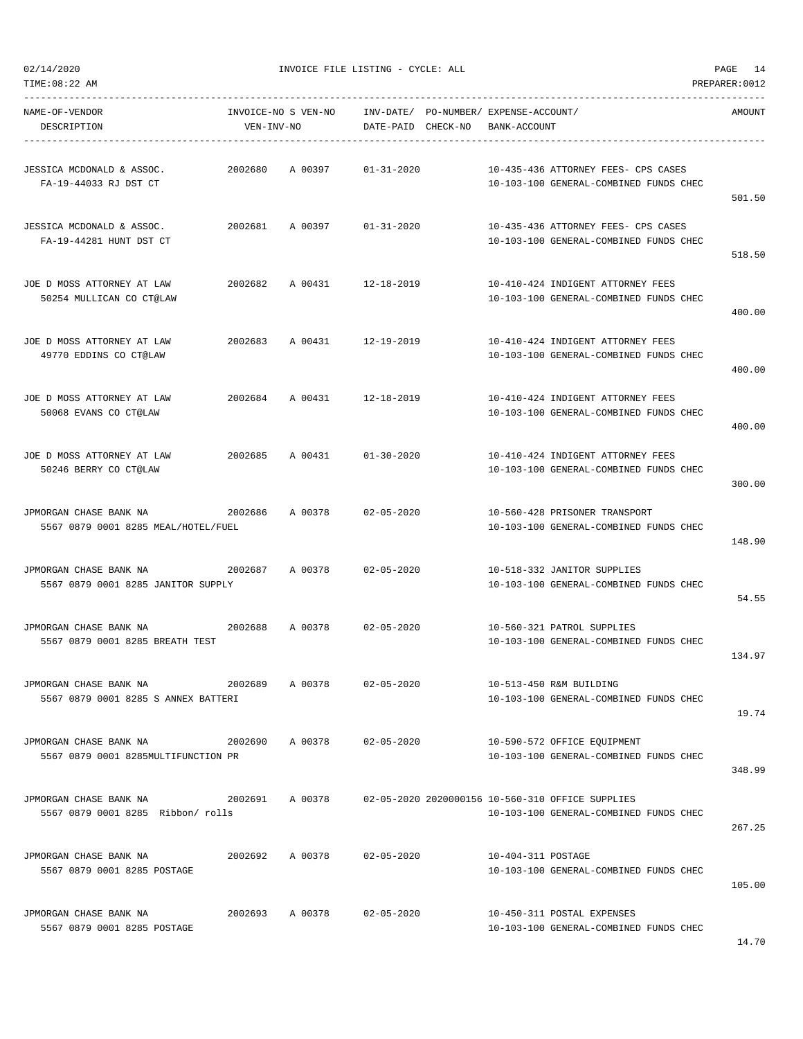02/14/2020 INVOICE FILE LISTING - CYCLE: ALL

TIME:08:22 AM PREPARER:0012

| NAME-OF-VENDOR / DESCRIPTION | INVOICE-NO | S | VEN-NO / VEN-INV-NO | INV-DATE/ DATE-PAID | PO-NUMBER/ CHECK-NO | EXPENSE-ACCOUNT/ BANK-ACCOUNT | AMOUNT |
|---|---|---|---|---|---|---|---|
| JESSICA MCDONALD & ASSOC. / FA-19-44033 RJ DST CT | 2002680 | | A 00397 | 01-31-2020 | | 10-435-436 ATTORNEY FEES- CPS CASES / 10-103-100 GENERAL-COMBINED FUNDS CHEC | 501.50 |
| JESSICA MCDONALD & ASSOC. / FA-19-44281 HUNT DST CT | 2002681 | | A 00397 | 01-31-2020 | | 10-435-436 ATTORNEY FEES- CPS CASES / 10-103-100 GENERAL-COMBINED FUNDS CHEC | 518.50 |
| JOE D MOSS ATTORNEY AT LAW / 50254 MULLICAN CO CT@LAW | 2002682 | | A 00431 | 12-18-2019 | | 10-410-424 INDIGENT ATTORNEY FEES / 10-103-100 GENERAL-COMBINED FUNDS CHEC | 400.00 |
| JOE D MOSS ATTORNEY AT LAW / 49770 EDDINS CO CT@LAW | 2002683 | | A 00431 | 12-19-2019 | | 10-410-424 INDIGENT ATTORNEY FEES / 10-103-100 GENERAL-COMBINED FUNDS CHEC | 400.00 |
| JOE D MOSS ATTORNEY AT LAW / 50068 EVANS CO CT@LAW | 2002684 | | A 00431 | 12-18-2019 | | 10-410-424 INDIGENT ATTORNEY FEES / 10-103-100 GENERAL-COMBINED FUNDS CHEC | 400.00 |
| JOE D MOSS ATTORNEY AT LAW / 50246 BERRY CO CT@LAW | 2002685 | | A 00431 | 01-30-2020 | | 10-410-424 INDIGENT ATTORNEY FEES / 10-103-100 GENERAL-COMBINED FUNDS CHEC | 300.00 |
| JPMORGAN CHASE BANK NA / 5567 0879 0001 8285 MEAL/HOTEL/FUEL | 2002686 | | A 00378 | 02-05-2020 | | 10-560-428 PRISONER TRANSPORT / 10-103-100 GENERAL-COMBINED FUNDS CHEC | 148.90 |
| JPMORGAN CHASE BANK NA / 5567 0879 0001 8285 JANITOR SUPPLY | 2002687 | | A 00378 | 02-05-2020 | | 10-518-332 JANITOR SUPPLIES / 10-103-100 GENERAL-COMBINED FUNDS CHEC | 54.55 |
| JPMORGAN CHASE BANK NA / 5567 0879 0001 8285 BREATH TEST | 2002688 | | A 00378 | 02-05-2020 | | 10-560-321 PATROL SUPPLIES / 10-103-100 GENERAL-COMBINED FUNDS CHEC | 134.97 |
| JPMORGAN CHASE BANK NA / 5567 0879 0001 8285 S ANNEX BATTERI | 2002689 | | A 00378 | 02-05-2020 | | 10-513-450 R&M BUILDING / 10-103-100 GENERAL-COMBINED FUNDS CHEC | 19.74 |
| JPMORGAN CHASE BANK NA / 5567 0879 0001 8285MULTIFUNCTION PR | 2002690 | | A 00378 | 02-05-2020 | | 10-590-572 OFFICE EQUIPMENT / 10-103-100 GENERAL-COMBINED FUNDS CHEC | 348.99 |
| JPMORGAN CHASE BANK NA / 5567 0879 0001 8285 Ribbon/ rolls | 2002691 | | A 00378 | 02-05-2020 | 2020000156 | 10-560-310 OFFICE SUPPLIES / 10-103-100 GENERAL-COMBINED FUNDS CHEC | 267.25 |
| JPMORGAN CHASE BANK NA / 5567 0879 0001 8285 POSTAGE | 2002692 | | A 00378 | 02-05-2020 | | 10-404-311 POSTAGE / 10-103-100 GENERAL-COMBINED FUNDS CHEC | 105.00 |
| JPMORGAN CHASE BANK NA / 5567 0879 0001 8285 POSTAGE | 2002693 | | A 00378 | 02-05-2020 | | 10-450-311 POSTAL EXPENSES / 10-103-100 GENERAL-COMBINED FUNDS CHEC | 14.70 |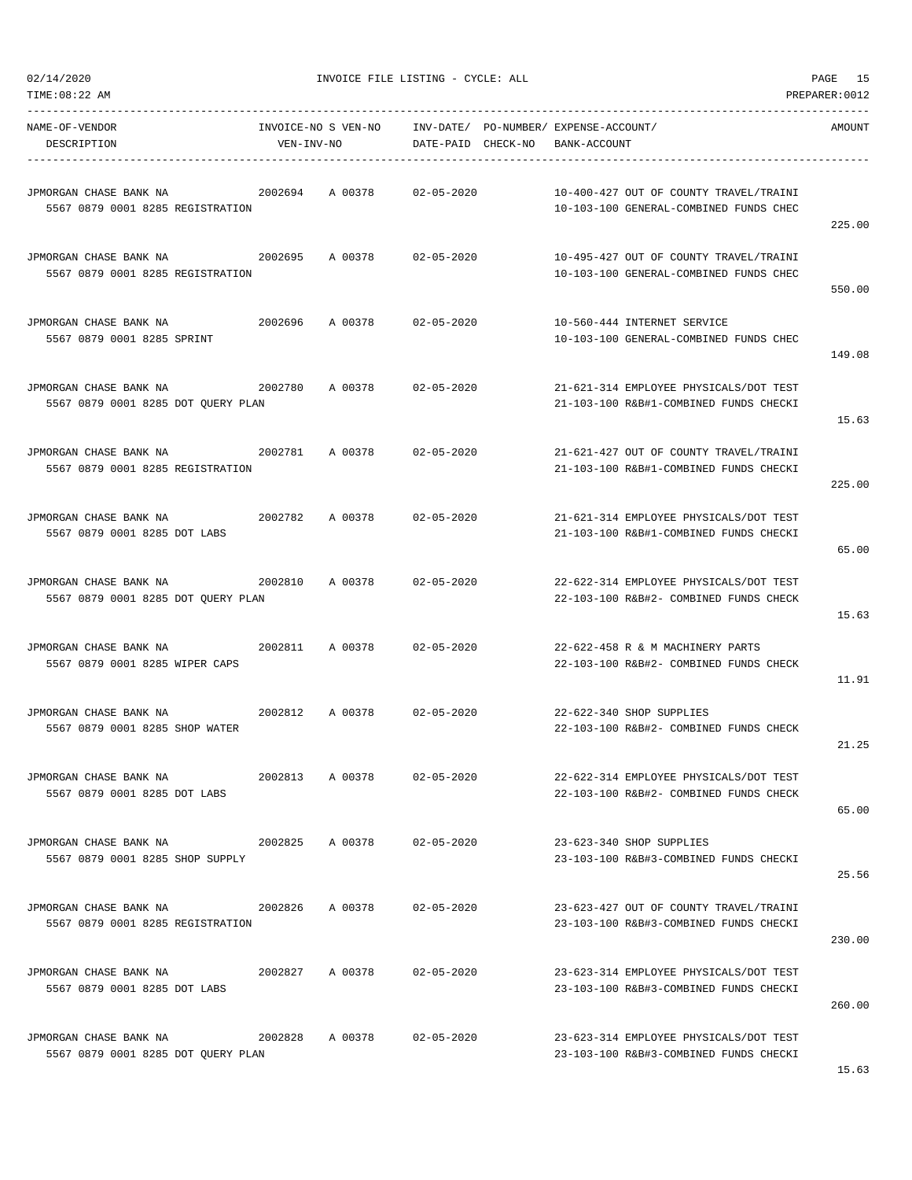02/14/2020 INVOICE FILE LISTING - CYCLE: ALL

TIME:08:22 AM PREPARER:0012

| NAME-OF-VENDOR / DESCRIPTION | INVOICE-NO | S | VEN-NO / VEN-INV-NO | INV-DATE/ DATE-PAID | PO-NUMBER/ CHECK-NO | EXPENSE-ACCOUNT/ BANK-ACCOUNT | AMOUNT |
|---|---|---|---|---|---|---|---|
| JPMORGAN CHASE BANK NA<br>5567 0879 0001 8285 REGISTRATION | 2002694 | A | 00378 | 02-05-2020 | | 10-400-427 OUT OF COUNTY TRAVEL/TRAINI<br>10-103-100 GENERAL-COMBINED FUNDS CHEC | 225.00 |
| JPMORGAN CHASE BANK NA<br>5567 0879 0001 8285 REGISTRATION | 2002695 | A | 00378 | 02-05-2020 | | 10-495-427 OUT OF COUNTY TRAVEL/TRAINI<br>10-103-100 GENERAL-COMBINED FUNDS CHEC | 550.00 |
| JPMORGAN CHASE BANK NA<br>5567 0879 0001 8285 SPRINT | 2002696 | A | 00378 | 02-05-2020 | | 10-560-444 INTERNET SERVICE<br>10-103-100 GENERAL-COMBINED FUNDS CHEC | 149.08 |
| JPMORGAN CHASE BANK NA<br>5567 0879 0001 8285 DOT QUERY PLAN | 2002780 | A | 00378 | 02-05-2020 | | 21-621-314 EMPLOYEE PHYSICALS/DOT TEST<br>21-103-100 R&B#1-COMBINED FUNDS CHECKI | 15.63 |
| JPMORGAN CHASE BANK NA<br>5567 0879 0001 8285 REGISTRATION | 2002781 | A | 00378 | 02-05-2020 | | 21-621-427 OUT OF COUNTY TRAVEL/TRAINI<br>21-103-100 R&B#1-COMBINED FUNDS CHECKI | 225.00 |
| JPMORGAN CHASE BANK NA<br>5567 0879 0001 8285 DOT LABS | 2002782 | A | 00378 | 02-05-2020 | | 21-621-314 EMPLOYEE PHYSICALS/DOT TEST<br>21-103-100 R&B#1-COMBINED FUNDS CHECKI | 65.00 |
| JPMORGAN CHASE BANK NA<br>5567 0879 0001 8285 DOT QUERY PLAN | 2002810 | A | 00378 | 02-05-2020 | | 22-622-314 EMPLOYEE PHYSICALS/DOT TEST<br>22-103-100 R&B#2- COMBINED FUNDS CHECK | 15.63 |
| JPMORGAN CHASE BANK NA<br>5567 0879 0001 8285 WIPER CAPS | 2002811 | A | 00378 | 02-05-2020 | | 22-622-458 R & M MACHINERY PARTS<br>22-103-100 R&B#2- COMBINED FUNDS CHECK | 11.91 |
| JPMORGAN CHASE BANK NA<br>5567 0879 0001 8285 SHOP WATER | 2002812 | A | 00378 | 02-05-2020 | | 22-622-340 SHOP SUPPLIES<br>22-103-100 R&B#2- COMBINED FUNDS CHECK | 21.25 |
| JPMORGAN CHASE BANK NA<br>5567 0879 0001 8285 DOT LABS | 2002813 | A | 00378 | 02-05-2020 | | 22-622-314 EMPLOYEE PHYSICALS/DOT TEST<br>22-103-100 R&B#2- COMBINED FUNDS CHECK | 65.00 |
| JPMORGAN CHASE BANK NA<br>5567 0879 0001 8285 SHOP SUPPLY | 2002825 | A | 00378 | 02-05-2020 | | 23-623-340 SHOP SUPPLIES<br>23-103-100 R&B#3-COMBINED FUNDS CHECKI | 25.56 |
| JPMORGAN CHASE BANK NA<br>5567 0879 0001 8285 REGISTRATION | 2002826 | A | 00378 | 02-05-2020 | | 23-623-427 OUT OF COUNTY TRAVEL/TRAINI<br>23-103-100 R&B#3-COMBINED FUNDS CHECKI | 230.00 |
| JPMORGAN CHASE BANK NA<br>5567 0879 0001 8285 DOT LABS | 2002827 | A | 00378 | 02-05-2020 | | 23-623-314 EMPLOYEE PHYSICALS/DOT TEST<br>23-103-100 R&B#3-COMBINED FUNDS CHECKI | 260.00 |
| JPMORGAN CHASE BANK NA<br>5567 0879 0001 8285 DOT QUERY PLAN | 2002828 | A | 00378 | 02-05-2020 | | 23-623-314 EMPLOYEE PHYSICALS/DOT TEST<br>23-103-100 R&B#3-COMBINED FUNDS CHECKI | 15.63 |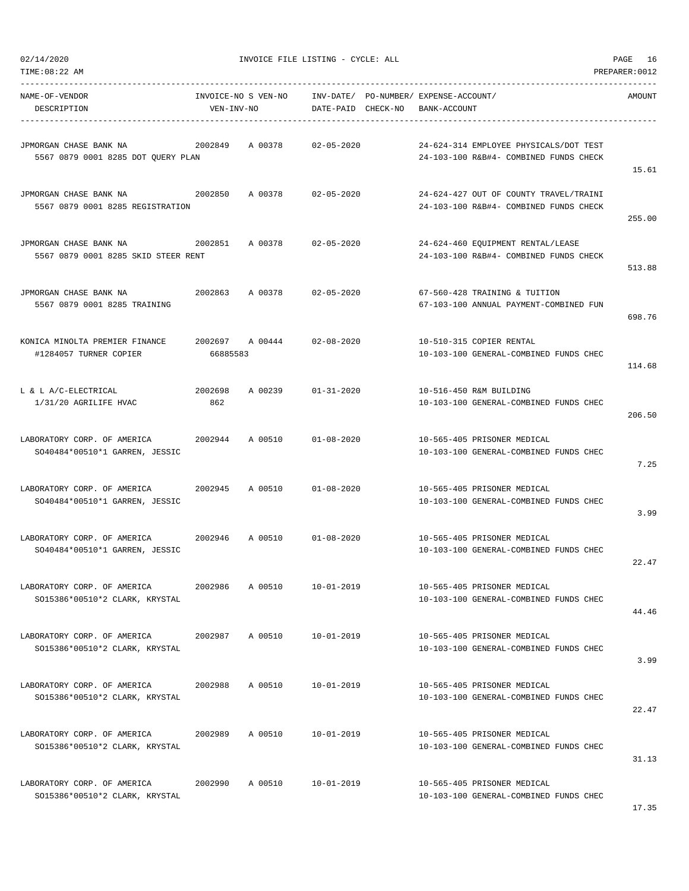02/14/2020 INVOICE FILE LISTING - CYCLE: ALL

TIME:08:22 AM PREPARER:0012

| NAME-OF-VENDOR / DESCRIPTION | INVOICE-NO | S VEN-NO / VEN-INV-NO | INV-DATE/ DATE-PAID | PO-NUMBER/ CHECK-NO | EXPENSE-ACCOUNT/ BANK-ACCOUNT | AMOUNT |
|---|---|---|---|---|---|---|
| JPMORGAN CHASE BANK NA<br>5567 0879 0001 8285 DOT QUERY PLAN | 2002849 | A 00378 | 02-05-2020 | | 24-624-314 EMPLOYEE PHYSICALS/DOT TEST<br>24-103-100 R&B#4- COMBINED FUNDS CHECK | 15.61 |
| JPMORGAN CHASE BANK NA<br>5567 0879 0001 8285 REGISTRATION | 2002850 | A 00378 | 02-05-2020 | | 24-624-427 OUT OF COUNTY TRAVEL/TRAINI<br>24-103-100 R&B#4- COMBINED FUNDS CHECK | 255.00 |
| JPMORGAN CHASE BANK NA<br>5567 0879 0001 8285 SKID STEER RENT | 2002851 | A 00378 | 02-05-2020 | | 24-624-460 EQUIPMENT RENTAL/LEASE<br>24-103-100 R&B#4- COMBINED FUNDS CHECK | 513.88 |
| JPMORGAN CHASE BANK NA<br>5567 0879 0001 8285 TRAINING | 2002863 | A 00378 | 02-05-2020 | | 67-560-428 TRAINING & TUITION<br>67-103-100 ANNUAL PAYMENT-COMBINED FUN | 698.76 |
| KONICA MINOLTA PREMIER FINANCE<br>#1284057 TURNER COPIER | 2002697 | A 00444<br>66885583 | 02-08-2020 | | 10-510-315 COPIER RENTAL<br>10-103-100 GENERAL-COMBINED FUNDS CHEC | 114.68 |
| L & L A/C-ELECTRICAL<br>1/31/20 AGRILIFE HVAC | 2002698 | A 00239<br>862 | 01-31-2020 | | 10-516-450 R&M BUILDING<br>10-103-100 GENERAL-COMBINED FUNDS CHEC | 206.50 |
| LABORATORY CORP. OF AMERICA<br>SO40484*00510*1 GARREN, JESSIC | 2002944 | A 00510 | 01-08-2020 | | 10-565-405 PRISONER MEDICAL<br>10-103-100 GENERAL-COMBINED FUNDS CHEC | 7.25 |
| LABORATORY CORP. OF AMERICA<br>SO40484*00510*1 GARREN, JESSIC | 2002945 | A 00510 | 01-08-2020 | | 10-565-405 PRISONER MEDICAL<br>10-103-100 GENERAL-COMBINED FUNDS CHEC | 3.99 |
| LABORATORY CORP. OF AMERICA<br>SO40484*00510*1 GARREN, JESSIC | 2002946 | A 00510 | 01-08-2020 | | 10-565-405 PRISONER MEDICAL<br>10-103-100 GENERAL-COMBINED FUNDS CHEC | 22.47 |
| LABORATORY CORP. OF AMERICA<br>SO15386*00510*2 CLARK, KRYSTAL | 2002986 | A 00510 | 10-01-2019 | | 10-565-405 PRISONER MEDICAL<br>10-103-100 GENERAL-COMBINED FUNDS CHEC | 44.46 |
| LABORATORY CORP. OF AMERICA<br>SO15386*00510*2 CLARK, KRYSTAL | 2002987 | A 00510 | 10-01-2019 | | 10-565-405 PRISONER MEDICAL<br>10-103-100 GENERAL-COMBINED FUNDS CHEC | 3.99 |
| LABORATORY CORP. OF AMERICA<br>SO15386*00510*2 CLARK, KRYSTAL | 2002988 | A 00510 | 10-01-2019 | | 10-565-405 PRISONER MEDICAL<br>10-103-100 GENERAL-COMBINED FUNDS CHEC | 22.47 |
| LABORATORY CORP. OF AMERICA<br>SO15386*00510*2 CLARK, KRYSTAL | 2002989 | A 00510 | 10-01-2019 | | 10-565-405 PRISONER MEDICAL<br>10-103-100 GENERAL-COMBINED FUNDS CHEC | 31.13 |
| LABORATORY CORP. OF AMERICA<br>SO15386*00510*2 CLARK, KRYSTAL | 2002990 | A 00510 | 10-01-2019 | | 10-565-405 PRISONER MEDICAL<br>10-103-100 GENERAL-COMBINED FUNDS CHEC | 17.35 |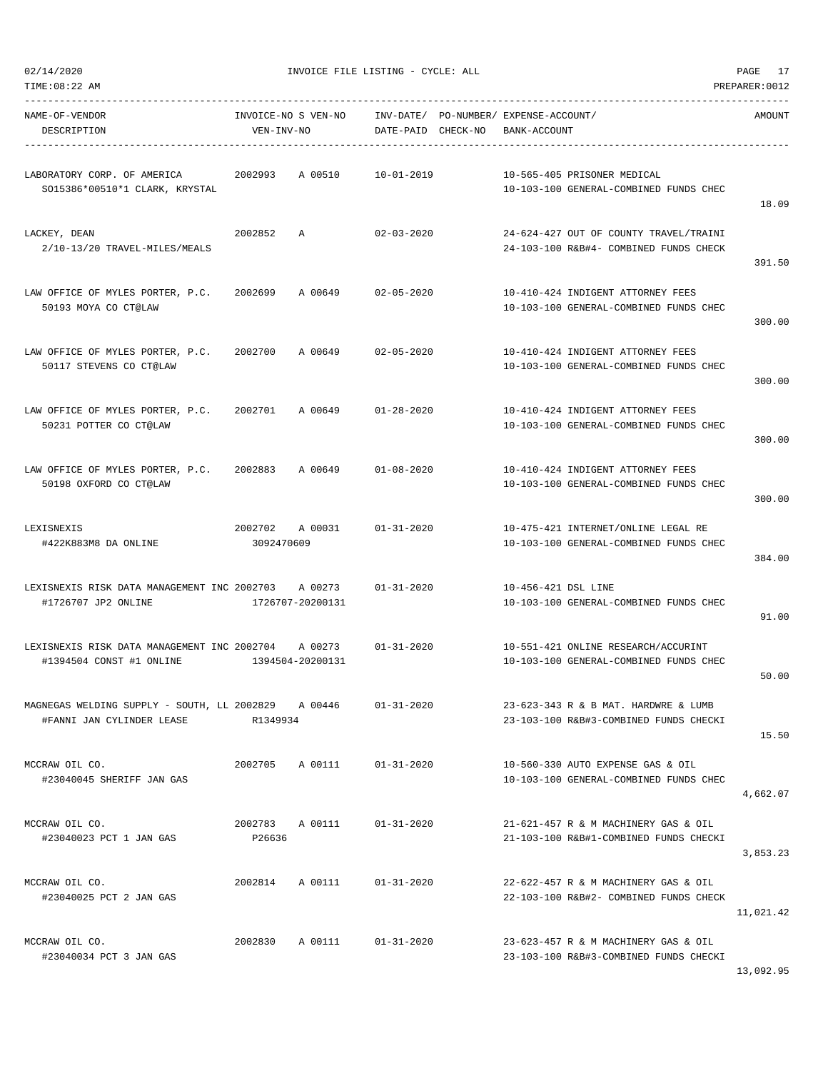| NAME-OF-VENDOR<br>DESCRIPTION | INVOICE-NO S VEN-NO<br>VEN-INV-NO | INV-DATE/ PO-NUMBER/<br>DATE-PAID CHECK-NO | EXPENSE-ACCOUNT/<br>BANK-ACCOUNT | AMOUNT |
|---|---|---|---|---|
| LABORATORY CORP. OF AMERICA<br>SO15386*00510*1 CLARK, KRYSTAL | 2002993 A 00510 | 10-01-2019 | 10-565-405 PRISONER MEDICAL<br>10-103-100 GENERAL-COMBINED FUNDS CHEC | 18.09 |
| LACKEY, DEAN<br>2/10-13/20 TRAVEL-MILES/MEALS | 2002852 A | 02-03-2020 | 24-624-427 OUT OF COUNTY TRAVEL/TRAINI<br>24-103-100 R&B#4- COMBINED FUNDS CHECK | 391.50 |
| LAW OFFICE OF MYLES PORTER, P.C.<br>50193 MOYA CO CT@LAW | 2002699 A 00649 | 02-05-2020 | 10-410-424 INDIGENT ATTORNEY FEES<br>10-103-100 GENERAL-COMBINED FUNDS CHEC | 300.00 |
| LAW OFFICE OF MYLES PORTER, P.C.<br>50117 STEVENS CO CT@LAW | 2002700 A 00649 | 02-05-2020 | 10-410-424 INDIGENT ATTORNEY FEES<br>10-103-100 GENERAL-COMBINED FUNDS CHEC | 300.00 |
| LAW OFFICE OF MYLES PORTER, P.C.<br>50231 POTTER CO CT@LAW | 2002701 A 00649 | 01-28-2020 | 10-410-424 INDIGENT ATTORNEY FEES<br>10-103-100 GENERAL-COMBINED FUNDS CHEC | 300.00 |
| LAW OFFICE OF MYLES PORTER, P.C.<br>50198 OXFORD CO CT@LAW | 2002883 A 00649 | 01-08-2020 | 10-410-424 INDIGENT ATTORNEY FEES<br>10-103-100 GENERAL-COMBINED FUNDS CHEC | 300.00 |
| LEXISNEXIS<br>#422K883M8 DA ONLINE | 2002702 A 00031<br>3092470609 | 01-31-2020 | 10-475-421 INTERNET/ONLINE LEGAL RE<br>10-103-100 GENERAL-COMBINED FUNDS CHEC | 384.00 |
| LEXISNEXIS RISK DATA MANAGEMENT INC<br>#1726707 JP2 ONLINE | 2002703 A 00273<br>1726707-20200131 | 01-31-2020 | 10-456-421 DSL LINE<br>10-103-100 GENERAL-COMBINED FUNDS CHEC | 91.00 |
| LEXISNEXIS RISK DATA MANAGEMENT INC<br>#1394504 CONST #1 ONLINE | 2002704 A 00273<br>1394504-20200131 | 01-31-2020 | 10-551-421 ONLINE RESEARCH/ACCURINT<br>10-103-100 GENERAL-COMBINED FUNDS CHEC | 50.00 |
| MAGNEGAS WELDING SUPPLY - SOUTH, LL<br>#FANNI JAN CYLINDER LEASE | 2002829 A 00446<br>R1349934 | 01-31-2020 | 23-623-343 R & B MAT. HARDWRE & LUMB<br>23-103-100 R&B#3-COMBINED FUNDS CHECKI | 15.50 |
| MCCRAW OIL CO.<br>#23040045 SHERIFF JAN GAS | 2002705 A 00111 | 01-31-2020 | 10-560-330 AUTO EXPENSE GAS & OIL<br>10-103-100 GENERAL-COMBINED FUNDS CHEC | 4,662.07 |
| MCCRAW OIL CO.<br>#23040023 PCT 1 JAN GAS | 2002783 A 00111<br>P26636 | 01-31-2020 | 21-621-457 R & M MACHINERY GAS & OIL<br>21-103-100 R&B#1-COMBINED FUNDS CHECKI | 3,853.23 |
| MCCRAW OIL CO.<br>#23040025 PCT 2 JAN GAS | 2002814 A 00111 | 01-31-2020 | 22-622-457 R & M MACHINERY GAS & OIL<br>22-103-100 R&B#2- COMBINED FUNDS CHECK | 11,021.42 |
| MCCRAW OIL CO.<br>#23040034 PCT 3 JAN GAS | 2002830 A 00111 | 01-31-2020 | 23-623-457 R & M MACHINERY GAS & OIL<br>23-103-100 R&B#3-COMBINED FUNDS CHECKI | 13,092.95 |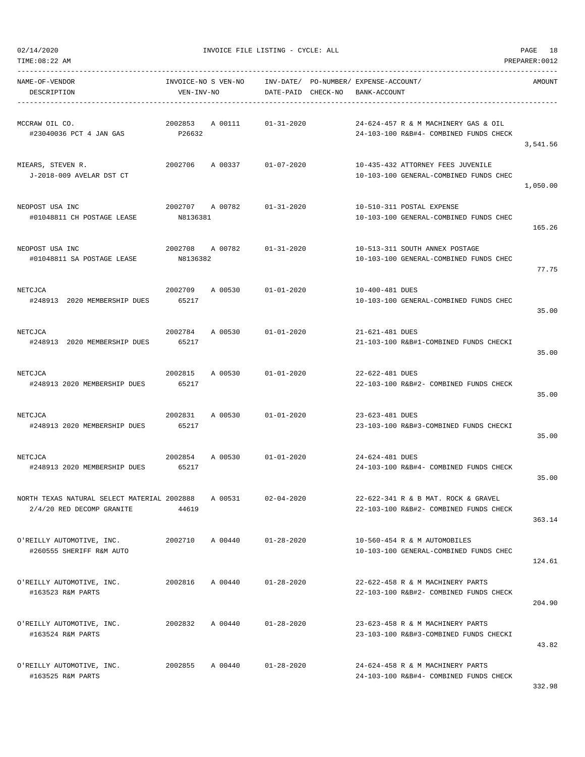| NAME-OF-VENDOR<br>DESCRIPTION | INVOICE-NO S VEN-NO<br>VEN-INV-NO | INV-DATE/<br>DATE-PAID | PO-NUMBER/<br>CHECK-NO | EXPENSE-ACCOUNT/<br>BANK-ACCOUNT | AMOUNT |
|---|---|---|---|---|---|
| MCCRAW OIL CO.<br>#23040036 PCT 4 JAN GAS | 2002853 A 00111<br>P26632 | 01-31-2020 | | 24-624-457 R & M MACHINERY GAS & OIL<br>24-103-100 R&B#4- COMBINED FUNDS CHECK | 3,541.56 |
| MIEARS, STEVEN R.<br>J-2018-009 AVELAR DST CT | 2002706 A 00337 | 01-07-2020 | | 10-435-432 ATTORNEY FEES JUVENILE<br>10-103-100 GENERAL-COMBINED FUNDS CHEC | 1,050.00 |
| NEOPOST USA INC<br>#01048811 CH POSTAGE LEASE | 2002707 A 00782<br>N8136381 | 01-31-2020 | | 10-510-311 POSTAL EXPENSE<br>10-103-100 GENERAL-COMBINED FUNDS CHEC | 165.26 |
| NEOPOST USA INC<br>#01048811 SA POSTAGE LEASE | 2002708 A 00782<br>N8136382 | 01-31-2020 | | 10-513-311 SOUTH ANNEX POSTAGE<br>10-103-100 GENERAL-COMBINED FUNDS CHEC | 77.75 |
| NETCJCA<br>#248913 2020 MEMBERSHIP DUES | 2002709 A 00530<br>65217 | 01-01-2020 | | 10-400-481 DUES<br>10-103-100 GENERAL-COMBINED FUNDS CHEC | 35.00 |
| NETCJCA<br>#248913 2020 MEMBERSHIP DUES | 2002784 A 00530<br>65217 | 01-01-2020 | | 21-621-481 DUES<br>21-103-100 R&B#1-COMBINED FUNDS CHECKI | 35.00 |
| NETCJCA<br>#248913 2020 MEMBERSHIP DUES | 2002815 A 00530<br>65217 | 01-01-2020 | | 22-622-481 DUES<br>22-103-100 R&B#2- COMBINED FUNDS CHECK | 35.00 |
| NETCJCA<br>#248913 2020 MEMBERSHIP DUES | 2002831 A 00530<br>65217 | 01-01-2020 | | 23-623-481 DUES<br>23-103-100 R&B#3-COMBINED FUNDS CHECKI | 35.00 |
| NETCJCA<br>#248913 2020 MEMBERSHIP DUES | 2002854 A 00530<br>65217 | 01-01-2020 | | 24-624-481 DUES<br>24-103-100 R&B#4- COMBINED FUNDS CHECK | 35.00 |
| NORTH TEXAS NATURAL SELECT MATERIAL<br>2/4/20 RED DECOMP GRANITE | 2002888 A 00531<br>44619 | 02-04-2020 | | 22-622-341 R & B MAT. ROCK & GRAVEL<br>22-103-100 R&B#2- COMBINED FUNDS CHECK | 363.14 |
| O'REILLY AUTOMOTIVE, INC.<br>#260555 SHERIFF R&M AUTO | 2002710 A 00440 | 01-28-2020 | | 10-560-454 R & M AUTOMOBILES<br>10-103-100 GENERAL-COMBINED FUNDS CHEC | 124.61 |
| O'REILLY AUTOMOTIVE, INC.<br>#163523 R&M PARTS | 2002816 A 00440 | 01-28-2020 | | 22-622-458 R & M MACHINERY PARTS<br>22-103-100 R&B#2- COMBINED FUNDS CHECK | 204.90 |
| O'REILLY AUTOMOTIVE, INC.<br>#163524 R&M PARTS | 2002832 A 00440 | 01-28-2020 | | 23-623-458 R & M MACHINERY PARTS<br>23-103-100 R&B#3-COMBINED FUNDS CHECKI | 43.82 |
| O'REILLY AUTOMOTIVE, INC.<br>#163525 R&M PARTS | 2002855 A 00440 | 01-28-2020 | | 24-624-458 R & M MACHINERY PARTS<br>24-103-100 R&B#4- COMBINED FUNDS CHECK | 332.98 |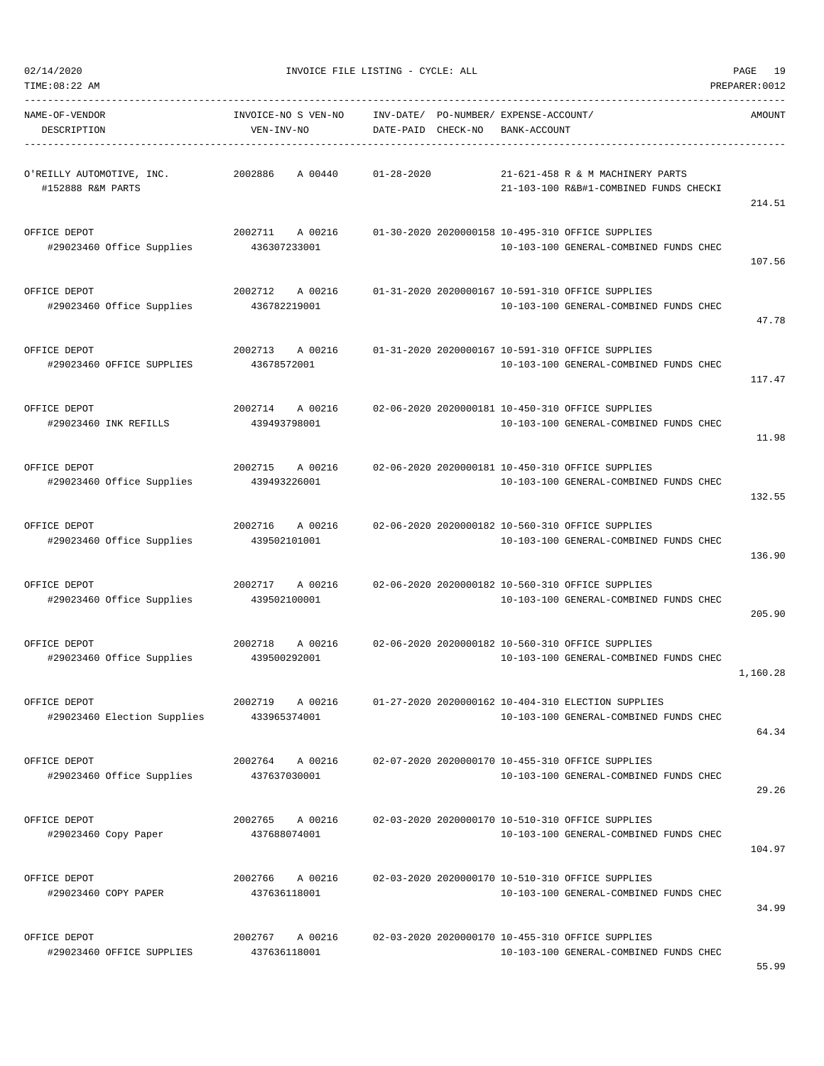02/14/2020 INVOICE FILE LISTING - CYCLE: ALL

TIME:08:22 AM PREPARER:0012

| NAME-OF-VENDOR / DESCRIPTION | INVOICE-NO S VEN-NO / VEN-INV-NO | INV-DATE/ DATE-PAID | PO-NUMBER/ CHECK-NO | EXPENSE-ACCOUNT/ BANK-ACCOUNT | AMOUNT |
|---|---|---|---|---|---|
| O'REILLY AUTOMOTIVE, INC. #152888 R&M PARTS | 2002886 A 00440 | 01-28-2020 | | 21-621-458 R & M MACHINERY PARTS 21-103-100 R&B#1-COMBINED FUNDS CHECKI | 214.51 |
| OFFICE DEPOT #29023460 Office Supplies | 2002711 A 00216 436307233001 | 01-30-2020 | 2020000158 | 10-495-310 OFFICE SUPPLIES 10-103-100 GENERAL-COMBINED FUNDS CHEC | 107.56 |
| OFFICE DEPOT #29023460 Office Supplies | 2002712 A 00216 436782219001 | 01-31-2020 | 2020000167 | 10-591-310 OFFICE SUPPLIES 10-103-100 GENERAL-COMBINED FUNDS CHEC | 47.78 |
| OFFICE DEPOT #29023460 OFFICE SUPPLIES | 2002713 A 00216 43678572001 | 01-31-2020 | 2020000167 | 10-591-310 OFFICE SUPPLIES 10-103-100 GENERAL-COMBINED FUNDS CHEC | 117.47 |
| OFFICE DEPOT #29023460 INK REFILLS | 2002714 A 00216 439493798001 | 02-06-2020 | 2020000181 | 10-450-310 OFFICE SUPPLIES 10-103-100 GENERAL-COMBINED FUNDS CHEC | 11.98 |
| OFFICE DEPOT #29023460 Office Supplies | 2002715 A 00216 439493226001 | 02-06-2020 | 2020000181 | 10-450-310 OFFICE SUPPLIES 10-103-100 GENERAL-COMBINED FUNDS CHEC | 132.55 |
| OFFICE DEPOT #29023460 Office Supplies | 2002716 A 00216 439502101001 | 02-06-2020 | 2020000182 | 10-560-310 OFFICE SUPPLIES 10-103-100 GENERAL-COMBINED FUNDS CHEC | 136.90 |
| OFFICE DEPOT #29023460 Office Supplies | 2002717 A 00216 439502100001 | 02-06-2020 | 2020000182 | 10-560-310 OFFICE SUPPLIES 10-103-100 GENERAL-COMBINED FUNDS CHEC | 205.90 |
| OFFICE DEPOT #29023460 Office Supplies | 2002718 A 00216 439500292001 | 02-06-2020 | 2020000182 | 10-560-310 OFFICE SUPPLIES 10-103-100 GENERAL-COMBINED FUNDS CHEC | 1,160.28 |
| OFFICE DEPOT #29023460 Election Supplies | 2002719 A 00216 433965374001 | 01-27-2020 | 2020000162 | 10-404-310 ELECTION SUPPLIES 10-103-100 GENERAL-COMBINED FUNDS CHEC | 64.34 |
| OFFICE DEPOT #29023460 Office Supplies | 2002764 A 00216 437637030001 | 02-07-2020 | 2020000170 | 10-455-310 OFFICE SUPPLIES 10-103-100 GENERAL-COMBINED FUNDS CHEC | 29.26 |
| OFFICE DEPOT #29023460 Copy Paper | 2002765 A 00216 437688074001 | 02-03-2020 | 2020000170 | 10-510-310 OFFICE SUPPLIES 10-103-100 GENERAL-COMBINED FUNDS CHEC | 104.97 |
| OFFICE DEPOT #29023460 COPY PAPER | 2002766 A 00216 437636118001 | 02-03-2020 | 2020000170 | 10-510-310 OFFICE SUPPLIES 10-103-100 GENERAL-COMBINED FUNDS CHEC | 34.99 |
| OFFICE DEPOT #29023460 OFFICE SUPPLIES | 2002767 A 00216 437636118001 | 02-03-2020 | 2020000170 | 10-455-310 OFFICE SUPPLIES 10-103-100 GENERAL-COMBINED FUNDS CHEC | 55.99 |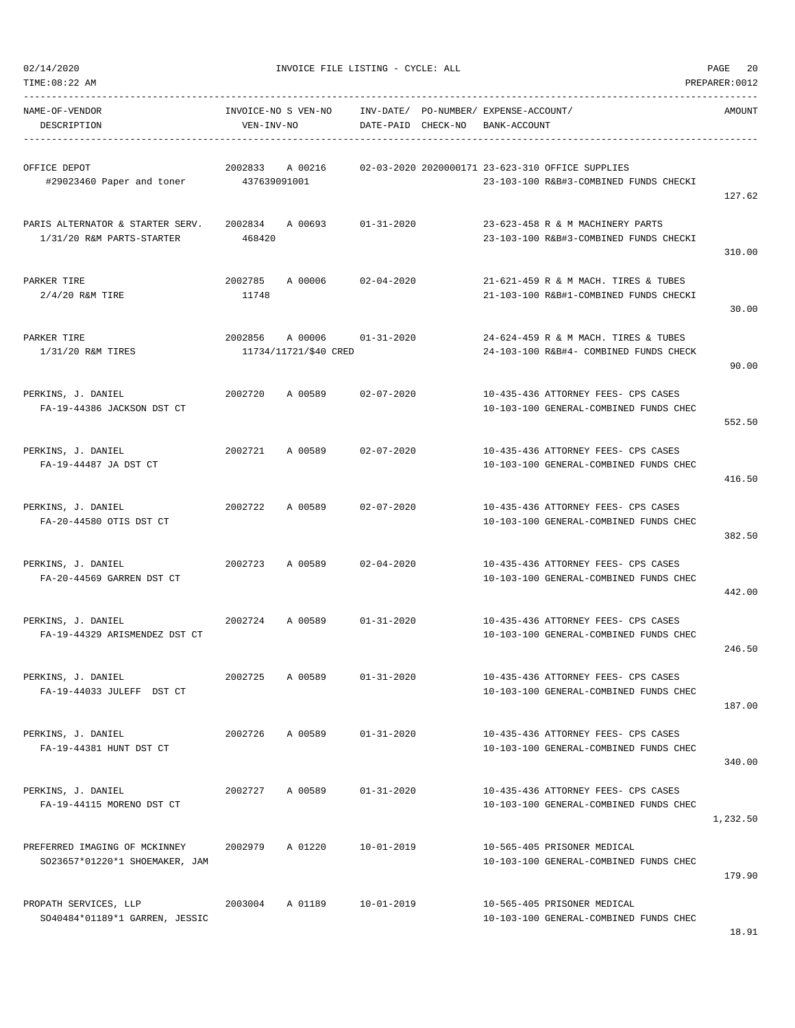INVOICE FILE LISTING - CYCLE: ALL

02/14/2020
TIME:08:22 AM
PREPARER:0012

| NAME-OF-VENDOR / DESCRIPTION | INVOICE-NO | S | VEN-NO / VEN-INV-NO | INV-DATE/ DATE-PAID | PO-NUMBER/ CHECK-NO | EXPENSE-ACCOUNT/ BANK-ACCOUNT | AMOUNT |
|---|---|---|---|---|---|---|---|
| OFFICE DEPOT<br>#29023460 Paper and toner | 2002833 | A | 00216<br>437639091001 | 02-03-2020 | 2020000171 | 23-623-310 OFFICE SUPPLIES<br>23-103-100 R&B#3-COMBINED FUNDS CHECKI | 127.62 |
| PARIS ALTERNATOR & STARTER SERV.<br>1/31/20 R&M PARTS-STARTER | 2002834 | A | 00693<br>468420 | 01-31-2020 | | 23-623-458 R & M MACHINERY PARTS<br>23-103-100 R&B#3-COMBINED FUNDS CHECKI | 310.00 |
| PARKER TIRE<br>2/4/20 R&M TIRE | 2002785 | A | 00006<br>11748 | 02-04-2020 | | 21-621-459 R & M MACH. TIRES & TUBES<br>21-103-100 R&B#1-COMBINED FUNDS CHECKI | 30.00 |
| PARKER TIRE<br>1/31/20 R&M TIRES | 2002856 | A | 00006<br>11734/11721/$40 CRED | 01-31-2020 | | 24-624-459 R & M MACH. TIRES & TUBES<br>24-103-100 R&B#4- COMBINED FUNDS CHECK | 90.00 |
| PERKINS, J. DANIEL<br>FA-19-44386 JACKSON DST CT | 2002720 | A | 00589 | 02-07-2020 | | 10-435-436 ATTORNEY FEES- CPS CASES<br>10-103-100 GENERAL-COMBINED FUNDS CHEC | 552.50 |
| PERKINS, J. DANIEL<br>FA-19-44487 JA DST CT | 2002721 | A | 00589 | 02-07-2020 | | 10-435-436 ATTORNEY FEES- CPS CASES<br>10-103-100 GENERAL-COMBINED FUNDS CHEC | 416.50 |
| PERKINS, J. DANIEL<br>FA-20-44580 OTIS DST CT | 2002722 | A | 00589 | 02-07-2020 | | 10-435-436 ATTORNEY FEES- CPS CASES<br>10-103-100 GENERAL-COMBINED FUNDS CHEC | 382.50 |
| PERKINS, J. DANIEL<br>FA-20-44569 GARREN DST CT | 2002723 | A | 00589 | 02-04-2020 | | 10-435-436 ATTORNEY FEES- CPS CASES<br>10-103-100 GENERAL-COMBINED FUNDS CHEC | 442.00 |
| PERKINS, J. DANIEL<br>FA-19-44329 ARISMENDEZ DST CT | 2002724 | A | 00589 | 01-31-2020 | | 10-435-436 ATTORNEY FEES- CPS CASES<br>10-103-100 GENERAL-COMBINED FUNDS CHEC | 246.50 |
| PERKINS, J. DANIEL<br>FA-19-44033 JULEFF DST CT | 2002725 | A | 00589 | 01-31-2020 | | 10-435-436 ATTORNEY FEES- CPS CASES<br>10-103-100 GENERAL-COMBINED FUNDS CHEC | 187.00 |
| PERKINS, J. DANIEL<br>FA-19-44381 HUNT DST CT | 2002726 | A | 00589 | 01-31-2020 | | 10-435-436 ATTORNEY FEES- CPS CASES<br>10-103-100 GENERAL-COMBINED FUNDS CHEC | 340.00 |
| PERKINS, J. DANIEL<br>FA-19-44115 MORENO DST CT | 2002727 | A | 00589 | 01-31-2020 | | 10-435-436 ATTORNEY FEES- CPS CASES<br>10-103-100 GENERAL-COMBINED FUNDS CHEC | 1,232.50 |
| PREFERRED IMAGING OF MCKINNEY<br>SO23657*01220*1 SHOEMAKER, JAM | 2002979 | A | 01220 | 10-01-2019 | | 10-565-405 PRISONER MEDICAL<br>10-103-100 GENERAL-COMBINED FUNDS CHEC | 179.90 |
| PROPATH SERVICES, LLP<br>SO40484*01189*1 GARREN, JESSIC | 2003004 | A | 01189 | 10-01-2019 | | 10-565-405 PRISONER MEDICAL<br>10-103-100 GENERAL-COMBINED FUNDS CHEC | 18.91 |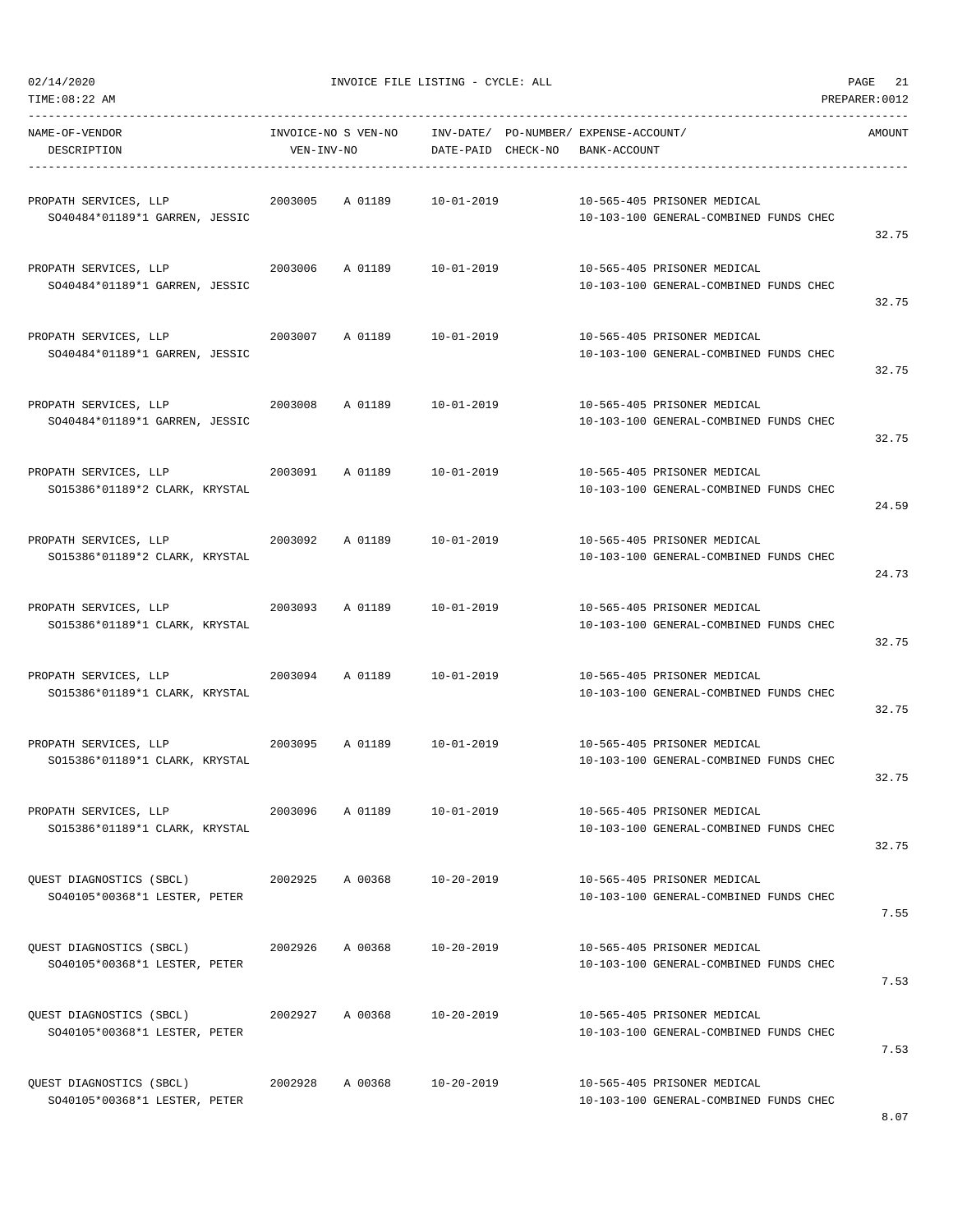02/14/2020 INVOICE FILE LISTING - CYCLE: ALL PAGE 21
TIME:08:22 AM PREPARER:0012

| NAME-OF-VENDOR DESCRIPTION | INVOICE-NO | S | VEN-NO VEN-INV-NO | INV-DATE/ DATE-PAID | PO-NUMBER/ CHECK-NO | EXPENSE-ACCOUNT/ BANK-ACCOUNT | AMOUNT |
|---|---|---|---|---|---|---|---|
| PROPATH SERVICES, LLP SO40484*01189*1 GARREN, JESSIC | 2003005 | A | 01189 | 10-01-2019 | | 10-565-405 PRISONER MEDICAL 10-103-100 GENERAL-COMBINED FUNDS CHEC | 32.75 |
| PROPATH SERVICES, LLP SO40484*01189*1 GARREN, JESSIC | 2003006 | A | 01189 | 10-01-2019 | | 10-565-405 PRISONER MEDICAL 10-103-100 GENERAL-COMBINED FUNDS CHEC | 32.75 |
| PROPATH SERVICES, LLP SO40484*01189*1 GARREN, JESSIC | 2003007 | A | 01189 | 10-01-2019 | | 10-565-405 PRISONER MEDICAL 10-103-100 GENERAL-COMBINED FUNDS CHEC | 32.75 |
| PROPATH SERVICES, LLP SO40484*01189*1 GARREN, JESSIC | 2003008 | A | 01189 | 10-01-2019 | | 10-565-405 PRISONER MEDICAL 10-103-100 GENERAL-COMBINED FUNDS CHEC | 32.75 |
| PROPATH SERVICES, LLP SO15386*01189*2 CLARK, KRYSTAL | 2003091 | A | 01189 | 10-01-2019 | | 10-565-405 PRISONER MEDICAL 10-103-100 GENERAL-COMBINED FUNDS CHEC | 24.59 |
| PROPATH SERVICES, LLP SO15386*01189*2 CLARK, KRYSTAL | 2003092 | A | 01189 | 10-01-2019 | | 10-565-405 PRISONER MEDICAL 10-103-100 GENERAL-COMBINED FUNDS CHEC | 24.73 |
| PROPATH SERVICES, LLP SO15386*01189*1 CLARK, KRYSTAL | 2003093 | A | 01189 | 10-01-2019 | | 10-565-405 PRISONER MEDICAL 10-103-100 GENERAL-COMBINED FUNDS CHEC | 32.75 |
| PROPATH SERVICES, LLP SO15386*01189*1 CLARK, KRYSTAL | 2003094 | A | 01189 | 10-01-2019 | | 10-565-405 PRISONER MEDICAL 10-103-100 GENERAL-COMBINED FUNDS CHEC | 32.75 |
| PROPATH SERVICES, LLP SO15386*01189*1 CLARK, KRYSTAL | 2003095 | A | 01189 | 10-01-2019 | | 10-565-405 PRISONER MEDICAL 10-103-100 GENERAL-COMBINED FUNDS CHEC | 32.75 |
| PROPATH SERVICES, LLP SO15386*01189*1 CLARK, KRYSTAL | 2003096 | A | 01189 | 10-01-2019 | | 10-565-405 PRISONER MEDICAL 10-103-100 GENERAL-COMBINED FUNDS CHEC | 32.75 |
| QUEST DIAGNOSTICS (SBCL) SO40105*00368*1 LESTER, PETER | 2002925 | A | 00368 | 10-20-2019 | | 10-565-405 PRISONER MEDICAL 10-103-100 GENERAL-COMBINED FUNDS CHEC | 7.55 |
| QUEST DIAGNOSTICS (SBCL) SO40105*00368*1 LESTER, PETER | 2002926 | A | 00368 | 10-20-2019 | | 10-565-405 PRISONER MEDICAL 10-103-100 GENERAL-COMBINED FUNDS CHEC | 7.53 |
| QUEST DIAGNOSTICS (SBCL) SO40105*00368*1 LESTER, PETER | 2002927 | A | 00368 | 10-20-2019 | | 10-565-405 PRISONER MEDICAL 10-103-100 GENERAL-COMBINED FUNDS CHEC | 7.53 |
| QUEST DIAGNOSTICS (SBCL) SO40105*00368*1 LESTER, PETER | 2002928 | A | 00368 | 10-20-2019 | | 10-565-405 PRISONER MEDICAL 10-103-100 GENERAL-COMBINED FUNDS CHEC | 8.07 |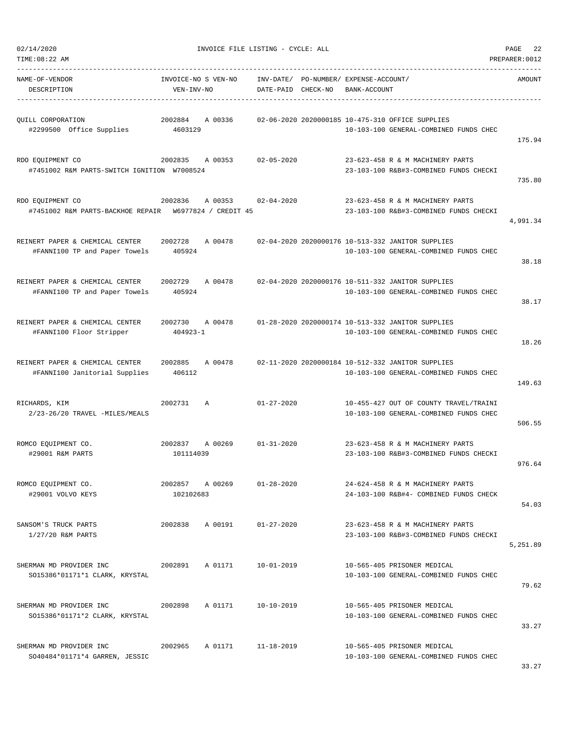02/14/2020 INVOICE FILE LISTING - CYCLE: ALL

TIME:08:22 AM PREPARER:0012

| NAME-OF-VENDOR / DESCRIPTION | INVOICE-NO S VEN-NO / VEN-INV-NO | INV-DATE/ DATE-PAID | PO-NUMBER/ CHECK-NO | EXPENSE-ACCOUNT/ BANK-ACCOUNT | AMOUNT |
|---|---|---|---|---|---|
| QUILL CORPORATION<br>#2299500 Office Supplies | 2002884 A 00336<br>4603129 | 02-06-2020 | 2020000185 | 10-475-310 OFFICE SUPPLIES<br>10-103-100 GENERAL-COMBINED FUNDS CHEC | 175.94 |
| RDO EQUIPMENT CO<br>#7451002 R&M PARTS-SWITCH IGNITION | 2002835 A 00353<br>W7008524 | 02-05-2020 | | 23-623-458 R & M MACHINERY PARTS<br>23-103-100 R&B#3-COMBINED FUNDS CHECKI | 735.80 |
| RDO EQUIPMENT CO<br>#7451002 R&M PARTS-BACKHOE REPAIR | 2002836 A 00353<br>W6977824 / CREDIT 45 | 02-04-2020 | | 23-623-458 R & M MACHINERY PARTS<br>23-103-100 R&B#3-COMBINED FUNDS CHECKI | 4,991.34 |
| REINERT PAPER & CHEMICAL CENTER<br>#FANNI100 TP and Paper Towels | 2002728 A 00478<br>405924 | 02-04-2020 | 2020000176 | 10-513-332 JANITOR SUPPLIES<br>10-103-100 GENERAL-COMBINED FUNDS CHEC | 38.18 |
| REINERT PAPER & CHEMICAL CENTER<br>#FANNI100 TP and Paper Towels | 2002729 A 00478<br>405924 | 02-04-2020 | 2020000176 | 10-511-332 JANITOR SUPPLIES<br>10-103-100 GENERAL-COMBINED FUNDS CHEC | 38.17 |
| REINERT PAPER & CHEMICAL CENTER<br>#FANNI100 Floor Stripper | 2002730 A 00478<br>404923-1 | 01-28-2020 | 2020000174 | 10-513-332 JANITOR SUPPLIES<br>10-103-100 GENERAL-COMBINED FUNDS CHEC | 18.26 |
| REINERT PAPER & CHEMICAL CENTER<br>#FANNI100 Janitorial Supplies | 2002885 A 00478<br>406112 | 02-11-2020 | 2020000184 | 10-512-332 JANITOR SUPPLIES<br>10-103-100 GENERAL-COMBINED FUNDS CHEC | 149.63 |
| RICHARDS, KIM<br>2/23-26/20 TRAVEL -MILES/MEALS | 2002731 A | 01-27-2020 | | 10-455-427 OUT OF COUNTY TRAVEL/TRAINI<br>10-103-100 GENERAL-COMBINED FUNDS CHEC | 506.55 |
| ROMCO EQUIPMENT CO.<br>#29001 R&M PARTS | 2002837 A 00269<br>101114039 | 01-31-2020 | | 23-623-458 R & M MACHINERY PARTS<br>23-103-100 R&B#3-COMBINED FUNDS CHECKI | 976.64 |
| ROMCO EQUIPMENT CO.<br>#29001 VOLVO KEYS | 2002857 A 00269<br>102102683 | 01-28-2020 | | 24-624-458 R & M MACHINERY PARTS<br>24-103-100 R&B#4- COMBINED FUNDS CHECK | 54.03 |
| SANSOM'S TRUCK PARTS<br>1/27/20 R&M PARTS | 2002838 A 00191 | 01-27-2020 | | 23-623-458 R & M MACHINERY PARTS<br>23-103-100 R&B#3-COMBINED FUNDS CHECKI | 5,251.89 |
| SHERMAN MD PROVIDER INC<br>SO15386*01171*1 CLARK, KRYSTAL | 2002891 A 01171 | 10-01-2019 | | 10-565-405 PRISONER MEDICAL<br>10-103-100 GENERAL-COMBINED FUNDS CHEC | 79.62 |
| SHERMAN MD PROVIDER INC<br>SO15386*01171*2 CLARK, KRYSTAL | 2002898 A 01171 | 10-10-2019 | | 10-565-405 PRISONER MEDICAL<br>10-103-100 GENERAL-COMBINED FUNDS CHEC | 33.27 |
| SHERMAN MD PROVIDER INC<br>SO40484*01171*4 GARREN, JESSIC | 2002965 A 01171 | 11-18-2019 | | 10-565-405 PRISONER MEDICAL<br>10-103-100 GENERAL-COMBINED FUNDS CHEC | 33.27 |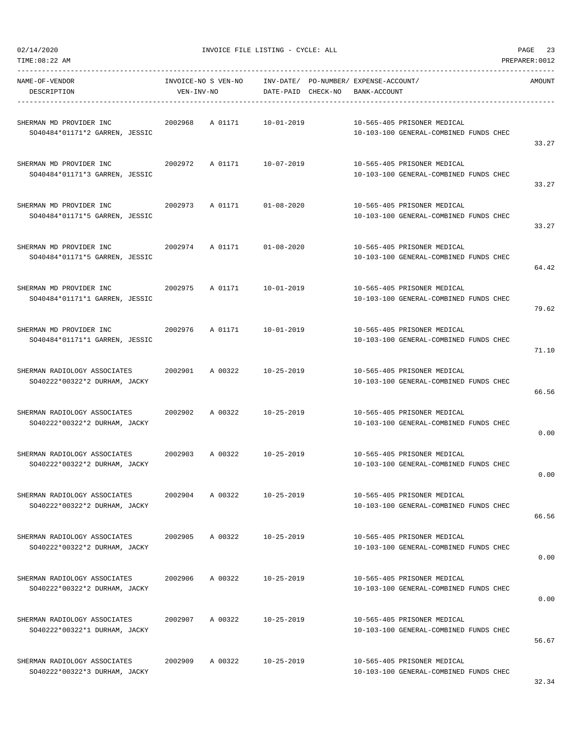02/14/2020 INVOICE FILE LISTING - CYCLE: ALL

TIME:08:22 AM PREPARER:0012

| NAME-OF-VENDOR / DESCRIPTION | INVOICE-NO | S VEN-NO / VEN-INV-NO | INV-DATE/ DATE-PAID | PO-NUMBER/ CHECK-NO | EXPENSE-ACCOUNT/ BANK-ACCOUNT | AMOUNT |
|---|---|---|---|---|---|---|
| SHERMAN MD PROVIDER INC<br>SO40484*01171*2 GARREN, JESSIC | 2002968 | A 01171 | 10-01-2019 | | 10-565-405 PRISONER MEDICAL<br>10-103-100 GENERAL-COMBINED FUNDS CHEC | 33.27 |
| SHERMAN MD PROVIDER INC<br>SO40484*01171*3 GARREN, JESSIC | 2002972 | A 01171 | 10-07-2019 | | 10-565-405 PRISONER MEDICAL<br>10-103-100 GENERAL-COMBINED FUNDS CHEC | 33.27 |
| SHERMAN MD PROVIDER INC<br>SO40484*01171*5 GARREN, JESSIC | 2002973 | A 01171 | 01-08-2020 | | 10-565-405 PRISONER MEDICAL<br>10-103-100 GENERAL-COMBINED FUNDS CHEC | 33.27 |
| SHERMAN MD PROVIDER INC<br>SO40484*01171*5 GARREN, JESSIC | 2002974 | A 01171 | 01-08-2020 | | 10-565-405 PRISONER MEDICAL<br>10-103-100 GENERAL-COMBINED FUNDS CHEC | 64.42 |
| SHERMAN MD PROVIDER INC<br>SO40484*01171*1 GARREN, JESSIC | 2002975 | A 01171 | 10-01-2019 | | 10-565-405 PRISONER MEDICAL<br>10-103-100 GENERAL-COMBINED FUNDS CHEC | 79.62 |
| SHERMAN MD PROVIDER INC<br>SO40484*01171*1 GARREN, JESSIC | 2002976 | A 01171 | 10-01-2019 | | 10-565-405 PRISONER MEDICAL<br>10-103-100 GENERAL-COMBINED FUNDS CHEC | 71.10 |
| SHERMAN RADIOLOGY ASSOCIATES<br>SO40222*00322*2 DURHAM, JACKY | 2002901 | A 00322 | 10-25-2019 | | 10-565-405 PRISONER MEDICAL<br>10-103-100 GENERAL-COMBINED FUNDS CHEC | 66.56 |
| SHERMAN RADIOLOGY ASSOCIATES<br>SO40222*00322*2 DURHAM, JACKY | 2002902 | A 00322 | 10-25-2019 | | 10-565-405 PRISONER MEDICAL<br>10-103-100 GENERAL-COMBINED FUNDS CHEC | 0.00 |
| SHERMAN RADIOLOGY ASSOCIATES<br>SO40222*00322*2 DURHAM, JACKY | 2002903 | A 00322 | 10-25-2019 | | 10-565-405 PRISONER MEDICAL<br>10-103-100 GENERAL-COMBINED FUNDS CHEC | 0.00 |
| SHERMAN RADIOLOGY ASSOCIATES<br>SO40222*00322*2 DURHAM, JACKY | 2002904 | A 00322 | 10-25-2019 | | 10-565-405 PRISONER MEDICAL<br>10-103-100 GENERAL-COMBINED FUNDS CHEC | 66.56 |
| SHERMAN RADIOLOGY ASSOCIATES<br>SO40222*00322*2 DURHAM, JACKY | 2002905 | A 00322 | 10-25-2019 | | 10-565-405 PRISONER MEDICAL<br>10-103-100 GENERAL-COMBINED FUNDS CHEC | 0.00 |
| SHERMAN RADIOLOGY ASSOCIATES<br>SO40222*00322*2 DURHAM, JACKY | 2002906 | A 00322 | 10-25-2019 | | 10-565-405 PRISONER MEDICAL<br>10-103-100 GENERAL-COMBINED FUNDS CHEC | 0.00 |
| SHERMAN RADIOLOGY ASSOCIATES<br>SO40222*00322*1 DURHAM, JACKY | 2002907 | A 00322 | 10-25-2019 | | 10-565-405 PRISONER MEDICAL<br>10-103-100 GENERAL-COMBINED FUNDS CHEC | 56.67 |
| SHERMAN RADIOLOGY ASSOCIATES<br>SO40222*00322*3 DURHAM, JACKY | 2002909 | A 00322 | 10-25-2019 | | 10-565-405 PRISONER MEDICAL<br>10-103-100 GENERAL-COMBINED FUNDS CHEC | 32.34 |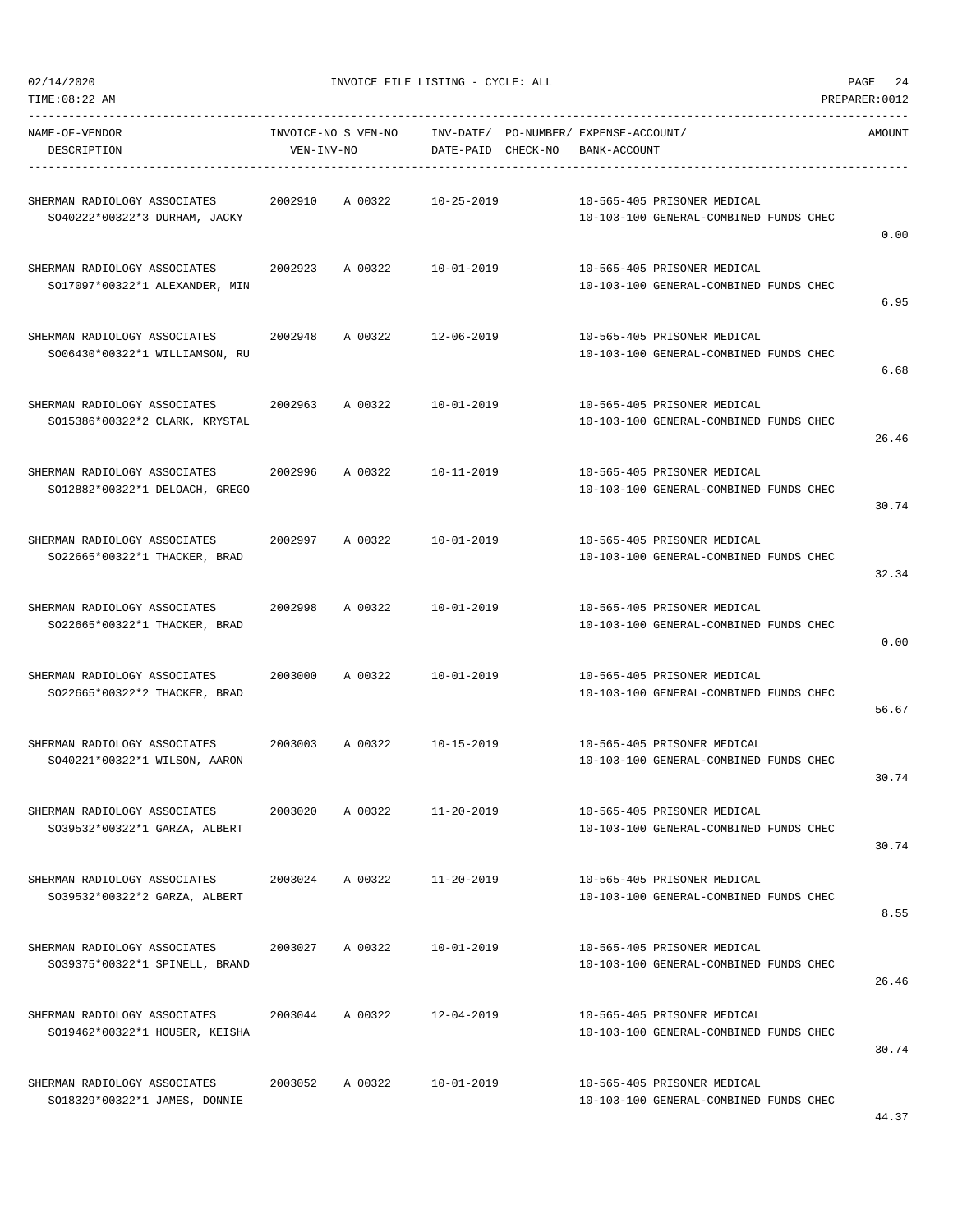| NAME-OF-VENDOR DESCRIPTION | INVOICE-NO S VEN-NO VEN-INV-NO | | INV-DATE/ DATE-PAID | PO-NUMBER/ CHECK-NO | EXPENSE-ACCOUNT/ BANK-ACCOUNT | AMOUNT |
|---|---|---|---|---|---|---|
| SHERMAN RADIOLOGY ASSOCIATES SO40222*00322*3 DURHAM, JACKY | 2002910 | A 00322 | 10-25-2019 | | 10-565-405 PRISONER MEDICAL 10-103-100 GENERAL-COMBINED FUNDS CHEC | 0.00 |
| SHERMAN RADIOLOGY ASSOCIATES SO17097*00322*1 ALEXANDER, MIN | 2002923 | A 00322 | 10-01-2019 | | 10-565-405 PRISONER MEDICAL 10-103-100 GENERAL-COMBINED FUNDS CHEC | 6.95 |
| SHERMAN RADIOLOGY ASSOCIATES SO06430*00322*1 WILLIAMSON, RU | 2002948 | A 00322 | 12-06-2019 | | 10-565-405 PRISONER MEDICAL 10-103-100 GENERAL-COMBINED FUNDS CHEC | 6.68 |
| SHERMAN RADIOLOGY ASSOCIATES SO15386*00322*2 CLARK, KRYSTAL | 2002963 | A 00322 | 10-01-2019 | | 10-565-405 PRISONER MEDICAL 10-103-100 GENERAL-COMBINED FUNDS CHEC | 26.46 |
| SHERMAN RADIOLOGY ASSOCIATES SO12882*00322*1 DELOACH, GREGO | 2002996 | A 00322 | 10-11-2019 | | 10-565-405 PRISONER MEDICAL 10-103-100 GENERAL-COMBINED FUNDS CHEC | 30.74 |
| SHERMAN RADIOLOGY ASSOCIATES SO22665*00322*1 THACKER, BRAD | 2002997 | A 00322 | 10-01-2019 | | 10-565-405 PRISONER MEDICAL 10-103-100 GENERAL-COMBINED FUNDS CHEC | 32.34 |
| SHERMAN RADIOLOGY ASSOCIATES SO22665*00322*1 THACKER, BRAD | 2002998 | A 00322 | 10-01-2019 | | 10-565-405 PRISONER MEDICAL 10-103-100 GENERAL-COMBINED FUNDS CHEC | 0.00 |
| SHERMAN RADIOLOGY ASSOCIATES SO22665*00322*2 THACKER, BRAD | 2003000 | A 00322 | 10-01-2019 | | 10-565-405 PRISONER MEDICAL 10-103-100 GENERAL-COMBINED FUNDS CHEC | 56.67 |
| SHERMAN RADIOLOGY ASSOCIATES SO40221*00322*1 WILSON, AARON | 2003003 | A 00322 | 10-15-2019 | | 10-565-405 PRISONER MEDICAL 10-103-100 GENERAL-COMBINED FUNDS CHEC | 30.74 |
| SHERMAN RADIOLOGY ASSOCIATES SO39532*00322*1 GARZA, ALBERT | 2003020 | A 00322 | 11-20-2019 | | 10-565-405 PRISONER MEDICAL 10-103-100 GENERAL-COMBINED FUNDS CHEC | 30.74 |
| SHERMAN RADIOLOGY ASSOCIATES SO39532*00322*2 GARZA, ALBERT | 2003024 | A 00322 | 11-20-2019 | | 10-565-405 PRISONER MEDICAL 10-103-100 GENERAL-COMBINED FUNDS CHEC | 8.55 |
| SHERMAN RADIOLOGY ASSOCIATES SO39375*00322*1 SPINELL, BRAND | 2003027 | A 00322 | 10-01-2019 | | 10-565-405 PRISONER MEDICAL 10-103-100 GENERAL-COMBINED FUNDS CHEC | 26.46 |
| SHERMAN RADIOLOGY ASSOCIATES SO19462*00322*1 HOUSER, KEISHA | 2003044 | A 00322 | 12-04-2019 | | 10-565-405 PRISONER MEDICAL 10-103-100 GENERAL-COMBINED FUNDS CHEC | 30.74 |
| SHERMAN RADIOLOGY ASSOCIATES SO18329*00322*1 JAMES, DONNIE | 2003052 | A 00322 | 10-01-2019 | | 10-565-405 PRISONER MEDICAL 10-103-100 GENERAL-COMBINED FUNDS CHEC | 44.37 |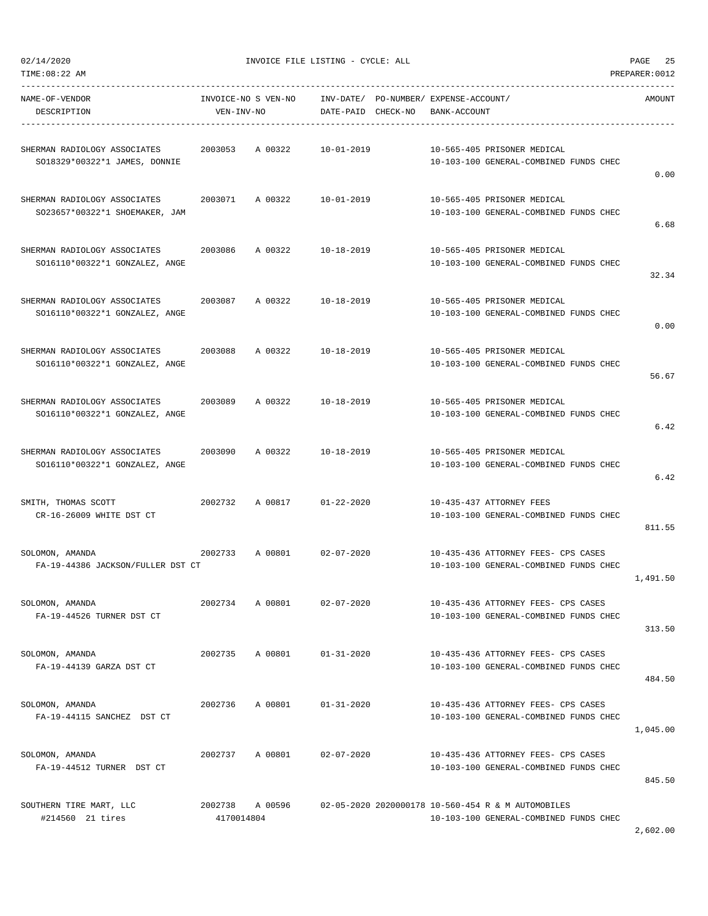02/14/2020 INVOICE FILE LISTING - CYCLE: ALL

TIME:08:22 AM PREPARER:0012

| NAME-OF-VENDOR / DESCRIPTION | INVOICE-NO / VEN-INV-NO | S VEN-NO | INV-DATE/ DATE-PAID | PO-NUMBER/ CHECK-NO | EXPENSE-ACCOUNT/ BANK-ACCOUNT | AMOUNT |
|---|---|---|---|---|---|---|
| SHERMAN RADIOLOGY ASSOCIATES<br>SO18329*00322*1 JAMES, DONNIE | 2003053 | A 00322 | 10-01-2019 | | 10-565-405 PRISONER MEDICAL<br>10-103-100 GENERAL-COMBINED FUNDS CHEC | 0.00 |
| SHERMAN RADIOLOGY ASSOCIATES<br>SO23657*00322*1 SHOEMAKER, JAM | 2003071 | A 00322 | 10-01-2019 | | 10-565-405 PRISONER MEDICAL<br>10-103-100 GENERAL-COMBINED FUNDS CHEC | 6.68 |
| SHERMAN RADIOLOGY ASSOCIATES<br>SO16110*00322*1 GONZALEZ, ANGE | 2003086 | A 00322 | 10-18-2019 | | 10-565-405 PRISONER MEDICAL<br>10-103-100 GENERAL-COMBINED FUNDS CHEC | 32.34 |
| SHERMAN RADIOLOGY ASSOCIATES<br>SO16110*00322*1 GONZALEZ, ANGE | 2003087 | A 00322 | 10-18-2019 | | 10-565-405 PRISONER MEDICAL<br>10-103-100 GENERAL-COMBINED FUNDS CHEC | 0.00 |
| SHERMAN RADIOLOGY ASSOCIATES<br>SO16110*00322*1 GONZALEZ, ANGE | 2003088 | A 00322 | 10-18-2019 | | 10-565-405 PRISONER MEDICAL<br>10-103-100 GENERAL-COMBINED FUNDS CHEC | 56.67 |
| SHERMAN RADIOLOGY ASSOCIATES<br>SO16110*00322*1 GONZALEZ, ANGE | 2003089 | A 00322 | 10-18-2019 | | 10-565-405 PRISONER MEDICAL<br>10-103-100 GENERAL-COMBINED FUNDS CHEC | 6.42 |
| SHERMAN RADIOLOGY ASSOCIATES<br>SO16110*00322*1 GONZALEZ, ANGE | 2003090 | A 00322 | 10-18-2019 | | 10-565-405 PRISONER MEDICAL<br>10-103-100 GENERAL-COMBINED FUNDS CHEC | 6.42 |
| SMITH, THOMAS SCOTT<br>CR-16-26009 WHITE DST CT | 2002732 | A 00817 | 01-22-2020 | | 10-435-437 ATTORNEY FEES<br>10-103-100 GENERAL-COMBINED FUNDS CHEC | 811.55 |
| SOLOMON, AMANDA<br>FA-19-44386 JACKSON/FULLER DST CT | 2002733 | A 00801 | 02-07-2020 | | 10-435-436 ATTORNEY FEES- CPS CASES<br>10-103-100 GENERAL-COMBINED FUNDS CHEC | 1,491.50 |
| SOLOMON, AMANDA<br>FA-19-44526 TURNER DST CT | 2002734 | A 00801 | 02-07-2020 | | 10-435-436 ATTORNEY FEES- CPS CASES<br>10-103-100 GENERAL-COMBINED FUNDS CHEC | 313.50 |
| SOLOMON, AMANDA<br>FA-19-44139 GARZA DST CT | 2002735 | A 00801 | 01-31-2020 | | 10-435-436 ATTORNEY FEES- CPS CASES<br>10-103-100 GENERAL-COMBINED FUNDS CHEC | 484.50 |
| SOLOMON, AMANDA<br>FA-19-44115 SANCHEZ DST CT | 2002736 | A 00801 | 01-31-2020 | | 10-435-436 ATTORNEY FEES- CPS CASES<br>10-103-100 GENERAL-COMBINED FUNDS CHEC | 1,045.00 |
| SOLOMON, AMANDA<br>FA-19-44512 TURNER DST CT | 2002737 | A 00801 | 02-07-2020 | | 10-435-436 ATTORNEY FEES- CPS CASES<br>10-103-100 GENERAL-COMBINED FUNDS CHEC | 845.50 |
| SOUTHERN TIRE MART, LLC<br>#214560 21 tires | 2002738<br>4170014804 | A 00596 | 02-05-2020 | 2020000178 | 10-560-454 R & M AUTOMOBILES<br>10-103-100 GENERAL-COMBINED FUNDS CHEC | 2,602.00 |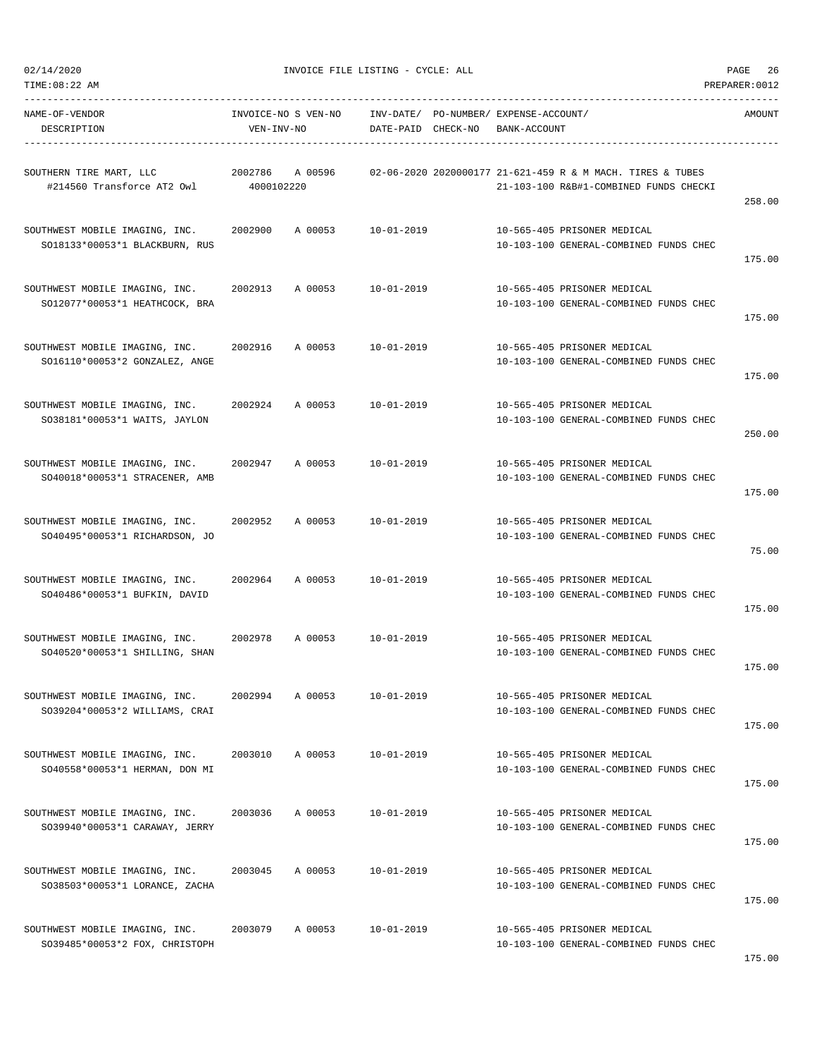INVOICE FILE LISTING - CYCLE: ALL

| NAME-OF-VENDOR / DESCRIPTION | INVOICE-NO | S VEN-NO / VEN-INV-NO | INV-DATE / DATE-PAID | PO-NUMBER / CHECK-NO | EXPENSE-ACCOUNT / BANK-ACCOUNT | AMOUNT |
|---|---|---|---|---|---|---|
| SOUTHERN TIRE MART, LLC<br>#214560 Transforce AT2 Owl | 2002786 | A 00596<br>4000102220 | 02-06-2020 | 2020000177 | 21-621-459 R & M MACH. TIRES & TUBES<br>21-103-100 R&B#1-COMBINED FUNDS CHECKI | 258.00 |
| SOUTHWEST MOBILE IMAGING, INC.<br>SO18133*00053*1 BLACKBURN, RUS | 2002900 | A 00053 | 10-01-2019 | | 10-565-405 PRISONER MEDICAL<br>10-103-100 GENERAL-COMBINED FUNDS CHEC | 175.00 |
| SOUTHWEST MOBILE IMAGING, INC.<br>SO12077*00053*1 HEATHCOCK, BRA | 2002913 | A 00053 | 10-01-2019 | | 10-565-405 PRISONER MEDICAL<br>10-103-100 GENERAL-COMBINED FUNDS CHEC | 175.00 |
| SOUTHWEST MOBILE IMAGING, INC.<br>SO16110*00053*2 GONZALEZ, ANGE | 2002916 | A 00053 | 10-01-2019 | | 10-565-405 PRISONER MEDICAL<br>10-103-100 GENERAL-COMBINED FUNDS CHEC | 175.00 |
| SOUTHWEST MOBILE IMAGING, INC.<br>SO38181*00053*1 WAITS, JAYLON | 2002924 | A 00053 | 10-01-2019 | | 10-565-405 PRISONER MEDICAL<br>10-103-100 GENERAL-COMBINED FUNDS CHEC | 250.00 |
| SOUTHWEST MOBILE IMAGING, INC.<br>SO40018*00053*1 STRACENER, AMB | 2002947 | A 00053 | 10-01-2019 | | 10-565-405 PRISONER MEDICAL<br>10-103-100 GENERAL-COMBINED FUNDS CHEC | 175.00 |
| SOUTHWEST MOBILE IMAGING, INC.<br>SO40495*00053*1 RICHARDSON, JO | 2002952 | A 00053 | 10-01-2019 | | 10-565-405 PRISONER MEDICAL<br>10-103-100 GENERAL-COMBINED FUNDS CHEC | 75.00 |
| SOUTHWEST MOBILE IMAGING, INC.<br>SO40486*00053*1 BUFKIN, DAVID | 2002964 | A 00053 | 10-01-2019 | | 10-565-405 PRISONER MEDICAL<br>10-103-100 GENERAL-COMBINED FUNDS CHEC | 175.00 |
| SOUTHWEST MOBILE IMAGING, INC.<br>SO40520*00053*1 SHILLING, SHAN | 2002978 | A 00053 | 10-01-2019 | | 10-565-405 PRISONER MEDICAL<br>10-103-100 GENERAL-COMBINED FUNDS CHEC | 175.00 |
| SOUTHWEST MOBILE IMAGING, INC.<br>SO39204*00053*2 WILLIAMS, CRAI | 2002994 | A 00053 | 10-01-2019 | | 10-565-405 PRISONER MEDICAL<br>10-103-100 GENERAL-COMBINED FUNDS CHEC | 175.00 |
| SOUTHWEST MOBILE IMAGING, INC.<br>SO40558*00053*1 HERMAN, DON MI | 2003010 | A 00053 | 10-01-2019 | | 10-565-405 PRISONER MEDICAL<br>10-103-100 GENERAL-COMBINED FUNDS CHEC | 175.00 |
| SOUTHWEST MOBILE IMAGING, INC.<br>SO39940*00053*1 CARAWAY, JERRY | 2003036 | A 00053 | 10-01-2019 | | 10-565-405 PRISONER MEDICAL<br>10-103-100 GENERAL-COMBINED FUNDS CHEC | 175.00 |
| SOUTHWEST MOBILE IMAGING, INC.<br>SO38503*00053*1 LORANCE, ZACHA | 2003045 | A 00053 | 10-01-2019 | | 10-565-405 PRISONER MEDICAL<br>10-103-100 GENERAL-COMBINED FUNDS CHEC | 175.00 |
| SOUTHWEST MOBILE IMAGING, INC.<br>SO39485*00053*2 FOX, CHRISTOPH | 2003079 | A 00053 | 10-01-2019 | | 10-565-405 PRISONER MEDICAL<br>10-103-100 GENERAL-COMBINED FUNDS CHEC | 175.00 |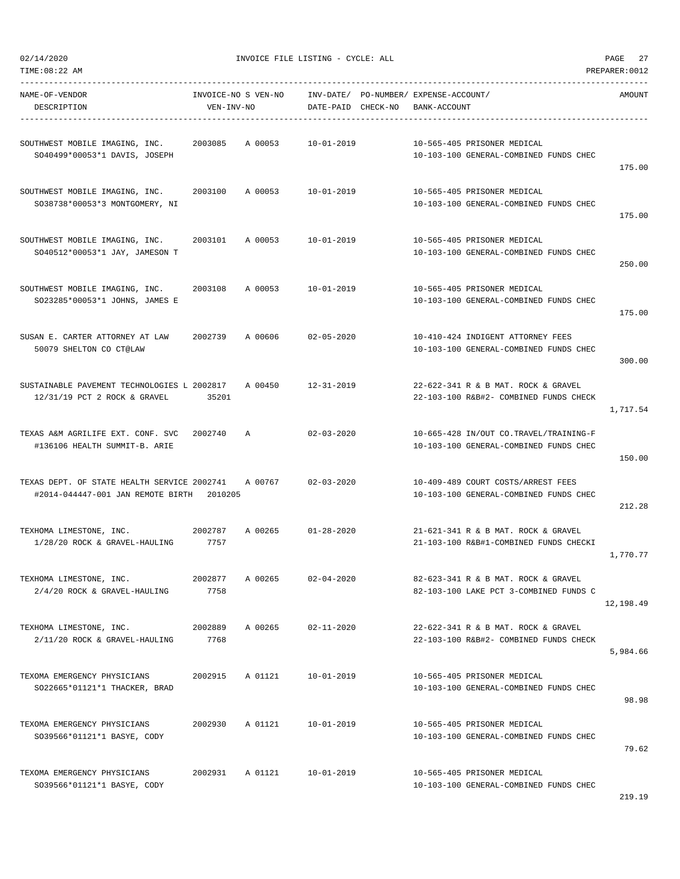| NAME-OF-VENDOR DESCRIPTION | INVOICE-NO S VEN-NO VEN-INV-NO | INV-DATE/ DATE-PAID | PO-NUMBER/ CHECK-NO | EXPENSE-ACCOUNT/ BANK-ACCOUNT | AMOUNT |
|---|---|---|---|---|---|
| SOUTHWEST MOBILE IMAGING, INC. SO40499*00053*1 DAVIS, JOSEPH | 2003085 A 00053 | 10-01-2019 | | 10-565-405 PRISONER MEDICAL 10-103-100 GENERAL-COMBINED FUNDS CHEC | 175.00 |
| SOUTHWEST MOBILE IMAGING, INC. SO38738*00053*3 MONTGOMERY, NI | 2003100 A 00053 | 10-01-2019 | | 10-565-405 PRISONER MEDICAL 10-103-100 GENERAL-COMBINED FUNDS CHEC | 175.00 |
| SOUTHWEST MOBILE IMAGING, INC. SO40512*00053*1 JAY, JAMESON T | 2003101 A 00053 | 10-01-2019 | | 10-565-405 PRISONER MEDICAL 10-103-100 GENERAL-COMBINED FUNDS CHEC | 250.00 |
| SOUTHWEST MOBILE IMAGING, INC. SO23285*00053*1 JOHNS, JAMES E | 2003108 A 00053 | 10-01-2019 | | 10-565-405 PRISONER MEDICAL 10-103-100 GENERAL-COMBINED FUNDS CHEC | 175.00 |
| SUSAN E. CARTER ATTORNEY AT LAW 50079 SHELTON CO CT@LAW | 2002739 A 00606 | 02-05-2020 | | 10-410-424 INDIGENT ATTORNEY FEES 10-103-100 GENERAL-COMBINED FUNDS CHEC | 300.00 |
| SUSTAINABLE PAVEMENT TECHNOLOGIES L 12/31/19 PCT 2 ROCK & GRAVEL | 2002817 A 00450 35201 | 12-31-2019 | | 22-622-341 R & B MAT. ROCK & GRAVEL 22-103-100 R&B#2- COMBINED FUNDS CHECK | 1,717.54 |
| TEXAS A&M AGRILIFE EXT. CONF. SVC #136106 HEALTH SUMMIT-B. ARIE | 2002740 A | 02-03-2020 | | 10-665-428 IN/OUT CO.TRAVEL/TRAINING-F 10-103-100 GENERAL-COMBINED FUNDS CHEC | 150.00 |
| TEXAS DEPT. OF STATE HEALTH SERVICE #2014-044447-001 JAN REMOTE BIRTH | 2002741 A 00767 2010205 | 02-03-2020 | | 10-409-489 COURT COSTS/ARREST FEES 10-103-100 GENERAL-COMBINED FUNDS CHEC | 212.28 |
| TEXHOMA LIMESTONE, INC. 1/28/20 ROCK & GRAVEL-HAULING | 2002787 A 00265 7757 | 01-28-2020 | | 21-621-341 R & B MAT. ROCK & GRAVEL 21-103-100 R&B#1-COMBINED FUNDS CHECKI | 1,770.77 |
| TEXHOMA LIMESTONE, INC. 2/4/20 ROCK & GRAVEL-HAULING | 2002877 A 00265 7758 | 02-04-2020 | | 82-623-341 R & B MAT. ROCK & GRAVEL 82-103-100 LAKE PCT 3-COMBINED FUNDS C | 12,198.49 |
| TEXHOMA LIMESTONE, INC. 2/11/20 ROCK & GRAVEL-HAULING | 2002889 A 00265 7768 | 02-11-2020 | | 22-622-341 R & B MAT. ROCK & GRAVEL 22-103-100 R&B#2- COMBINED FUNDS CHECK | 5,984.66 |
| TEXOMA EMERGENCY PHYSICIANS SO22665*01121*1 THACKER, BRAD | 2002915 A 01121 | 10-01-2019 | | 10-565-405 PRISONER MEDICAL 10-103-100 GENERAL-COMBINED FUNDS CHEC | 98.98 |
| TEXOMA EMERGENCY PHYSICIANS SO39566*01121*1 BASYE, CODY | 2002930 A 01121 | 10-01-2019 | | 10-565-405 PRISONER MEDICAL 10-103-100 GENERAL-COMBINED FUNDS CHEC | 79.62 |
| TEXOMA EMERGENCY PHYSICIANS SO39566*01121*1 BASYE, CODY | 2002931 A 01121 | 10-01-2019 | | 10-565-405 PRISONER MEDICAL 10-103-100 GENERAL-COMBINED FUNDS CHEC | 219.19 |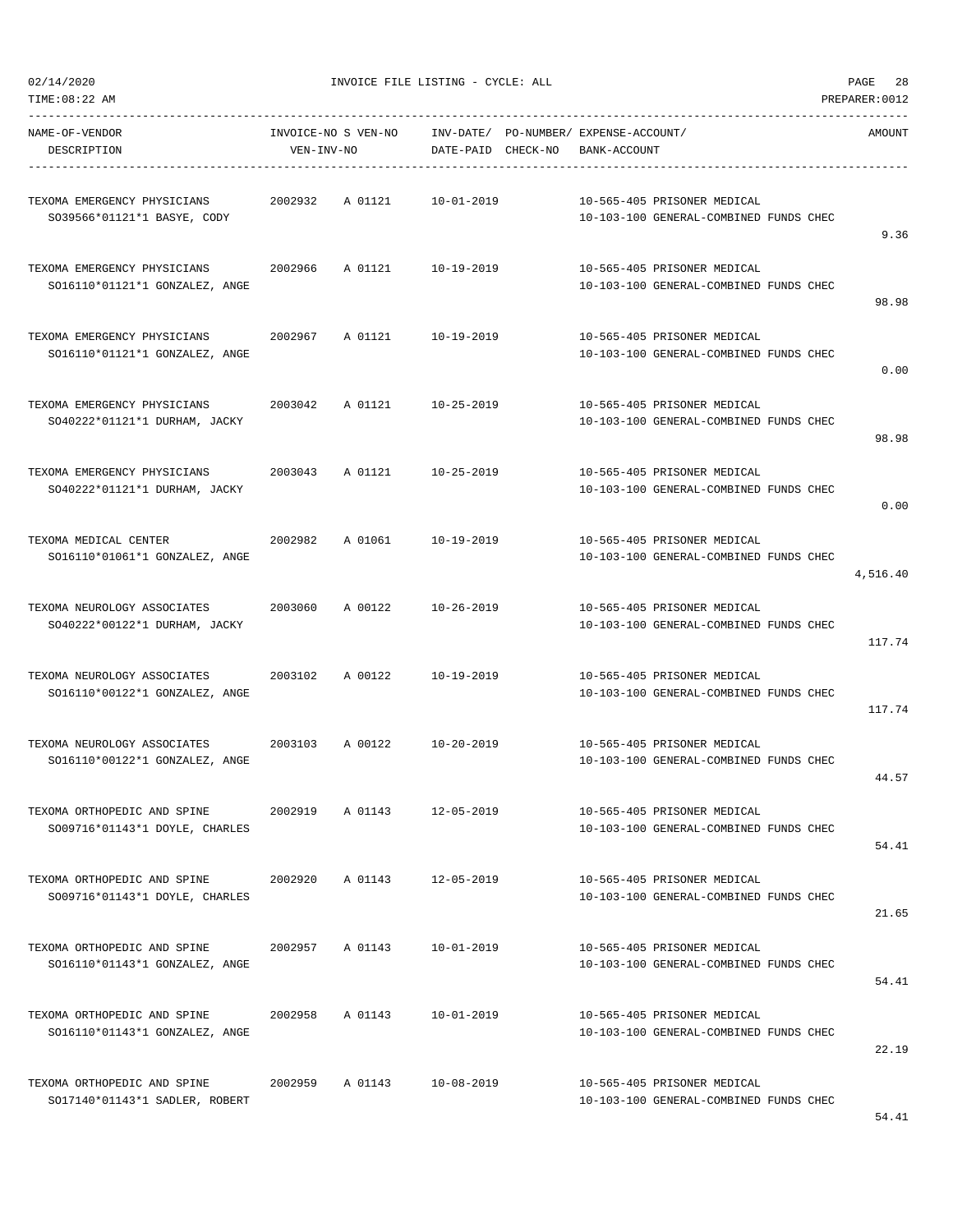INVOICE FILE LISTING - CYCLE: ALL

| NAME-OF-VENDOR / DESCRIPTION | INVOICE-NO | S VEN-NO / VEN-INV-NO | INV-DATE/ DATE-PAID | PO-NUMBER/ CHECK-NO | EXPENSE-ACCOUNT/ BANK-ACCOUNT | AMOUNT |
|---|---|---|---|---|---|---|
| TEXOMA EMERGENCY PHYSICIANS<br>SO39566*01121*1 BASYE, CODY | 2002932 | A 01121 | 10-01-2019 | | 10-565-405 PRISONER MEDICAL<br>10-103-100 GENERAL-COMBINED FUNDS CHEC | 9.36 |
| TEXOMA EMERGENCY PHYSICIANS<br>SO16110*01121*1 GONZALEZ, ANGE | 2002966 | A 01121 | 10-19-2019 | | 10-565-405 PRISONER MEDICAL<br>10-103-100 GENERAL-COMBINED FUNDS CHEC | 98.98 |
| TEXOMA EMERGENCY PHYSICIANS<br>SO16110*01121*1 GONZALEZ, ANGE | 2002967 | A 01121 | 10-19-2019 | | 10-565-405 PRISONER MEDICAL<br>10-103-100 GENERAL-COMBINED FUNDS CHEC | 0.00 |
| TEXOMA EMERGENCY PHYSICIANS<br>SO40222*01121*1 DURHAM, JACKY | 2003042 | A 01121 | 10-25-2019 | | 10-565-405 PRISONER MEDICAL<br>10-103-100 GENERAL-COMBINED FUNDS CHEC | 98.98 |
| TEXOMA EMERGENCY PHYSICIANS<br>SO40222*01121*1 DURHAM, JACKY | 2003043 | A 01121 | 10-25-2019 | | 10-565-405 PRISONER MEDICAL<br>10-103-100 GENERAL-COMBINED FUNDS CHEC | 0.00 |
| TEXOMA MEDICAL CENTER<br>SO16110*01061*1 GONZALEZ, ANGE | 2002982 | A 01061 | 10-19-2019 | | 10-565-405 PRISONER MEDICAL<br>10-103-100 GENERAL-COMBINED FUNDS CHEC | 4,516.40 |
| TEXOMA NEUROLOGY ASSOCIATES<br>SO40222*00122*1 DURHAM, JACKY | 2003060 | A 00122 | 10-26-2019 | | 10-565-405 PRISONER MEDICAL<br>10-103-100 GENERAL-COMBINED FUNDS CHEC | 117.74 |
| TEXOMA NEUROLOGY ASSOCIATES<br>SO16110*00122*1 GONZALEZ, ANGE | 2003102 | A 00122 | 10-19-2019 | | 10-565-405 PRISONER MEDICAL<br>10-103-100 GENERAL-COMBINED FUNDS CHEC | 117.74 |
| TEXOMA NEUROLOGY ASSOCIATES<br>SO16110*00122*1 GONZALEZ, ANGE | 2003103 | A 00122 | 10-20-2019 | | 10-565-405 PRISONER MEDICAL<br>10-103-100 GENERAL-COMBINED FUNDS CHEC | 44.57 |
| TEXOMA ORTHOPEDIC AND SPINE<br>SO09716*01143*1 DOYLE, CHARLES | 2002919 | A 01143 | 12-05-2019 | | 10-565-405 PRISONER MEDICAL<br>10-103-100 GENERAL-COMBINED FUNDS CHEC | 54.41 |
| TEXOMA ORTHOPEDIC AND SPINE<br>SO09716*01143*1 DOYLE, CHARLES | 2002920 | A 01143 | 12-05-2019 | | 10-565-405 PRISONER MEDICAL<br>10-103-100 GENERAL-COMBINED FUNDS CHEC | 21.65 |
| TEXOMA ORTHOPEDIC AND SPINE<br>SO16110*01143*1 GONZALEZ, ANGE | 2002957 | A 01143 | 10-01-2019 | | 10-565-405 PRISONER MEDICAL<br>10-103-100 GENERAL-COMBINED FUNDS CHEC | 54.41 |
| TEXOMA ORTHOPEDIC AND SPINE<br>SO16110*01143*1 GONZALEZ, ANGE | 2002958 | A 01143 | 10-01-2019 | | 10-565-405 PRISONER MEDICAL<br>10-103-100 GENERAL-COMBINED FUNDS CHEC | 22.19 |
| TEXOMA ORTHOPEDIC AND SPINE<br>SO17140*01143*1 SADLER, ROBERT | 2002959 | A 01143 | 10-08-2019 | | 10-565-405 PRISONER MEDICAL<br>10-103-100 GENERAL-COMBINED FUNDS CHEC | 54.41 |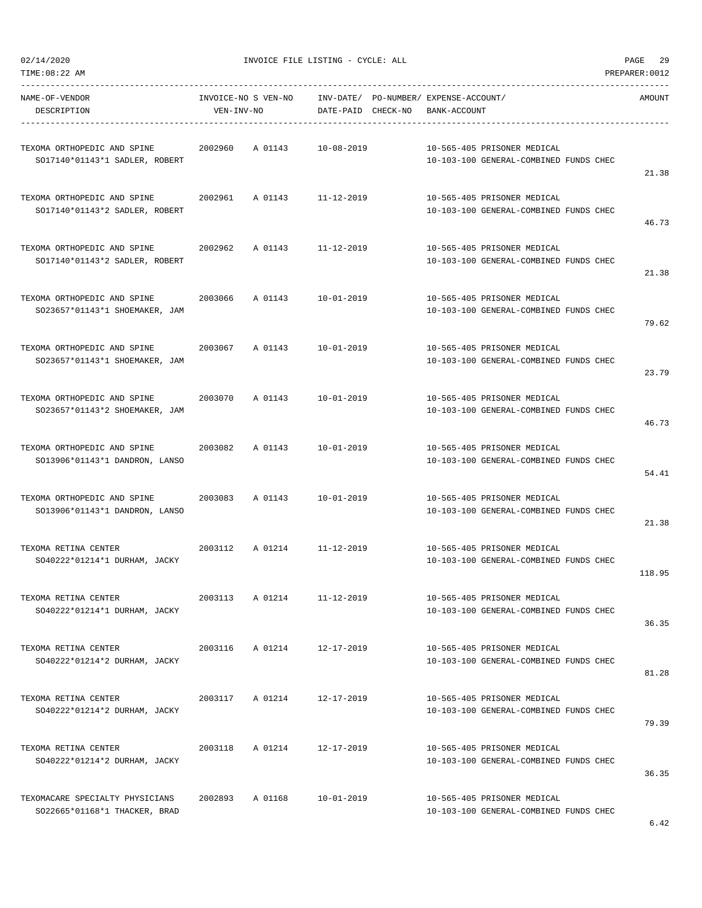02/14/2020 INVOICE FILE LISTING - CYCLE: ALL

TIME:08:22 AM PREPARER:0012

| NAME-OF-VENDOR<br>DESCRIPTION | INVOICE-NO S VEN-NO<br>VEN-INV-NO | INV-DATE/<br>DATE-PAID | PO-NUMBER/<br>CHECK-NO | EXPENSE-ACCOUNT/<br>BANK-ACCOUNT | AMOUNT |
|---|---|---|---|---|---|
| TEXOMA ORTHOPEDIC AND SPINE<br>SO17140*01143*1 SADLER, ROBERT | 2002960 A 01143 | 10-08-2019 | | 10-565-405 PRISONER MEDICAL<br>10-103-100 GENERAL-COMBINED FUNDS CHEC | 21.38 |
| TEXOMA ORTHOPEDIC AND SPINE<br>SO17140*01143*2 SADLER, ROBERT | 2002961 A 01143 | 11-12-2019 | | 10-565-405 PRISONER MEDICAL<br>10-103-100 GENERAL-COMBINED FUNDS CHEC | 46.73 |
| TEXOMA ORTHOPEDIC AND SPINE<br>SO17140*01143*2 SADLER, ROBERT | 2002962 A 01143 | 11-12-2019 | | 10-565-405 PRISONER MEDICAL<br>10-103-100 GENERAL-COMBINED FUNDS CHEC | 21.38 |
| TEXOMA ORTHOPEDIC AND SPINE<br>SO23657*01143*1 SHOEMAKER, JAM | 2003066 A 01143 | 10-01-2019 | | 10-565-405 PRISONER MEDICAL<br>10-103-100 GENERAL-COMBINED FUNDS CHEC | 79.62 |
| TEXOMA ORTHOPEDIC AND SPINE<br>SO23657*01143*1 SHOEMAKER, JAM | 2003067 A 01143 | 10-01-2019 | | 10-565-405 PRISONER MEDICAL<br>10-103-100 GENERAL-COMBINED FUNDS CHEC | 23.79 |
| TEXOMA ORTHOPEDIC AND SPINE<br>SO23657*01143*2 SHOEMAKER, JAM | 2003070 A 01143 | 10-01-2019 | | 10-565-405 PRISONER MEDICAL<br>10-103-100 GENERAL-COMBINED FUNDS CHEC | 46.73 |
| TEXOMA ORTHOPEDIC AND SPINE<br>SO13906*01143*1 DANDRON, LANSO | 2003082 A 01143 | 10-01-2019 | | 10-565-405 PRISONER MEDICAL<br>10-103-100 GENERAL-COMBINED FUNDS CHEC | 54.41 |
| TEXOMA ORTHOPEDIC AND SPINE<br>SO13906*01143*1 DANDRON, LANSO | 2003083 A 01143 | 10-01-2019 | | 10-565-405 PRISONER MEDICAL<br>10-103-100 GENERAL-COMBINED FUNDS CHEC | 21.38 |
| TEXOMA RETINA CENTER<br>SO40222*01214*1 DURHAM, JACKY | 2003112 A 01214 | 11-12-2019 | | 10-565-405 PRISONER MEDICAL<br>10-103-100 GENERAL-COMBINED FUNDS CHEC | 118.95 |
| TEXOMA RETINA CENTER<br>SO40222*01214*1 DURHAM, JACKY | 2003113 A 01214 | 11-12-2019 | | 10-565-405 PRISONER MEDICAL<br>10-103-100 GENERAL-COMBINED FUNDS CHEC | 36.35 |
| TEXOMA RETINA CENTER<br>SO40222*01214*2 DURHAM, JACKY | 2003116 A 01214 | 12-17-2019 | | 10-565-405 PRISONER MEDICAL<br>10-103-100 GENERAL-COMBINED FUNDS CHEC | 81.28 |
| TEXOMA RETINA CENTER<br>SO40222*01214*2 DURHAM, JACKY | 2003117 A 01214 | 12-17-2019 | | 10-565-405 PRISONER MEDICAL<br>10-103-100 GENERAL-COMBINED FUNDS CHEC | 79.39 |
| TEXOMA RETINA CENTER<br>SO40222*01214*2 DURHAM, JACKY | 2003118 A 01214 | 12-17-2019 | | 10-565-405 PRISONER MEDICAL<br>10-103-100 GENERAL-COMBINED FUNDS CHEC | 36.35 |
| TEXOMACARE SPECIALTY PHYSICIANS<br>SO22665*01168*1 THACKER, BRAD | 2002893 A 01168 | 10-01-2019 | | 10-565-405 PRISONER MEDICAL<br>10-103-100 GENERAL-COMBINED FUNDS CHEC | 6.42 |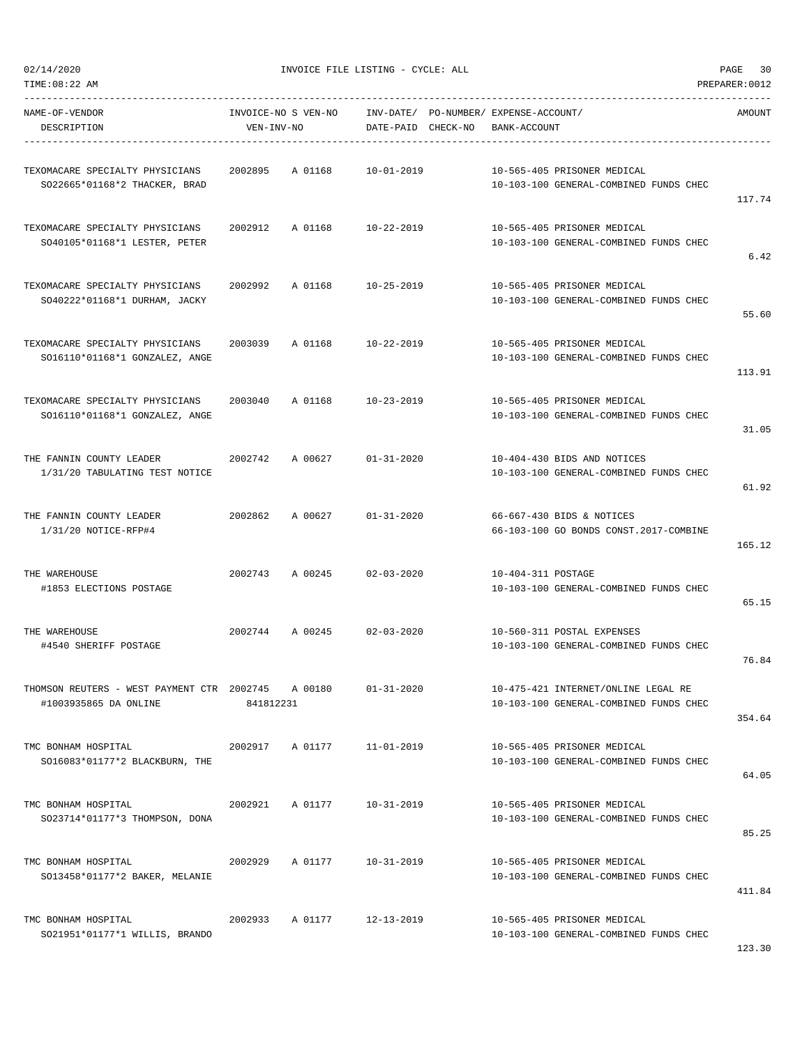02/14/2020 INVOICE FILE LISTING - CYCLE: ALL

TIME:08:22 AM PREPARER:0012

| NAME-OF-VENDOR / DESCRIPTION | INVOICE-NO / VEN-INV-NO | S VEN-NO | INV-DATE/ DATE-PAID | PO-NUMBER/ CHECK-NO | EXPENSE-ACCOUNT/ BANK-ACCOUNT | AMOUNT |
|---|---|---|---|---|---|---|
| TEXOMACARE SPECIALTY PHYSICIANS<br>SO22665*01168*2 THACKER, BRAD | 2002895 | A 01168 | 10-01-2019 | | 10-565-405 PRISONER MEDICAL<br>10-103-100 GENERAL-COMBINED FUNDS CHEC | 117.74 |
| TEXOMACARE SPECIALTY PHYSICIANS<br>SO40105*01168*1 LESTER, PETER | 2002912 | A 01168 | 10-22-2019 | | 10-565-405 PRISONER MEDICAL<br>10-103-100 GENERAL-COMBINED FUNDS CHEC | 6.42 |
| TEXOMACARE SPECIALTY PHYSICIANS<br>SO40222*01168*1 DURHAM, JACKY | 2002992 | A 01168 | 10-25-2019 | | 10-565-405 PRISONER MEDICAL<br>10-103-100 GENERAL-COMBINED FUNDS CHEC | 55.60 |
| TEXOMACARE SPECIALTY PHYSICIANS<br>SO16110*01168*1 GONZALEZ, ANGE | 2003039 | A 01168 | 10-22-2019 | | 10-565-405 PRISONER MEDICAL<br>10-103-100 GENERAL-COMBINED FUNDS CHEC | 113.91 |
| TEXOMACARE SPECIALTY PHYSICIANS<br>SO16110*01168*1 GONZALEZ, ANGE | 2003040 | A 01168 | 10-23-2019 | | 10-565-405 PRISONER MEDICAL<br>10-103-100 GENERAL-COMBINED FUNDS CHEC | 31.05 |
| THE FANNIN COUNTY LEADER<br>1/31/20 TABULATING TEST NOTICE | 2002742 | A 00627 | 01-31-2020 | | 10-404-430 BIDS AND NOTICES<br>10-103-100 GENERAL-COMBINED FUNDS CHEC | 61.92 |
| THE FANNIN COUNTY LEADER<br>1/31/20 NOTICE-RFP#4 | 2002862 | A 00627 | 01-31-2020 | | 66-667-430 BIDS & NOTICES<br>66-103-100 GO BONDS CONST.2017-COMBINE | 165.12 |
| THE WAREHOUSE<br>#1853 ELECTIONS POSTAGE | 2002743 | A 00245 | 02-03-2020 | | 10-404-311 POSTAGE<br>10-103-100 GENERAL-COMBINED FUNDS CHEC | 65.15 |
| THE WAREHOUSE<br>#4540 SHERIFF POSTAGE | 2002744 | A 00245 | 02-03-2020 | | 10-560-311 POSTAL EXPENSES<br>10-103-100 GENERAL-COMBINED FUNDS CHEC | 76.84 |
| THOMSON REUTERS - WEST PAYMENT CTR<br>#1003935865 DA ONLINE | 2002745<br>841812231 | A 00180 | 01-31-2020 | | 10-475-421 INTERNET/ONLINE LEGAL RE<br>10-103-100 GENERAL-COMBINED FUNDS CHEC | 354.64 |
| TMC BONHAM HOSPITAL<br>SO16083*01177*2 BLACKBURN, THE | 2002917 | A 01177 | 11-01-2019 | | 10-565-405 PRISONER MEDICAL<br>10-103-100 GENERAL-COMBINED FUNDS CHEC | 64.05 |
| TMC BONHAM HOSPITAL<br>SO23714*01177*3 THOMPSON, DONA | 2002921 | A 01177 | 10-31-2019 | | 10-565-405 PRISONER MEDICAL<br>10-103-100 GENERAL-COMBINED FUNDS CHEC | 85.25 |
| TMC BONHAM HOSPITAL<br>SO13458*01177*2 BAKER, MELANIE | 2002929 | A 01177 | 10-31-2019 | | 10-565-405 PRISONER MEDICAL<br>10-103-100 GENERAL-COMBINED FUNDS CHEC | 411.84 |
| TMC BONHAM HOSPITAL<br>SO21951*01177*1 WILLIS, BRANDO | 2002933 | A 01177 | 12-13-2019 | | 10-565-405 PRISONER MEDICAL<br>10-103-100 GENERAL-COMBINED FUNDS CHEC | 123.30 |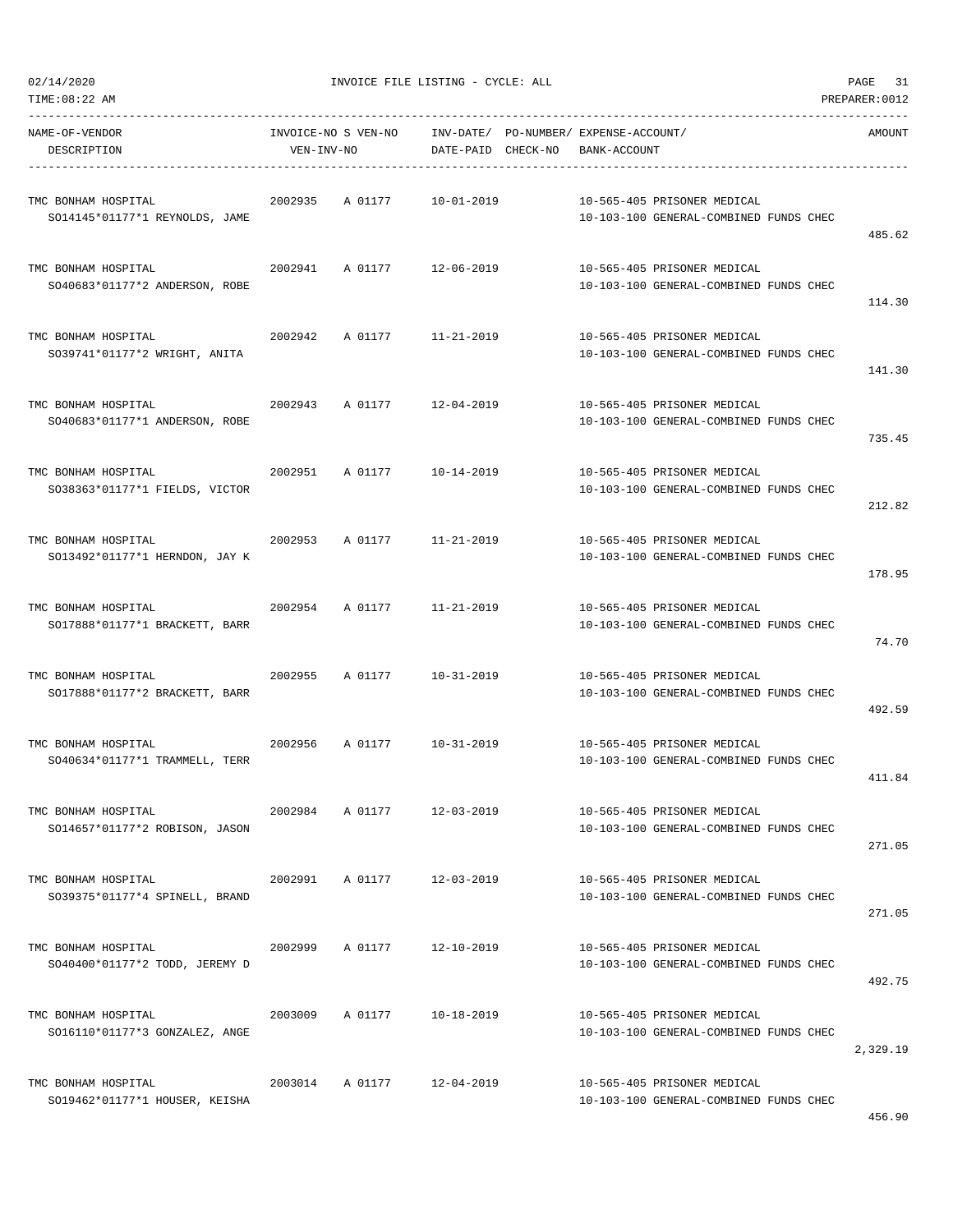INVOICE FILE LISTING - CYCLE: ALL

| NAME-OF-VENDOR / DESCRIPTION | INVOICE-NO | S VEN-NO / VEN-INV-NO | INV-DATE/ DATE-PAID | PO-NUMBER/ CHECK-NO | EXPENSE-ACCOUNT/ BANK-ACCOUNT | AMOUNT |
|---|---|---|---|---|---|---|
| TMC BONHAM HOSPITAL<br>SO14145*01177*1 REYNOLDS, JAME | 2002935 | A 01177 | 10-01-2019 | | 10-565-405 PRISONER MEDICAL<br>10-103-100 GENERAL-COMBINED FUNDS CHEC | 485.62 |
| TMC BONHAM HOSPITAL<br>SO40683*01177*2 ANDERSON, ROBE | 2002941 | A 01177 | 12-06-2019 | | 10-565-405 PRISONER MEDICAL<br>10-103-100 GENERAL-COMBINED FUNDS CHEC | 114.30 |
| TMC BONHAM HOSPITAL<br>SO39741*01177*2 WRIGHT, ANITA | 2002942 | A 01177 | 11-21-2019 | | 10-565-405 PRISONER MEDICAL<br>10-103-100 GENERAL-COMBINED FUNDS CHEC | 141.30 |
| TMC BONHAM HOSPITAL<br>SO40683*01177*1 ANDERSON, ROBE | 2002943 | A 01177 | 12-04-2019 | | 10-565-405 PRISONER MEDICAL<br>10-103-100 GENERAL-COMBINED FUNDS CHEC | 735.45 |
| TMC BONHAM HOSPITAL<br>SO38363*01177*1 FIELDS, VICTOR | 2002951 | A 01177 | 10-14-2019 | | 10-565-405 PRISONER MEDICAL<br>10-103-100 GENERAL-COMBINED FUNDS CHEC | 212.82 |
| TMC BONHAM HOSPITAL<br>SO13492*01177*1 HERNDON, JAY K | 2002953 | A 01177 | 11-21-2019 | | 10-565-405 PRISONER MEDICAL<br>10-103-100 GENERAL-COMBINED FUNDS CHEC | 178.95 |
| TMC BONHAM HOSPITAL<br>SO17888*01177*1 BRACKETT, BARR | 2002954 | A 01177 | 11-21-2019 | | 10-565-405 PRISONER MEDICAL<br>10-103-100 GENERAL-COMBINED FUNDS CHEC | 74.70 |
| TMC BONHAM HOSPITAL<br>SO17888*01177*2 BRACKETT, BARR | 2002955 | A 01177 | 10-31-2019 | | 10-565-405 PRISONER MEDICAL<br>10-103-100 GENERAL-COMBINED FUNDS CHEC | 492.59 |
| TMC BONHAM HOSPITAL<br>SO40634*01177*1 TRAMMELL, TERR | 2002956 | A 01177 | 10-31-2019 | | 10-565-405 PRISONER MEDICAL<br>10-103-100 GENERAL-COMBINED FUNDS CHEC | 411.84 |
| TMC BONHAM HOSPITAL<br>SO14657*01177*2 ROBISON, JASON | 2002984 | A 01177 | 12-03-2019 | | 10-565-405 PRISONER MEDICAL<br>10-103-100 GENERAL-COMBINED FUNDS CHEC | 271.05 |
| TMC BONHAM HOSPITAL<br>SO39375*01177*4 SPINELL, BRAND | 2002991 | A 01177 | 12-03-2019 | | 10-565-405 PRISONER MEDICAL<br>10-103-100 GENERAL-COMBINED FUNDS CHEC | 271.05 |
| TMC BONHAM HOSPITAL<br>SO40400*01177*2 TODD, JEREMY D | 2002999 | A 01177 | 12-10-2019 | | 10-565-405 PRISONER MEDICAL<br>10-103-100 GENERAL-COMBINED FUNDS CHEC | 492.75 |
| TMC BONHAM HOSPITAL<br>SO16110*01177*3 GONZALEZ, ANGE | 2003009 | A 01177 | 10-18-2019 | | 10-565-405 PRISONER MEDICAL<br>10-103-100 GENERAL-COMBINED FUNDS CHEC | 2,329.19 |
| TMC BONHAM HOSPITAL<br>SO19462*01177*1 HOUSER, KEISHA | 2003014 | A 01177 | 12-04-2019 | | 10-565-405 PRISONER MEDICAL<br>10-103-100 GENERAL-COMBINED FUNDS CHEC | 456.90 |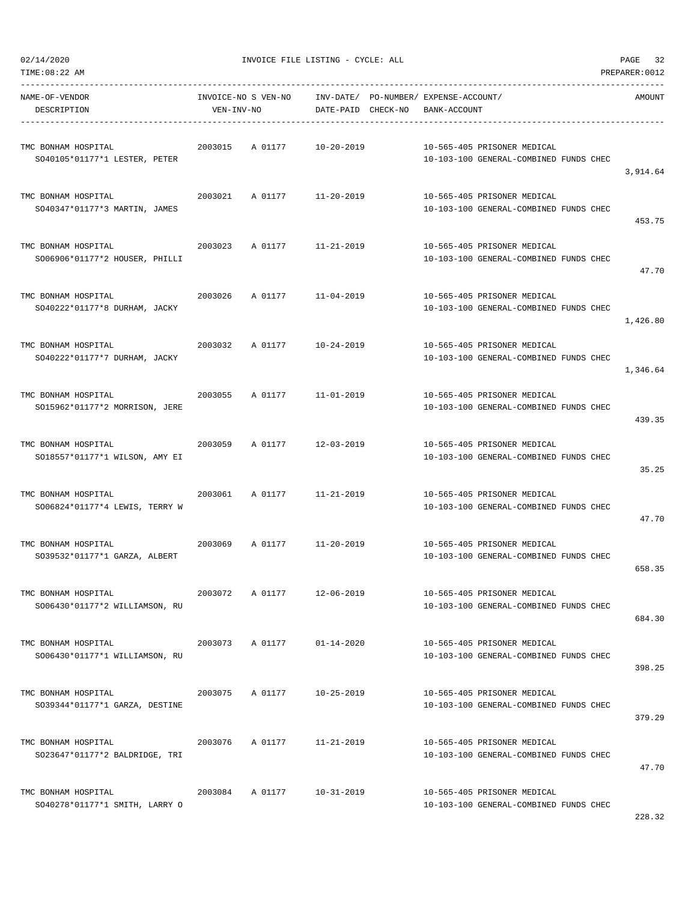| NAME-OF-VENDOR DESCRIPTION | INVOICE-NO | S VEN-NO VEN-INV-NO | INV-DATE/ DATE-PAID | PO-NUMBER/ CHECK-NO | EXPENSE-ACCOUNT/ BANK-ACCOUNT | AMOUNT |
|---|---|---|---|---|---|---|
| TMC BONHAM HOSPITAL SO40105*01177*1 LESTER, PETER | 2003015 | A 01177 | 10-20-2019 | | 10-565-405 PRISONER MEDICAL 10-103-100 GENERAL-COMBINED FUNDS CHEC | 3,914.64 |
| TMC BONHAM HOSPITAL SO40347*01177*3 MARTIN, JAMES | 2003021 | A 01177 | 11-20-2019 | | 10-565-405 PRISONER MEDICAL 10-103-100 GENERAL-COMBINED FUNDS CHEC | 453.75 |
| TMC BONHAM HOSPITAL SO06906*01177*2 HOUSER, PHILLI | 2003023 | A 01177 | 11-21-2019 | | 10-565-405 PRISONER MEDICAL 10-103-100 GENERAL-COMBINED FUNDS CHEC | 47.70 |
| TMC BONHAM HOSPITAL SO40222*01177*8 DURHAM, JACKY | 2003026 | A 01177 | 11-04-2019 | | 10-565-405 PRISONER MEDICAL 10-103-100 GENERAL-COMBINED FUNDS CHEC | 1,426.80 |
| TMC BONHAM HOSPITAL SO40222*01177*7 DURHAM, JACKY | 2003032 | A 01177 | 10-24-2019 | | 10-565-405 PRISONER MEDICAL 10-103-100 GENERAL-COMBINED FUNDS CHEC | 1,346.64 |
| TMC BONHAM HOSPITAL SO15962*01177*2 MORRISON, JERE | 2003055 | A 01177 | 11-01-2019 | | 10-565-405 PRISONER MEDICAL 10-103-100 GENERAL-COMBINED FUNDS CHEC | 439.35 |
| TMC BONHAM HOSPITAL SO18557*01177*1 WILSON, AMY EI | 2003059 | A 01177 | 12-03-2019 | | 10-565-405 PRISONER MEDICAL 10-103-100 GENERAL-COMBINED FUNDS CHEC | 35.25 |
| TMC BONHAM HOSPITAL SO06824*01177*4 LEWIS, TERRY W | 2003061 | A 01177 | 11-21-2019 | | 10-565-405 PRISONER MEDICAL 10-103-100 GENERAL-COMBINED FUNDS CHEC | 47.70 |
| TMC BONHAM HOSPITAL SO39532*01177*1 GARZA, ALBERT | 2003069 | A 01177 | 11-20-2019 | | 10-565-405 PRISONER MEDICAL 10-103-100 GENERAL-COMBINED FUNDS CHEC | 658.35 |
| TMC BONHAM HOSPITAL SO06430*01177*2 WILLIAMSON, RU | 2003072 | A 01177 | 12-06-2019 | | 10-565-405 PRISONER MEDICAL 10-103-100 GENERAL-COMBINED FUNDS CHEC | 684.30 |
| TMC BONHAM HOSPITAL SO06430*01177*1 WILLIAMSON, RU | 2003073 | A 01177 | 01-14-2020 | | 10-565-405 PRISONER MEDICAL 10-103-100 GENERAL-COMBINED FUNDS CHEC | 398.25 |
| TMC BONHAM HOSPITAL SO39344*01177*1 GARZA, DESTINE | 2003075 | A 01177 | 10-25-2019 | | 10-565-405 PRISONER MEDICAL 10-103-100 GENERAL-COMBINED FUNDS CHEC | 379.29 |
| TMC BONHAM HOSPITAL SO23647*01177*2 BALDRIDGE, TRI | 2003076 | A 01177 | 11-21-2019 | | 10-565-405 PRISONER MEDICAL 10-103-100 GENERAL-COMBINED FUNDS CHEC | 47.70 |
| TMC BONHAM HOSPITAL SO40278*01177*1 SMITH, LARRY O | 2003084 | A 01177 | 10-31-2019 | | 10-565-405 PRISONER MEDICAL 10-103-100 GENERAL-COMBINED FUNDS CHEC | 228.32 |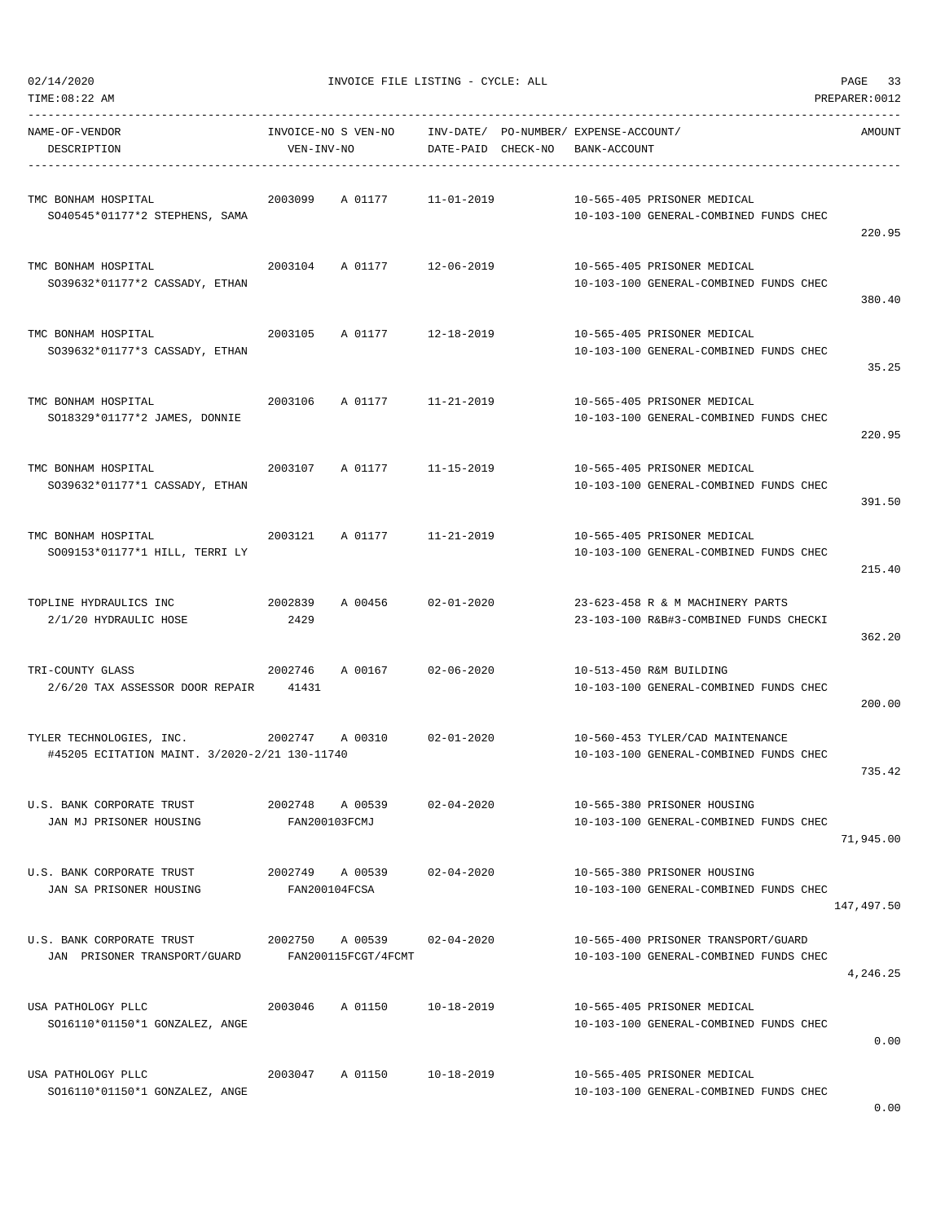02/14/2020 INVOICE FILE LISTING - CYCLE: ALL

TIME:08:22 AM PREPARER:0012

| NAME-OF-VENDOR / DESCRIPTION | INVOICE-NO / VEN-INV-NO | S VEN-NO | INV-DATE/ DATE-PAID | PO-NUMBER/ CHECK-NO | EXPENSE-ACCOUNT/ BANK-ACCOUNT | AMOUNT |
|---|---|---|---|---|---|---|
| TMC BONHAM HOSPITAL<br>SO40545*01177*2 STEPHENS, SAMA | 2003099 | A 01177 | 11-01-2019 | | 10-565-405 PRISONER MEDICAL<br>10-103-100 GENERAL-COMBINED FUNDS CHEC | 220.95 |
| TMC BONHAM HOSPITAL<br>SO39632*01177*2 CASSADY, ETHAN | 2003104 | A 01177 | 12-06-2019 | | 10-565-405 PRISONER MEDICAL<br>10-103-100 GENERAL-COMBINED FUNDS CHEC | 380.40 |
| TMC BONHAM HOSPITAL<br>SO39632*01177*3 CASSADY, ETHAN | 2003105 | A 01177 | 12-18-2019 | | 10-565-405 PRISONER MEDICAL<br>10-103-100 GENERAL-COMBINED FUNDS CHEC | 35.25 |
| TMC BONHAM HOSPITAL<br>SO18329*01177*2 JAMES, DONNIE | 2003106 | A 01177 | 11-21-2019 | | 10-565-405 PRISONER MEDICAL<br>10-103-100 GENERAL-COMBINED FUNDS CHEC | 220.95 |
| TMC BONHAM HOSPITAL<br>SO39632*01177*1 CASSADY, ETHAN | 2003107 | A 01177 | 11-15-2019 | | 10-565-405 PRISONER MEDICAL<br>10-103-100 GENERAL-COMBINED FUNDS CHEC | 391.50 |
| TMC BONHAM HOSPITAL<br>SO09153*01177*1 HILL, TERRI LY | 2003121 | A 01177 | 11-21-2019 | | 10-565-405 PRISONER MEDICAL<br>10-103-100 GENERAL-COMBINED FUNDS CHEC | 215.40 |
| TOPLINE HYDRAULICS INC<br>2/1/20 HYDRAULIC HOSE | 2002839<br>2429 | A 00456 | 02-01-2020 | | 23-623-458 R & M MACHINERY PARTS<br>23-103-100 R&B#3-COMBINED FUNDS CHECKI | 362.20 |
| TRI-COUNTY GLASS<br>2/6/20 TAX ASSESSOR DOOR REPAIR | 2002746<br>41431 | A 00167 | 02-06-2020 | | 10-513-450 R&M BUILDING<br>10-103-100 GENERAL-COMBINED FUNDS CHEC | 200.00 |
| TYLER TECHNOLOGIES, INC.<br>#45205 ECITATION MAINT. 3/2020-2/21 130-11740 | 2002747 | A 00310 | 02-01-2020 | | 10-560-453 TYLER/CAD MAINTENANCE<br>10-103-100 GENERAL-COMBINED FUNDS CHEC | 735.42 |
| U.S. BANK CORPORATE TRUST<br>JAN MJ PRISONER HOUSING | 2002748<br>FAN200103FCMJ | A 00539 | 02-04-2020 | | 10-565-380 PRISONER HOUSING<br>10-103-100 GENERAL-COMBINED FUNDS CHEC | 71,945.00 |
| U.S. BANK CORPORATE TRUST<br>JAN SA PRISONER HOUSING | 2002749<br>FAN200104FCSA | A 00539 | 02-04-2020 | | 10-565-380 PRISONER HOUSING<br>10-103-100 GENERAL-COMBINED FUNDS CHEC | 147,497.50 |
| U.S. BANK CORPORATE TRUST<br>JAN PRISONER TRANSPORT/GUARD | 2002750<br>FAN200115FCGT/4FCMT | A 00539 | 02-04-2020 | | 10-565-400 PRISONER TRANSPORT/GUARD<br>10-103-100 GENERAL-COMBINED FUNDS CHEC | 4,246.25 |
| USA PATHOLOGY PLLC<br>SO16110*01150*1 GONZALEZ, ANGE | 2003046 | A 01150 | 10-18-2019 | | 10-565-405 PRISONER MEDICAL<br>10-103-100 GENERAL-COMBINED FUNDS CHEC | 0.00 |
| USA PATHOLOGY PLLC<br>SO16110*01150*1 GONZALEZ, ANGE | 2003047 | A 01150 | 10-18-2019 | | 10-565-405 PRISONER MEDICAL<br>10-103-100 GENERAL-COMBINED FUNDS CHEC | 0.00 |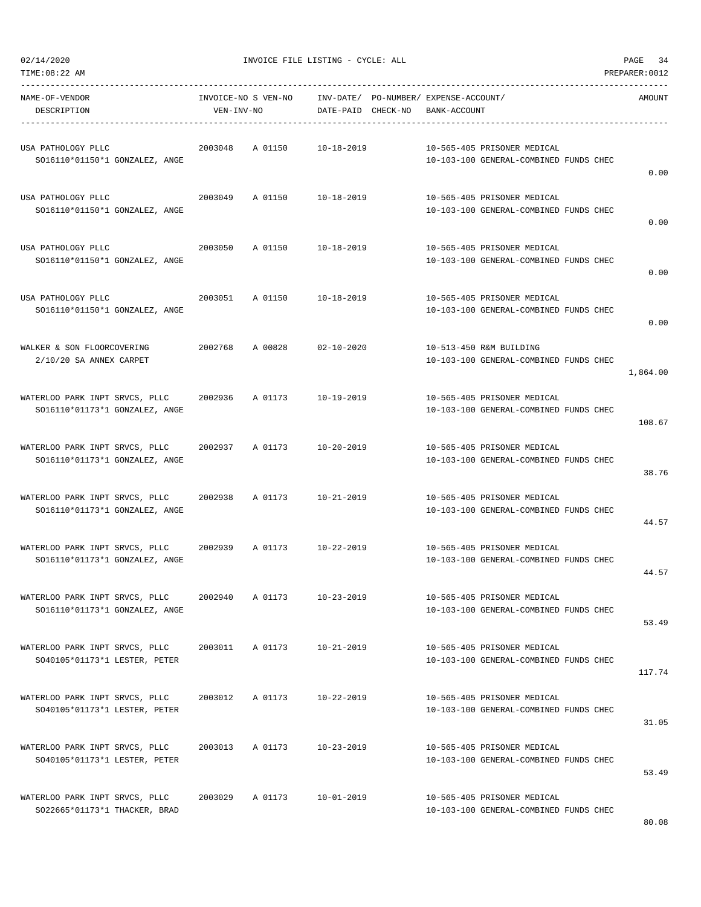02/14/2020 INVOICE FILE LISTING - CYCLE: ALL

TIME:08:22 AM PREPARER:0012

| NAME-OF-VENDOR DESCRIPTION | INVOICE-NO | S VEN-NO VEN-INV-NO | INV-DATE/ DATE-PAID | PO-NUMBER/ CHECK-NO | EXPENSE-ACCOUNT/ BANK-ACCOUNT | AMOUNT |
|---|---|---|---|---|---|---|
| USA PATHOLOGY PLLC<br>SO16110*01150*1 GONZALEZ, ANGE | 2003048 | A 01150 | 10-18-2019 | | 10-565-405 PRISONER MEDICAL<br>10-103-100 GENERAL-COMBINED FUNDS CHEC | 0.00 |
| USA PATHOLOGY PLLC<br>SO16110*01150*1 GONZALEZ, ANGE | 2003049 | A 01150 | 10-18-2019 | | 10-565-405 PRISONER MEDICAL<br>10-103-100 GENERAL-COMBINED FUNDS CHEC | 0.00 |
| USA PATHOLOGY PLLC<br>SO16110*01150*1 GONZALEZ, ANGE | 2003050 | A 01150 | 10-18-2019 | | 10-565-405 PRISONER MEDICAL<br>10-103-100 GENERAL-COMBINED FUNDS CHEC | 0.00 |
| USA PATHOLOGY PLLC<br>SO16110*01150*1 GONZALEZ, ANGE | 2003051 | A 01150 | 10-18-2019 | | 10-565-405 PRISONER MEDICAL<br>10-103-100 GENERAL-COMBINED FUNDS CHEC | 0.00 |
| WALKER & SON FLOORCOVERING<br>2/10/20 SA ANNEX CARPET | 2002768 | A 00828 | 02-10-2020 | | 10-513-450 R&M BUILDING<br>10-103-100 GENERAL-COMBINED FUNDS CHEC | 1,864.00 |
| WATERLOO PARK INPT SRVCS, PLLC<br>SO16110*01173*1 GONZALEZ, ANGE | 2002936 | A 01173 | 10-19-2019 | | 10-565-405 PRISONER MEDICAL<br>10-103-100 GENERAL-COMBINED FUNDS CHEC | 108.67 |
| WATERLOO PARK INPT SRVCS, PLLC<br>SO16110*01173*1 GONZALEZ, ANGE | 2002937 | A 01173 | 10-20-2019 | | 10-565-405 PRISONER MEDICAL<br>10-103-100 GENERAL-COMBINED FUNDS CHEC | 38.76 |
| WATERLOO PARK INPT SRVCS, PLLC<br>SO16110*01173*1 GONZALEZ, ANGE | 2002938 | A 01173 | 10-21-2019 | | 10-565-405 PRISONER MEDICAL<br>10-103-100 GENERAL-COMBINED FUNDS CHEC | 44.57 |
| WATERLOO PARK INPT SRVCS, PLLC<br>SO16110*01173*1 GONZALEZ, ANGE | 2002939 | A 01173 | 10-22-2019 | | 10-565-405 PRISONER MEDICAL<br>10-103-100 GENERAL-COMBINED FUNDS CHEC | 44.57 |
| WATERLOO PARK INPT SRVCS, PLLC<br>SO16110*01173*1 GONZALEZ, ANGE | 2002940 | A 01173 | 10-23-2019 | | 10-565-405 PRISONER MEDICAL<br>10-103-100 GENERAL-COMBINED FUNDS CHEC | 53.49 |
| WATERLOO PARK INPT SRVCS, PLLC<br>SO40105*01173*1 LESTER, PETER | 2003011 | A 01173 | 10-21-2019 | | 10-565-405 PRISONER MEDICAL<br>10-103-100 GENERAL-COMBINED FUNDS CHEC | 117.74 |
| WATERLOO PARK INPT SRVCS, PLLC<br>SO40105*01173*1 LESTER, PETER | 2003012 | A 01173 | 10-22-2019 | | 10-565-405 PRISONER MEDICAL<br>10-103-100 GENERAL-COMBINED FUNDS CHEC | 31.05 |
| WATERLOO PARK INPT SRVCS, PLLC<br>SO40105*01173*1 LESTER, PETER | 2003013 | A 01173 | 10-23-2019 | | 10-565-405 PRISONER MEDICAL<br>10-103-100 GENERAL-COMBINED FUNDS CHEC | 53.49 |
| WATERLOO PARK INPT SRVCS, PLLC<br>SO22665*01173*1 THACKER, BRAD | 2003029 | A 01173 | 10-01-2019 | | 10-565-405 PRISONER MEDICAL<br>10-103-100 GENERAL-COMBINED FUNDS CHEC | 80.08 |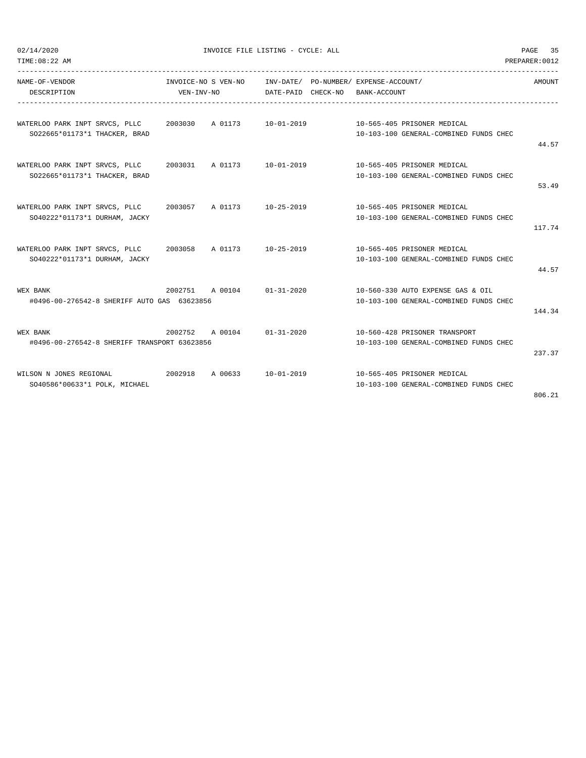INVOICE FILE LISTING - CYCLE: ALL

| NAME-OF-VENDOR / DESCRIPTION | INVOICE-NO | S | VEN-NO / VEN-INV-NO | INV-DATE/ DATE-PAID | PO-NUMBER/ CHECK-NO | EXPENSE-ACCOUNT/ BANK-ACCOUNT | AMOUNT |
|---|---|---|---|---|---|---|---|
| WATERLOO PARK INPT SRVCS, PLLC<br>SO22665*01173*1 THACKER, BRAD | 2003030 | A | 01173 | 10-01-2019 | | 10-565-405 PRISONER MEDICAL<br>10-103-100 GENERAL-COMBINED FUNDS CHEC | 44.57 |
| WATERLOO PARK INPT SRVCS, PLLC<br>SO22665*01173*1 THACKER, BRAD | 2003031 | A | 01173 | 10-01-2019 | | 10-565-405 PRISONER MEDICAL<br>10-103-100 GENERAL-COMBINED FUNDS CHEC | 53.49 |
| WATERLOO PARK INPT SRVCS, PLLC<br>SO40222*01173*1 DURHAM, JACKY | 2003057 | A | 01173 | 10-25-2019 | | 10-565-405 PRISONER MEDICAL<br>10-103-100 GENERAL-COMBINED FUNDS CHEC | 117.74 |
| WATERLOO PARK INPT SRVCS, PLLC<br>SO40222*01173*1 DURHAM, JACKY | 2003058 | A | 01173 | 10-25-2019 | | 10-565-405 PRISONER MEDICAL<br>10-103-100 GENERAL-COMBINED FUNDS CHEC | 44.57 |
| WEX BANK<br>#0496-00-276542-8 SHERIFF AUTO GAS 63623856 | 2002751 | A | 00104 | 01-31-2020 | | 10-560-330 AUTO EXPENSE GAS & OIL<br>10-103-100 GENERAL-COMBINED FUNDS CHEC | 144.34 |
| WEX BANK<br>#0496-00-276542-8 SHERIFF TRANSPORT 63623856 | 2002752 | A | 00104 | 01-31-2020 | | 10-560-428 PRISONER TRANSPORT<br>10-103-100 GENERAL-COMBINED FUNDS CHEC | 237.37 |
| WILSON N JONES REGIONAL<br>SO40586*00633*1 POLK, MICHAEL | 2002918 | A | 00633 | 10-01-2019 | | 10-565-405 PRISONER MEDICAL<br>10-103-100 GENERAL-COMBINED FUNDS CHEC | 806.21 |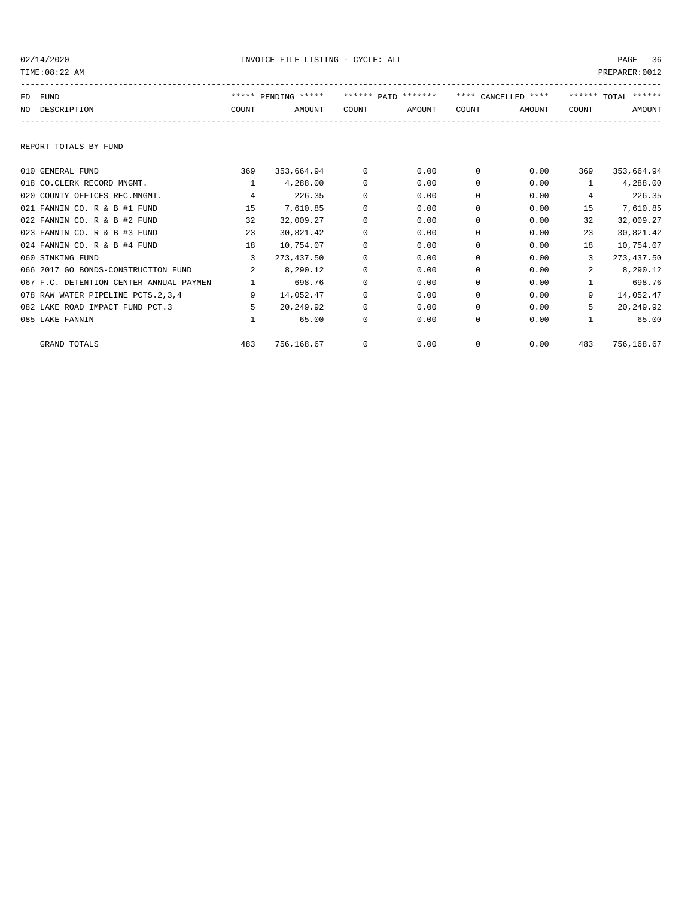INVOICE FILE LISTING - CYCLE: ALL

02/14/2020
TIME:08:22 AM
PREPARER:0012

| FD NO | FUND DESCRIPTION | ***** PENDING ***** COUNT | AMOUNT | ****** PAID ******* COUNT | AMOUNT | **** CANCELLED **** COUNT | AMOUNT | ****** TOTAL ****** COUNT | AMOUNT |
|---|---|---|---|---|---|---|---|---|---|

REPORT TOTALS BY FUND

| FD NO | FUND DESCRIPTION | PENDING COUNT | PENDING AMOUNT | PAID COUNT | PAID AMOUNT | CANCELLED COUNT | CANCELLED AMOUNT | TOTAL COUNT | TOTAL AMOUNT |
|---|---|---|---|---|---|---|---|---|---|
| 010 | GENERAL FUND | 369 | 353,664.94 | 0 | 0.00 | 0 | 0.00 | 369 | 353,664.94 |
| 018 | CO.CLERK RECORD MNGMT. | 1 | 4,288.00 | 0 | 0.00 | 0 | 0.00 | 1 | 4,288.00 |
| 020 | COUNTY OFFICES REC.MNGMT. | 4 | 226.35 | 0 | 0.00 | 0 | 0.00 | 4 | 226.35 |
| 021 | FANNIN CO. R & B #1 FUND | 15 | 7,610.85 | 0 | 0.00 | 0 | 0.00 | 15 | 7,610.85 |
| 022 | FANNIN CO. R & B #2 FUND | 32 | 32,009.27 | 0 | 0.00 | 0 | 0.00 | 32 | 32,009.27 |
| 023 | FANNIN CO. R & B #3 FUND | 23 | 30,821.42 | 0 | 0.00 | 0 | 0.00 | 23 | 30,821.42 |
| 024 | FANNIN CO. R & B #4 FUND | 18 | 10,754.07 | 0 | 0.00 | 0 | 0.00 | 18 | 10,754.07 |
| 060 | SINKING FUND | 3 | 273,437.50 | 0 | 0.00 | 0 | 0.00 | 3 | 273,437.50 |
| 066 | 2017 GO BONDS-CONSTRUCTION FUND | 2 | 8,290.12 | 0 | 0.00 | 0 | 0.00 | 2 | 8,290.12 |
| 067 | F.C. DETENTION CENTER ANNUAL PAYMEN | 1 | 698.76 | 0 | 0.00 | 0 | 0.00 | 1 | 698.76 |
| 078 | RAW WATER PIPELINE PCTS.2,3,4 | 9 | 14,052.47 | 0 | 0.00 | 0 | 0.00 | 9 | 14,052.47 |
| 082 | LAKE ROAD IMPACT FUND PCT.3 | 5 | 20,249.92 | 0 | 0.00 | 0 | 0.00 | 5 | 20,249.92 |
| 085 | LAKE FANNIN | 1 | 65.00 | 0 | 0.00 | 0 | 0.00 | 1 | 65.00 |
| | GRAND TOTALS | 483 | 756,168.67 | 0 | 0.00 | 0 | 0.00 | 483 | 756,168.67 |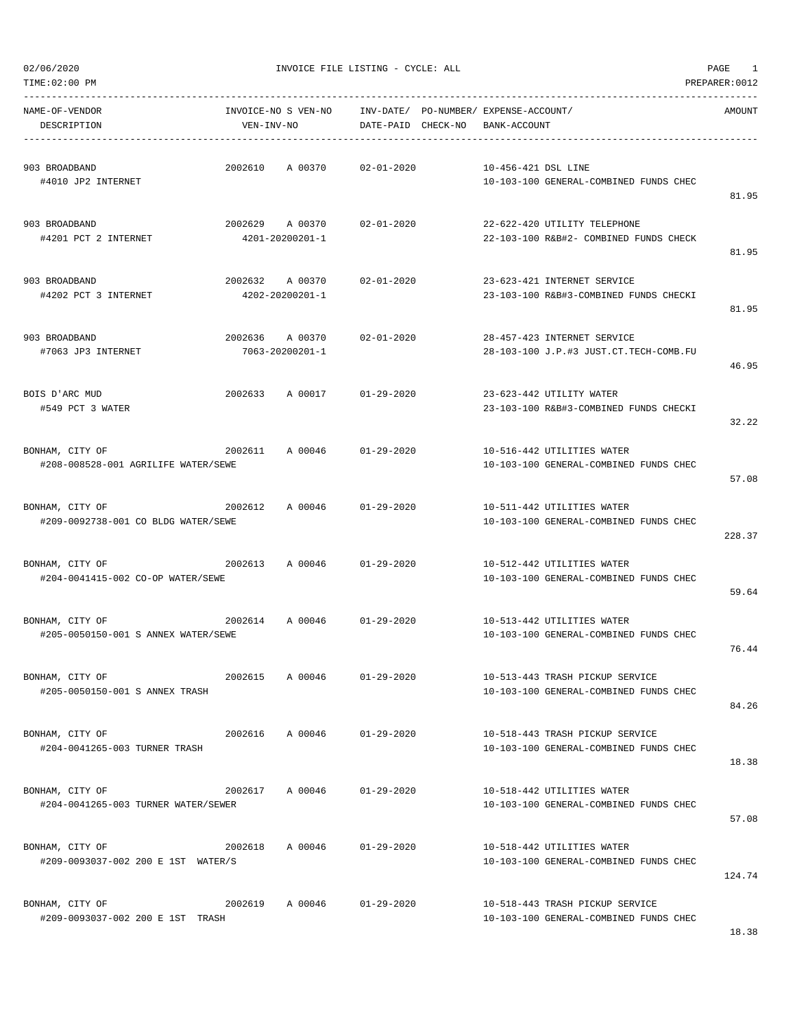| NAME-OF-VENDOR / DESCRIPTION | INVOICE-NO | S VEN-NO | VEN-INV-NO | INV-DATE/ DATE-PAID | PO-NUMBER/ CHECK-NO | EXPENSE-ACCOUNT/ BANK-ACCOUNT | AMOUNT |
|---|---|---|---|---|---|---|---|
| 903 BROADBAND<br>#4010 JP2 INTERNET | 2002610 | A 00370 | | 02-01-2020 | | 10-456-421 DSL LINE<br>10-103-100 GENERAL-COMBINED FUNDS CHEC | 81.95 |
| 903 BROADBAND<br>#4201 PCT 2 INTERNET | 2002629 | A 00370 | 4201-20200201-1 | 02-01-2020 | | 22-622-420 UTILITY TELEPHONE<br>22-103-100 R&B#2- COMBINED FUNDS CHECK | 81.95 |
| 903 BROADBAND<br>#4202 PCT 3 INTERNET | 2002632 | A 00370 | 4202-20200201-1 | 02-01-2020 | | 23-623-421 INTERNET SERVICE<br>23-103-100 R&B#3-COMBINED FUNDS CHECKI | 81.95 |
| 903 BROADBAND<br>#7063 JP3 INTERNET | 2002636 | A 00370 | 7063-20200201-1 | 02-01-2020 | | 28-457-423 INTERNET SERVICE<br>28-103-100 J.P.#3 JUST.CT.TECH-COMB.FU | 46.95 |
| BOIS D'ARC MUD<br>#549 PCT 3 WATER | 2002633 | A 00017 | | 01-29-2020 | | 23-623-442 UTILITY WATER<br>23-103-100 R&B#3-COMBINED FUNDS CHECKI | 32.22 |
| BONHAM, CITY OF<br>#208-008528-001 AGRILIFE WATER/SEWE | 2002611 | A 00046 | | 01-29-2020 | | 10-516-442 UTILITIES WATER<br>10-103-100 GENERAL-COMBINED FUNDS CHEC | 57.08 |
| BONHAM, CITY OF<br>#209-0092738-001 CO BLDG WATER/SEWE | 2002612 | A 00046 | | 01-29-2020 | | 10-511-442 UTILITIES WATER<br>10-103-100 GENERAL-COMBINED FUNDS CHEC | 228.37 |
| BONHAM, CITY OF<br>#204-0041415-002 CO-OP WATER/SEWE | 2002613 | A 00046 | | 01-29-2020 | | 10-512-442 UTILITIES WATER<br>10-103-100 GENERAL-COMBINED FUNDS CHEC | 59.64 |
| BONHAM, CITY OF<br>#205-0050150-001 S ANNEX WATER/SEWE | 2002614 | A 00046 | | 01-29-2020 | | 10-513-442 UTILITIES WATER<br>10-103-100 GENERAL-COMBINED FUNDS CHEC | 76.44 |
| BONHAM, CITY OF<br>#205-0050150-001 S ANNEX TRASH | 2002615 | A 00046 | | 01-29-2020 | | 10-513-443 TRASH PICKUP SERVICE<br>10-103-100 GENERAL-COMBINED FUNDS CHEC | 84.26 |
| BONHAM, CITY OF<br>#204-0041265-003 TURNER TRASH | 2002616 | A 00046 | | 01-29-2020 | | 10-518-443 TRASH PICKUP SERVICE<br>10-103-100 GENERAL-COMBINED FUNDS CHEC | 18.38 |
| BONHAM, CITY OF<br>#204-0041265-003 TURNER WATER/SEWER | 2002617 | A 00046 | | 01-29-2020 | | 10-518-442 UTILITIES WATER<br>10-103-100 GENERAL-COMBINED FUNDS CHEC | 57.08 |
| BONHAM, CITY OF<br>#209-0093037-002 200 E 1ST WATER/S | 2002618 | A 00046 | | 01-29-2020 | | 10-518-442 UTILITIES WATER<br>10-103-100 GENERAL-COMBINED FUNDS CHEC | 124.74 |
| BONHAM, CITY OF<br>#209-0093037-002 200 E 1ST TRASH | 2002619 | A 00046 | | 01-29-2020 | | 10-518-443 TRASH PICKUP SERVICE<br>10-103-100 GENERAL-COMBINED FUNDS CHEC | 18.38 |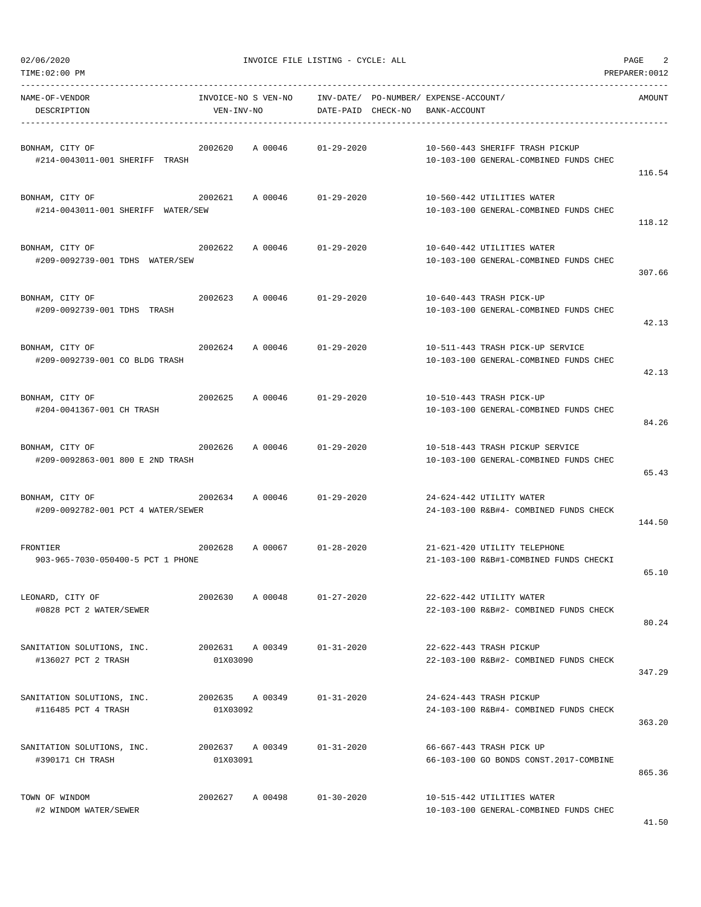02/06/2020 INVOICE FILE LISTING - CYCLE: ALL
TIME:02:00 PM PREPARER:0012

| NAME-OF-VENDOR / DESCRIPTION | INVOICE-NO S VEN-NO / VEN-INV-NO | INV-DATE/ DATE-PAID | PO-NUMBER/ CHECK-NO | EXPENSE-ACCOUNT/ BANK-ACCOUNT | AMOUNT |
|---|---|---|---|---|---|
| BONHAM, CITY OF<br>#214-0043011-001 SHERIFF TRASH | 2002620 A 00046 | 01-29-2020 | | 10-560-443 SHERIFF TRASH PICKUP<br>10-103-100 GENERAL-COMBINED FUNDS CHEC | 116.54 |
| BONHAM, CITY OF<br>#214-0043011-001 SHERIFF WATER/SEW | 2002621 A 00046 | 01-29-2020 | | 10-560-442 UTILITIES WATER<br>10-103-100 GENERAL-COMBINED FUNDS CHEC | 118.12 |
| BONHAM, CITY OF<br>#209-0092739-001 TDHS WATER/SEW | 2002622 A 00046 | 01-29-2020 | | 10-640-442 UTILITIES WATER<br>10-103-100 GENERAL-COMBINED FUNDS CHEC | 307.66 |
| BONHAM, CITY OF<br>#209-0092739-001 TDHS TRASH | 2002623 A 00046 | 01-29-2020 | | 10-640-443 TRASH PICK-UP<br>10-103-100 GENERAL-COMBINED FUNDS CHEC | 42.13 |
| BONHAM, CITY OF<br>#209-0092739-001 CO BLDG TRASH | 2002624 A 00046 | 01-29-2020 | | 10-511-443 TRASH PICK-UP SERVICE<br>10-103-100 GENERAL-COMBINED FUNDS CHEC | 42.13 |
| BONHAM, CITY OF<br>#204-0041367-001 CH TRASH | 2002625 A 00046 | 01-29-2020 | | 10-510-443 TRASH PICK-UP<br>10-103-100 GENERAL-COMBINED FUNDS CHEC | 84.26 |
| BONHAM, CITY OF<br>#209-0092863-001 800 E 2ND TRASH | 2002626 A 00046 | 01-29-2020 | | 10-518-443 TRASH PICKUP SERVICE<br>10-103-100 GENERAL-COMBINED FUNDS CHEC | 65.43 |
| BONHAM, CITY OF<br>#209-0092782-001 PCT 4 WATER/SEWER | 2002634 A 00046 | 01-29-2020 | | 24-624-442 UTILITY WATER<br>24-103-100 R&B#4- COMBINED FUNDS CHECK | 144.50 |
| FRONTIER<br>903-965-7030-050400-5 PCT 1 PHONE | 2002628 A 00067 | 01-28-2020 | | 21-621-420 UTILITY TELEPHONE<br>21-103-100 R&B#1-COMBINED FUNDS CHECKI | 65.10 |
| LEONARD, CITY OF<br>#0828 PCT 2 WATER/SEWER | 2002630 A 00048 | 01-27-2020 | | 22-622-442 UTILITY WATER<br>22-103-100 R&B#2- COMBINED FUNDS CHECK | 80.24 |
| SANITATION SOLUTIONS, INC.<br>#136027 PCT 2 TRASH | 2002631 A 00349<br>01X03090 | 01-31-2020 | | 22-622-443 TRASH PICKUP<br>22-103-100 R&B#2- COMBINED FUNDS CHECK | 347.29 |
| SANITATION SOLUTIONS, INC.<br>#116485 PCT 4 TRASH | 2002635 A 00349<br>01X03092 | 01-31-2020 | | 24-624-443 TRASH PICKUP<br>24-103-100 R&B#4- COMBINED FUNDS CHECK | 363.20 |
| SANITATION SOLUTIONS, INC.<br>#390171 CH TRASH | 2002637 A 00349<br>01X03091 | 01-31-2020 | | 66-667-443 TRASH PICK UP<br>66-103-100 GO BONDS CONST.2017-COMBINE | 865.36 |
| TOWN OF WINDOM<br>#2 WINDOM WATER/SEWER | 2002627 A 00498 | 01-30-2020 | | 10-515-442 UTILITIES WATER<br>10-103-100 GENERAL-COMBINED FUNDS CHEC | 41.50 |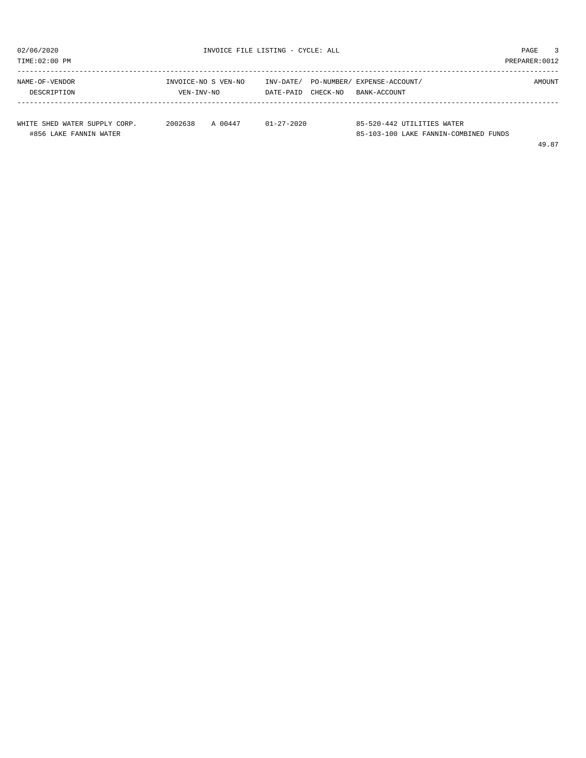INVOICE FILE LISTING - CYCLE: ALL

02/06/2020
TIME:02:00 PM
PREPARER:0012

| NAME-OF-VENDOR / DESCRIPTION | INVOICE-NO / VEN-INV-NO | S | VEN-NO | INV-DATE/ DATE-PAID | PO-NUMBER/ CHECK-NO | EXPENSE-ACCOUNT/ BANK-ACCOUNT | AMOUNT |
|---|---|---|---|---|---|---|---|
| WHITE SHED WATER SUPPLY CORP. | 2002638 | A | 00447 | 01-27-2020 | | 85-520-442 UTILITIES WATER | |
| #856 LAKE FANNIN WATER | | | | | | 85-103-100 LAKE FANNIN-COMBINED FUNDS | |
| | | | | | | | 49.87 |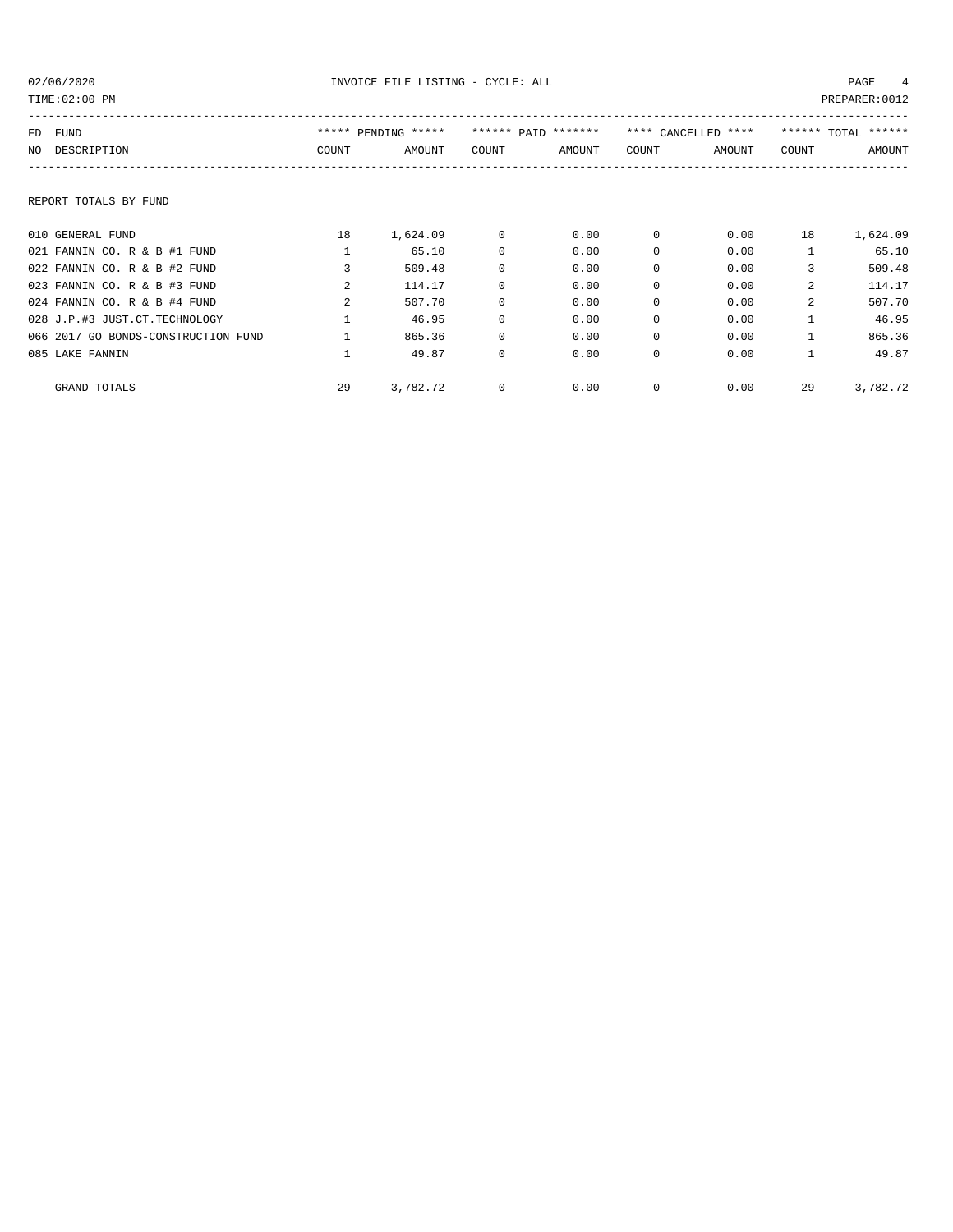INVOICE FILE LISTING - CYCLE: ALL

02/06/2020
TIME:02:00 PM
PREPARER:0012

## REPORT TOTALS BY FUND

| FD NO | FUND DESCRIPTION | ***** PENDING ***** COUNT | AMOUNT | ****** PAID ******* COUNT | AMOUNT | **** CANCELLED **** COUNT | AMOUNT | ****** TOTAL ****** COUNT | AMOUNT |
|---|---|---|---|---|---|---|---|---|---|
| 010 | GENERAL FUND | 18 | 1,624.09 | 0 | 0.00 | 0 | 0.00 | 18 | 1,624.09 |
| 021 | FANNIN CO. R & B #1 FUND | 1 | 65.10 | 0 | 0.00 | 0 | 0.00 | 1 | 65.10 |
| 022 | FANNIN CO. R & B #2 FUND | 3 | 509.48 | 0 | 0.00 | 0 | 0.00 | 3 | 509.48 |
| 023 | FANNIN CO. R & B #3 FUND | 2 | 114.17 | 0 | 0.00 | 0 | 0.00 | 2 | 114.17 |
| 024 | FANNIN CO. R & B #4 FUND | 2 | 507.70 | 0 | 0.00 | 0 | 0.00 | 2 | 507.70 |
| 028 | J.P.#3 JUST.CT.TECHNOLOGY | 1 | 46.95 | 0 | 0.00 | 0 | 0.00 | 1 | 46.95 |
| 066 | 2017 GO BONDS-CONSTRUCTION FUND | 1 | 865.36 | 0 | 0.00 | 0 | 0.00 | 1 | 865.36 |
| 085 | LAKE FANNIN | 1 | 49.87 | 0 | 0.00 | 0 | 0.00 | 1 | 49.87 |
| | GRAND TOTALS | 29 | 3,782.72 | 0 | 0.00 | 0 | 0.00 | 29 | 3,782.72 |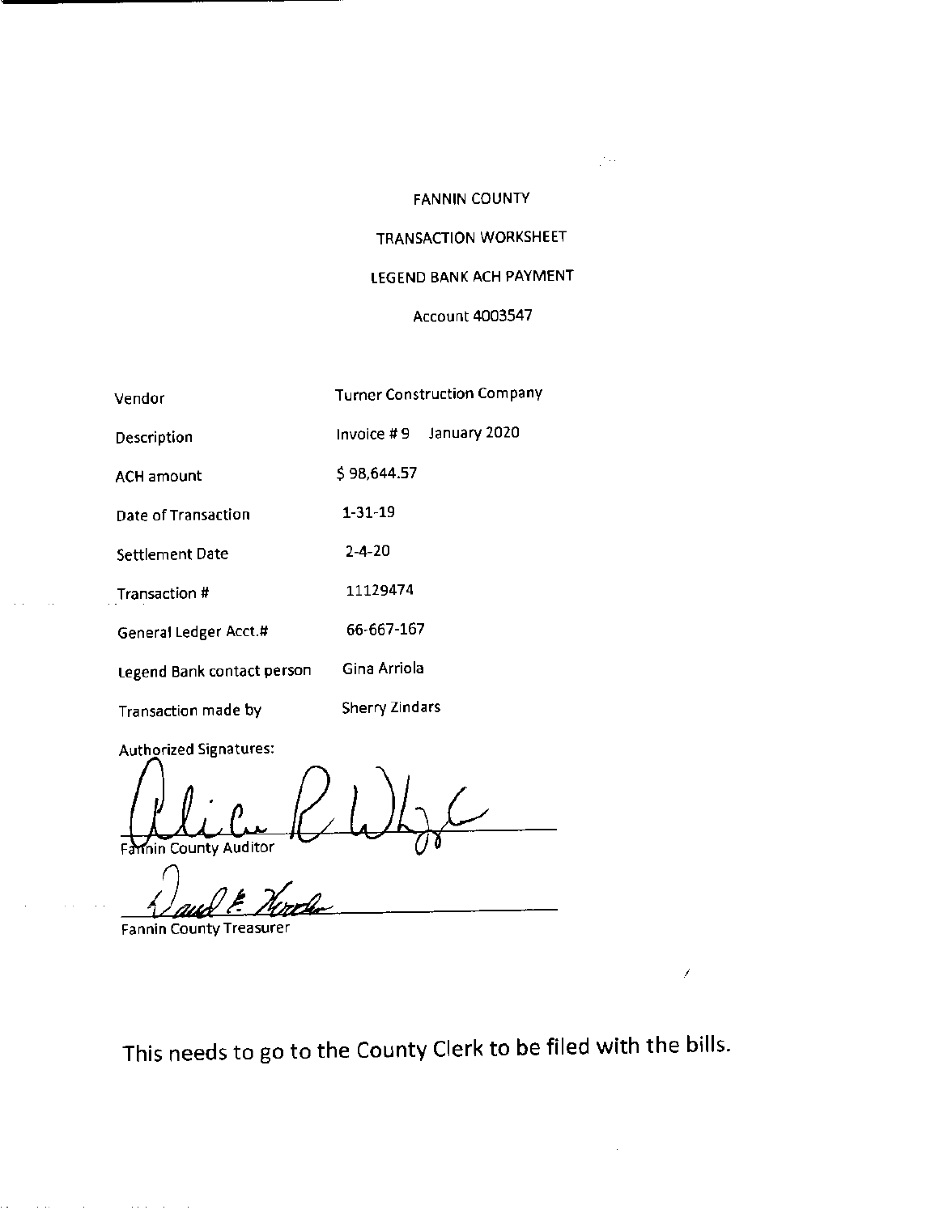FANNIN COUNTY

TRANSACTION WORKSHEET

LEGEND BANK ACH PAYMENT

Account 4003547

| | |
|---|---|
| Vendor | Turner Construction Company |
| Description | Invoice # 9 January 2020 |
| ACH amount | $ 98,644.57 |
| Date of Transaction | 1-31-19 |
| Settlement Date | 2-4-20 |
| Transaction # | 11129474 |
| General Ledger Acct.# | 66-667-167 |
| Legend Bank contact person | Gina Arriola |
| Transaction made by | Sherry Zindars |

Authorized Signatures:

Fannin County Auditor

Fannin County Treasurer

This needs to go to the County Clerk to be filed with the bills.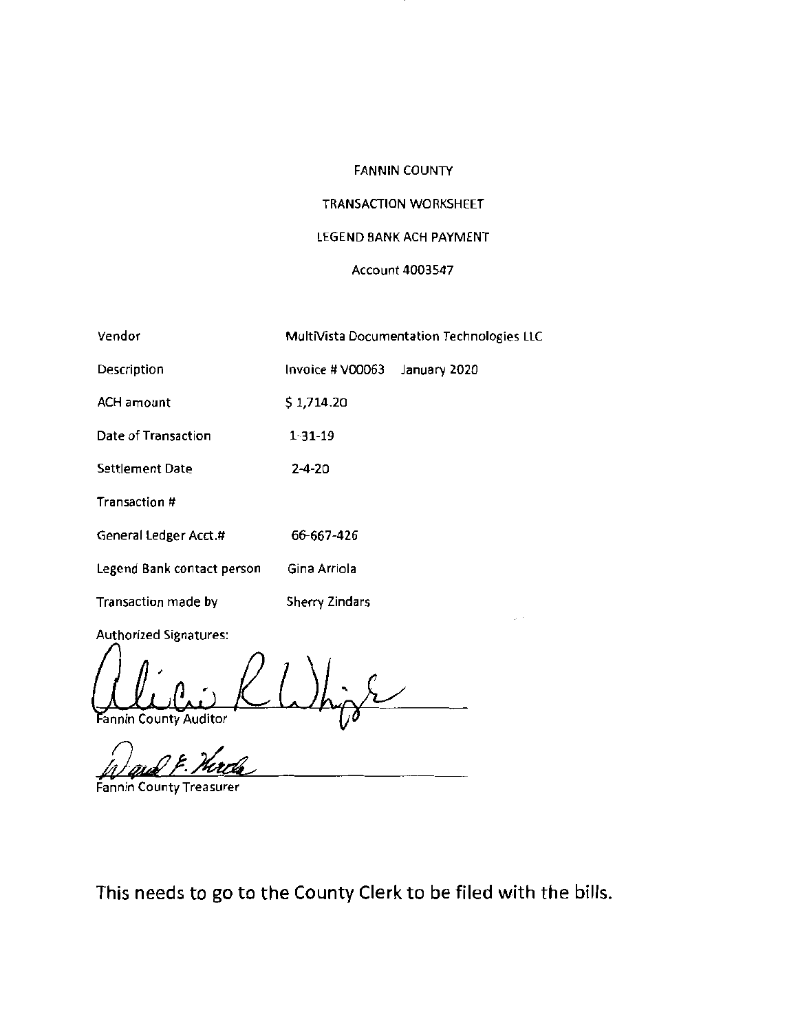FANNIN COUNTY

TRANSACTION WORKSHEET

LEGEND BANK ACH PAYMENT

Account 4003547

| | |
|---|---|
| Vendor | MultiVista Documentation Technologies LLC |
| Description | Invoice # V00063    January 2020 |
| ACH amount | $ 1,714.20 |
| Date of Transaction | 1-31-19 |
| Settlement Date | 2-4-20 |
| Transaction # | |
| General Ledger Acct.# | 66-667-426 |
| Legend Bank contact person | Gina Arriola |
| Transaction made by | Sherry Zindars |

Authorized Signatures:

Fannin County Auditor

Fannin County Treasurer

This needs to go to the County Clerk to be filed with the bills.